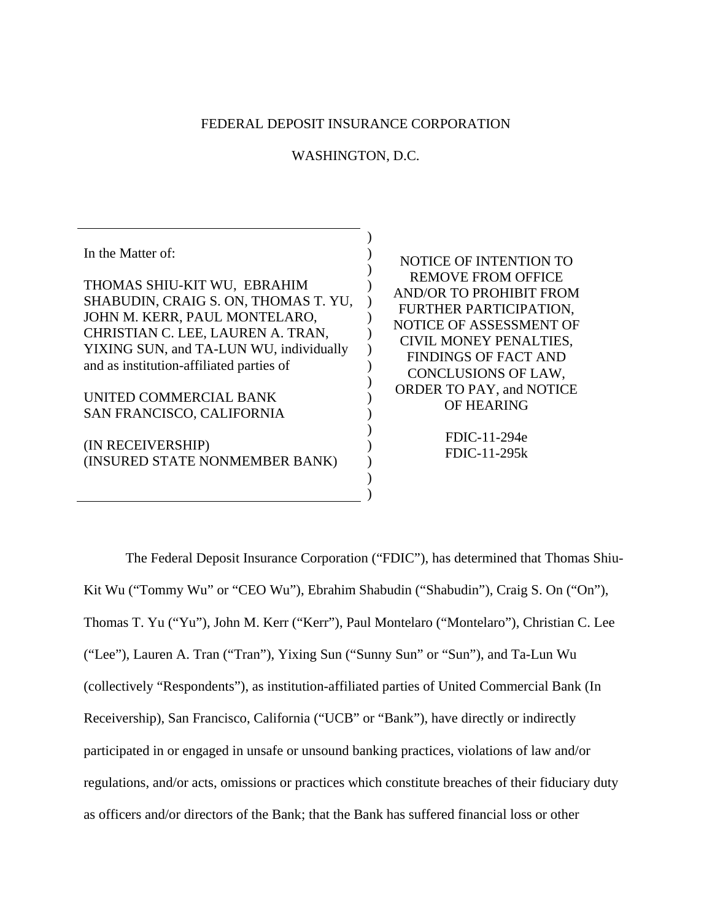FEDERAL DEPOSIT INSURANCE CORPORATION

WASHINGTON, D.C.

| In the Matter of:<br><br>THOMAS SHIU-KIT WU, EBRAHIM SHABUDIN, CRAIG S. ON, THOMAS T. YU, JOHN M. KERR, PAUL MONTELARO, CHRISTIAN C. LEE, LAUREN A. TRAN, YIXING SUN, and TA-LUN WU, individually and as institution-affiliated parties of<br><br>UNITED COMMERCIAL BANK<br>SAN FRANCISCO, CALIFORNIA<br><br>(IN RECEIVERSHIP)<br>(INSURED STATE NONMEMBER BANK) | NOTICE OF INTENTION TO REMOVE FROM OFFICE AND/OR TO PROHIBIT FROM FURTHER PARTICIPATION, NOTICE OF ASSESSMENT OF CIVIL MONEY PENALTIES, FINDINGS OF FACT AND CONCLUSIONS OF LAW, ORDER TO PAY, and NOTICE OF HEARING<br><br>FDIC-11-294e<br>FDIC-11-295k |
|---|---|

The Federal Deposit Insurance Corporation ("FDIC"), has determined that Thomas Shiu-Kit Wu ("Tommy Wu" or "CEO Wu"), Ebrahim Shabudin ("Shabudin"), Craig S. On ("On"), Thomas T. Yu ("Yu"), John M. Kerr ("Kerr"), Paul Montelaro ("Montelaro"), Christian C. Lee ("Lee"), Lauren A. Tran ("Tran"), Yixing Sun ("Sunny Sun" or "Sun"), and Ta-Lun Wu (collectively "Respondents"), as institution-affiliated parties of United Commercial Bank (In Receivership), San Francisco, California ("UCB" or "Bank"), have directly or indirectly participated in or engaged in unsafe or unsound banking practices, violations of law and/or regulations, and/or acts, omissions or practices which constitute breaches of their fiduciary duty as officers and/or directors of the Bank; that the Bank has suffered financial loss or other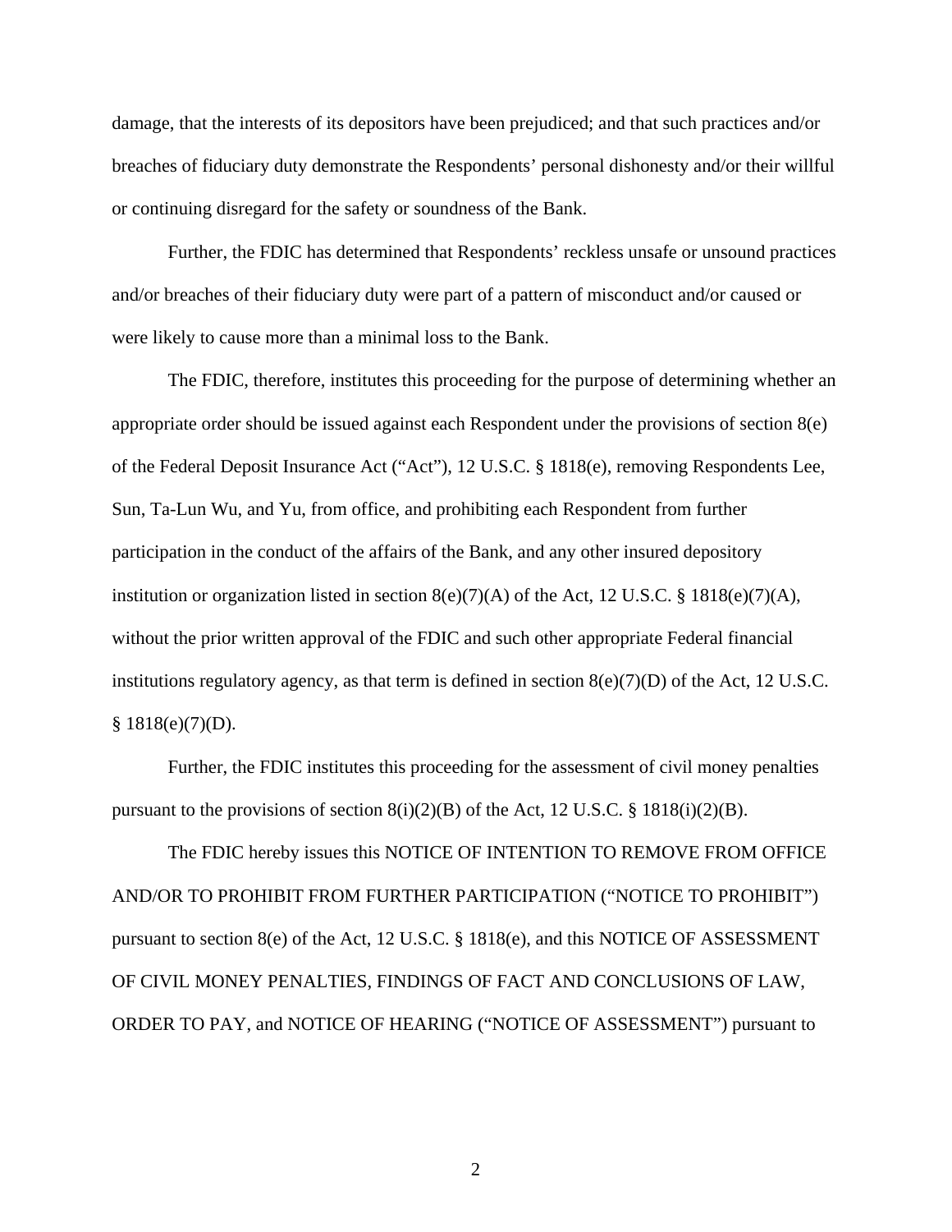damage, that the interests of its depositors have been prejudiced; and that such practices and/or breaches of fiduciary duty demonstrate the Respondents' personal dishonesty and/or their willful or continuing disregard for the safety or soundness of the Bank.

Further, the FDIC has determined that Respondents' reckless unsafe or unsound practices and/or breaches of their fiduciary duty were part of a pattern of misconduct and/or caused or were likely to cause more than a minimal loss to the Bank.

The FDIC, therefore, institutes this proceeding for the purpose of determining whether an appropriate order should be issued against each Respondent under the provisions of section 8(e) of the Federal Deposit Insurance Act ("Act"), 12 U.S.C. § 1818(e), removing Respondents Lee, Sun, Ta-Lun Wu, and Yu, from office, and prohibiting each Respondent from further participation in the conduct of the affairs of the Bank, and any other insured depository institution or organization listed in section 8(e)(7)(A) of the Act, 12 U.S.C. § 1818(e)(7)(A), without the prior written approval of the FDIC and such other appropriate Federal financial institutions regulatory agency, as that term is defined in section 8(e)(7)(D) of the Act, 12 U.S.C. § 1818(e)(7)(D).

Further, the FDIC institutes this proceeding for the assessment of civil money penalties pursuant to the provisions of section 8(i)(2)(B) of the Act, 12 U.S.C. § 1818(i)(2)(B).

The FDIC hereby issues this NOTICE OF INTENTION TO REMOVE FROM OFFICE AND/OR TO PROHIBIT FROM FURTHER PARTICIPATION ("NOTICE TO PROHIBIT") pursuant to section 8(e) of the Act, 12 U.S.C. § 1818(e), and this NOTICE OF ASSESSMENT OF CIVIL MONEY PENALTIES, FINDINGS OF FACT AND CONCLUSIONS OF LAW, ORDER TO PAY, and NOTICE OF HEARING ("NOTICE OF ASSESSMENT") pursuant to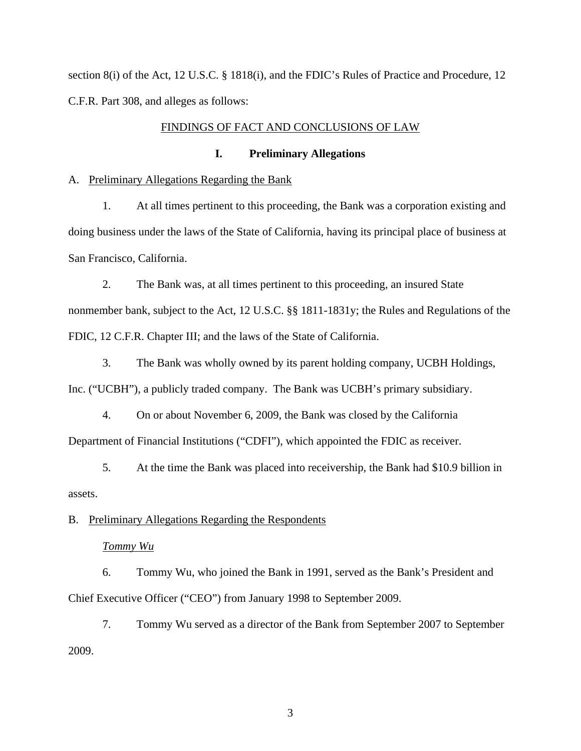section 8(i) of the Act, 12 U.S.C. § 1818(i), and the FDIC's Rules of Practice and Procedure, 12 C.F.R. Part 308, and alleges as follows:

FINDINGS OF FACT AND CONCLUSIONS OF LAW

## I. Preliminary Allegations

A. Preliminary Allegations Regarding the Bank

1. At all times pertinent to this proceeding, the Bank was a corporation existing and doing business under the laws of the State of California, having its principal place of business at San Francisco, California.

2. The Bank was, at all times pertinent to this proceeding, an insured State nonmember bank, subject to the Act, 12 U.S.C. §§ 1811-1831y; the Rules and Regulations of the FDIC, 12 C.F.R. Chapter III; and the laws of the State of California.

3. The Bank was wholly owned by its parent holding company, UCBH Holdings, Inc. ("UCBH"), a publicly traded company. The Bank was UCBH's primary subsidiary.

4. On or about November 6, 2009, the Bank was closed by the California Department of Financial Institutions ("CDFI"), which appointed the FDIC as receiver.

5. At the time the Bank was placed into receivership, the Bank had $10.9 billion in assets.

B. Preliminary Allegations Regarding the Respondents

*Tommy Wu*

6. Tommy Wu, who joined the Bank in 1991, served as the Bank's President and Chief Executive Officer ("CEO") from January 1998 to September 2009.

7. Tommy Wu served as a director of the Bank from September 2007 to September 2009.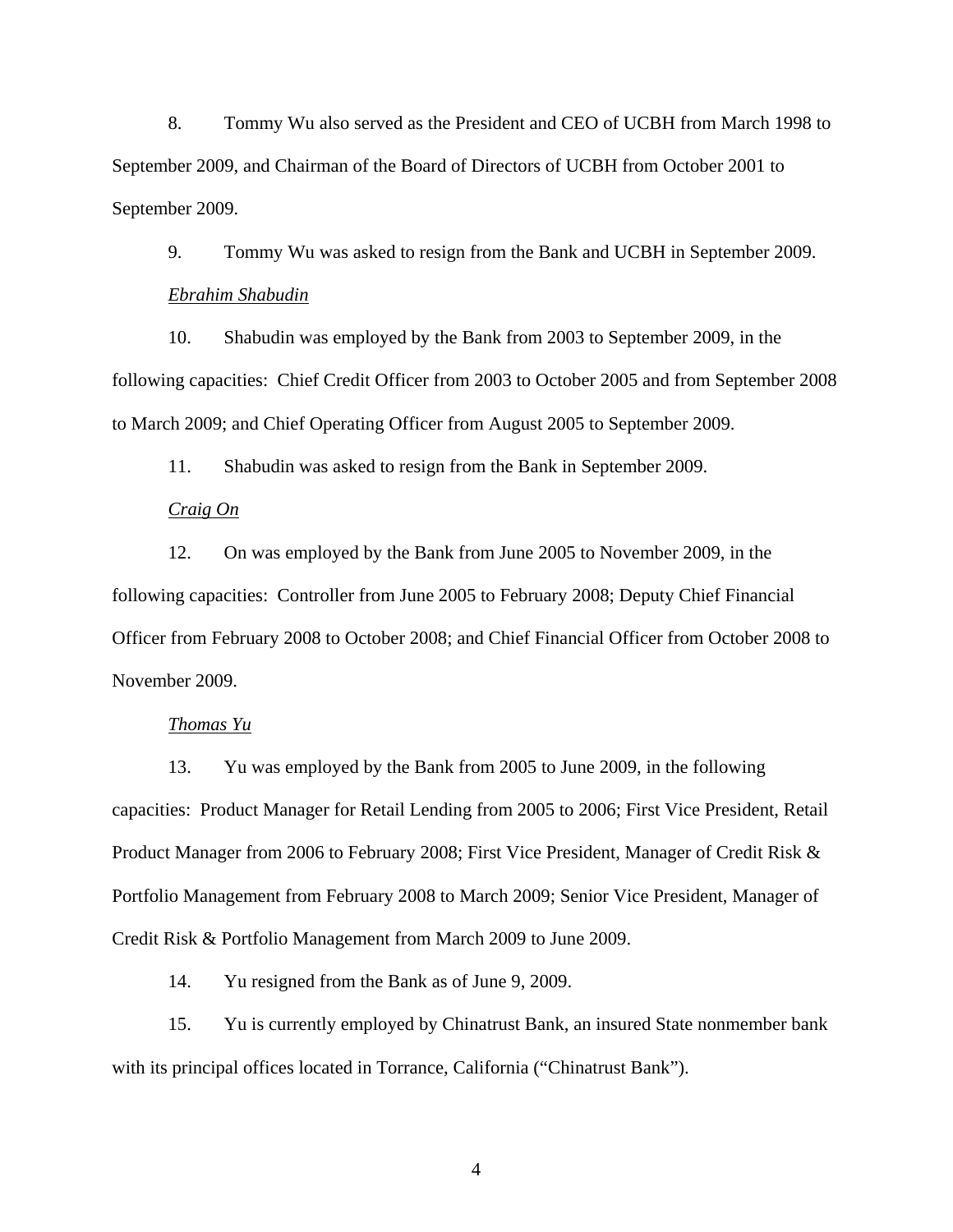8. Tommy Wu also served as the President and CEO of UCBH from March 1998 to September 2009, and Chairman of the Board of Directors of UCBH from October 2001 to September 2009.

9. Tommy Wu was asked to resign from the Bank and UCBH in September 2009.

*Ebrahim Shabudin*

10. Shabudin was employed by the Bank from 2003 to September 2009, in the following capacities: Chief Credit Officer from 2003 to October 2005 and from September 2008 to March 2009; and Chief Operating Officer from August 2005 to September 2009.

11. Shabudin was asked to resign from the Bank in September 2009.

*Craig On*

12. On was employed by the Bank from June 2005 to November 2009, in the following capacities: Controller from June 2005 to February 2008; Deputy Chief Financial Officer from February 2008 to October 2008; and Chief Financial Officer from October 2008 to November 2009.

*Thomas Yu*

13. Yu was employed by the Bank from 2005 to June 2009, in the following capacities: Product Manager for Retail Lending from 2005 to 2006; First Vice President, Retail Product Manager from 2006 to February 2008; First Vice President, Manager of Credit Risk & Portfolio Management from February 2008 to March 2009; Senior Vice President, Manager of Credit Risk & Portfolio Management from March 2009 to June 2009.

14. Yu resigned from the Bank as of June 9, 2009.

15. Yu is currently employed by Chinatrust Bank, an insured State nonmember bank with its principal offices located in Torrance, California ("Chinatrust Bank").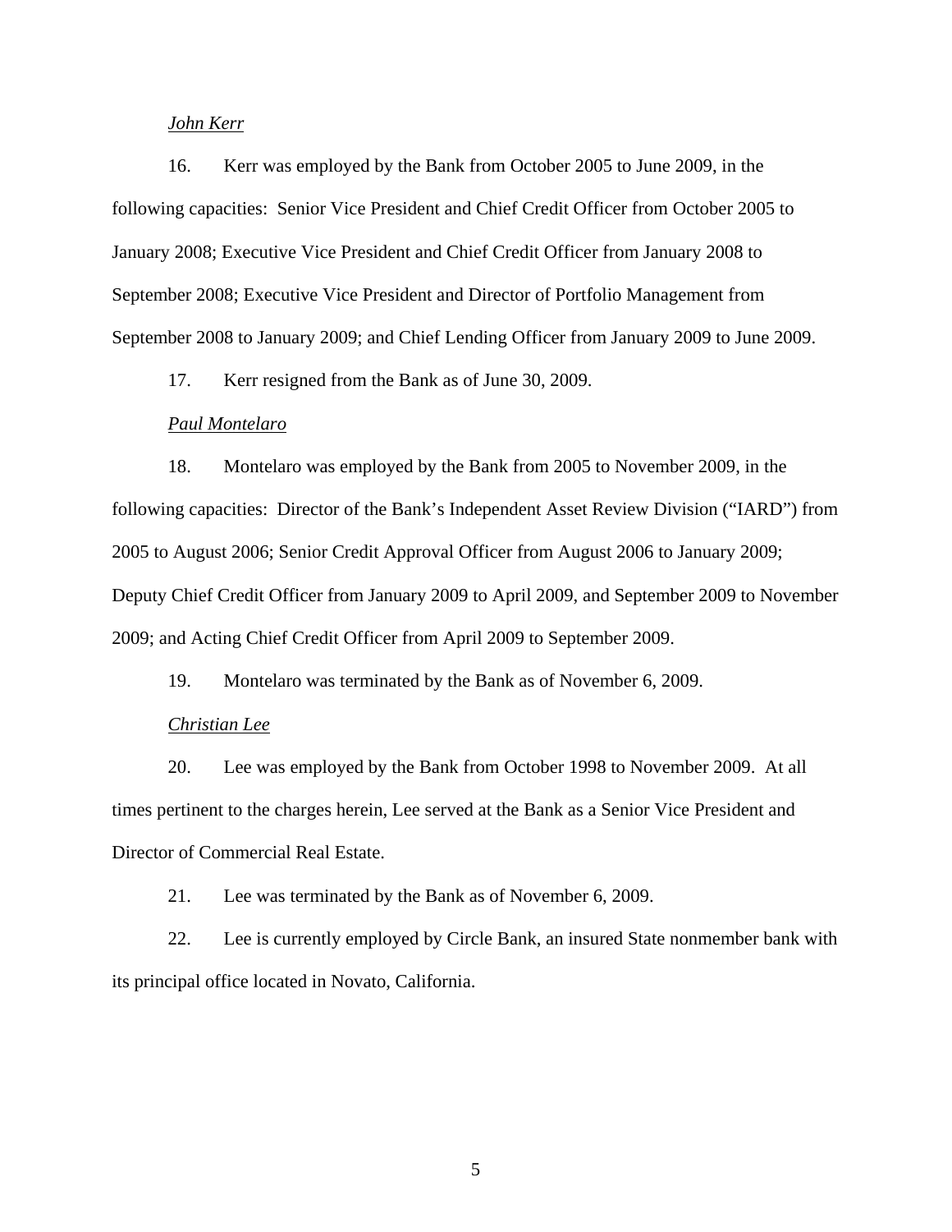*John Kerr*

16. Kerr was employed by the Bank from October 2005 to June 2009, in the following capacities: Senior Vice President and Chief Credit Officer from October 2005 to January 2008; Executive Vice President and Chief Credit Officer from January 2008 to September 2008; Executive Vice President and Director of Portfolio Management from September 2008 to January 2009; and Chief Lending Officer from January 2009 to June 2009.

17. Kerr resigned from the Bank as of June 30, 2009.

*Paul Montelaro*

18. Montelaro was employed by the Bank from 2005 to November 2009, in the following capacities: Director of the Bank's Independent Asset Review Division ("IARD") from 2005 to August 2006; Senior Credit Approval Officer from August 2006 to January 2009; Deputy Chief Credit Officer from January 2009 to April 2009, and September 2009 to November 2009; and Acting Chief Credit Officer from April 2009 to September 2009.

19. Montelaro was terminated by the Bank as of November 6, 2009.

*Christian Lee*

20. Lee was employed by the Bank from October 1998 to November 2009. At all times pertinent to the charges herein, Lee served at the Bank as a Senior Vice President and Director of Commercial Real Estate.

21. Lee was terminated by the Bank as of November 6, 2009.

22. Lee is currently employed by Circle Bank, an insured State nonmember bank with its principal office located in Novato, California.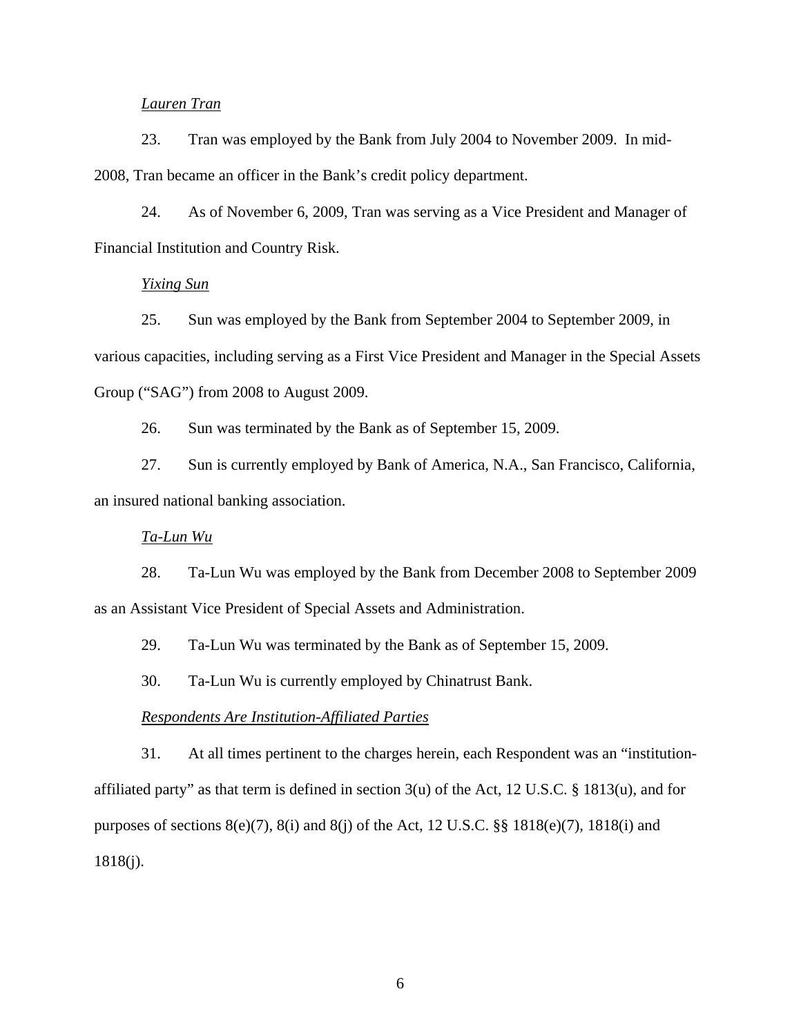*Lauren Tran*

23. Tran was employed by the Bank from July 2004 to November 2009. In mid-2008, Tran became an officer in the Bank's credit policy department.

24. As of November 6, 2009, Tran was serving as a Vice President and Manager of Financial Institution and Country Risk.

*Yixing Sun*

25. Sun was employed by the Bank from September 2004 to September 2009, in various capacities, including serving as a First Vice President and Manager in the Special Assets Group ("SAG") from 2008 to August 2009.

26. Sun was terminated by the Bank as of September 15, 2009.

27. Sun is currently employed by Bank of America, N.A., San Francisco, California, an insured national banking association.

*Ta-Lun Wu*

28. Ta-Lun Wu was employed by the Bank from December 2008 to September 2009 as an Assistant Vice President of Special Assets and Administration.

29. Ta-Lun Wu was terminated by the Bank as of September 15, 2009.

30. Ta-Lun Wu is currently employed by Chinatrust Bank.

*Respondents Are Institution-Affiliated Parties*

31. At all times pertinent to the charges herein, each Respondent was an "institution-affiliated party" as that term is defined in section 3(u) of the Act, 12 U.S.C. § 1813(u), and for purposes of sections 8(e)(7), 8(i) and 8(j) of the Act, 12 U.S.C. §§ 1818(e)(7), 1818(i) and 1818(j).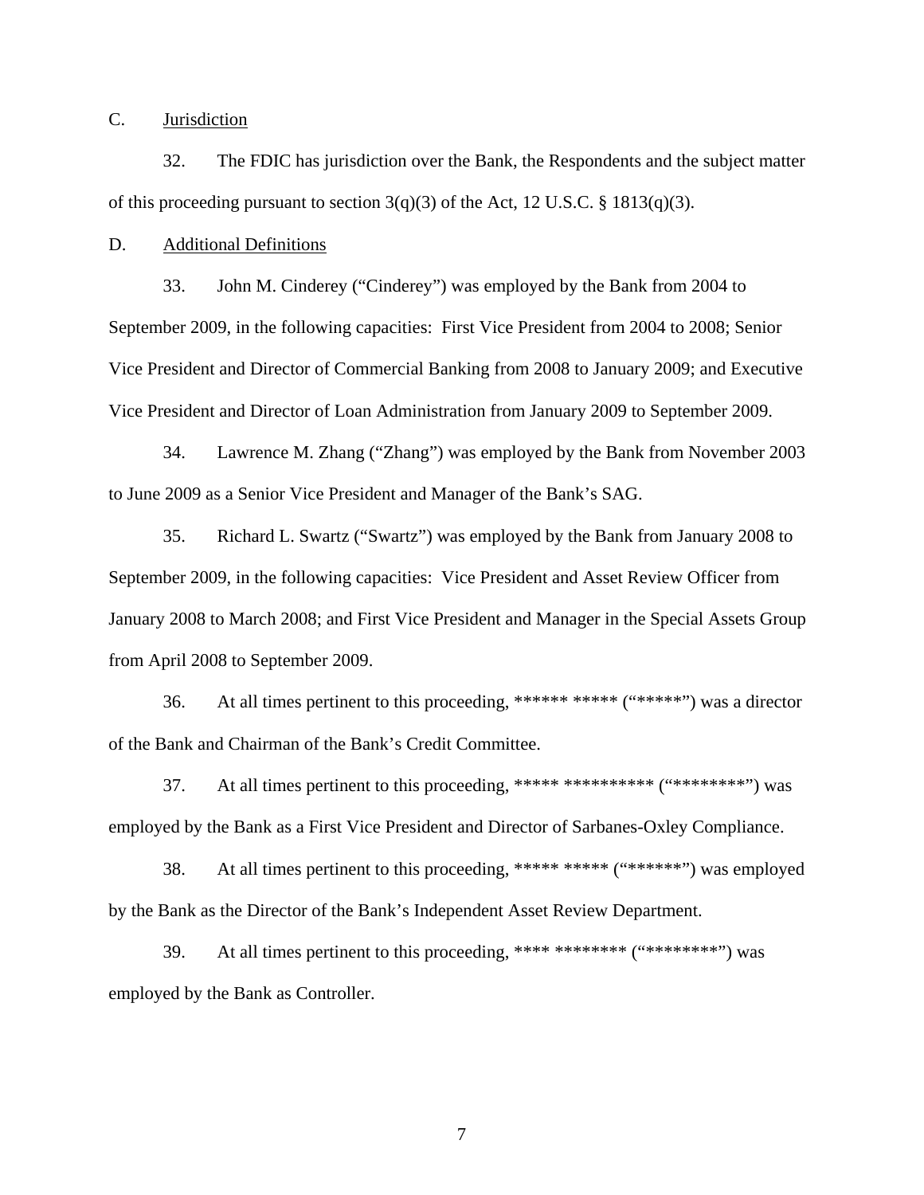C. Jurisdiction

32. The FDIC has jurisdiction over the Bank, the Respondents and the subject matter of this proceeding pursuant to section 3(q)(3) of the Act, 12 U.S.C. § 1813(q)(3).

D. Additional Definitions

33. John M. Cinderey ("Cinderey") was employed by the Bank from 2004 to September 2009, in the following capacities: First Vice President from 2004 to 2008; Senior Vice President and Director of Commercial Banking from 2008 to January 2009; and Executive Vice President and Director of Loan Administration from January 2009 to September 2009.

34. Lawrence M. Zhang ("Zhang") was employed by the Bank from November 2003 to June 2009 as a Senior Vice President and Manager of the Bank's SAG.

35. Richard L. Swartz ("Swartz") was employed by the Bank from January 2008 to September 2009, in the following capacities: Vice President and Asset Review Officer from January 2008 to March 2008; and First Vice President and Manager in the Special Assets Group from April 2008 to September 2009.

36. At all times pertinent to this proceeding, ****** ***** ("*****") was a director of the Bank and Chairman of the Bank's Credit Committee.

37. At all times pertinent to this proceeding, ***** ********** ("*********") was employed by the Bank as a First Vice President and Director of Sarbanes-Oxley Compliance.

38. At all times pertinent to this proceeding, ***** ***** ("******") was employed by the Bank as the Director of the Bank's Independent Asset Review Department.

39. At all times pertinent to this proceeding, **** ******** ("********") was employed by the Bank as Controller.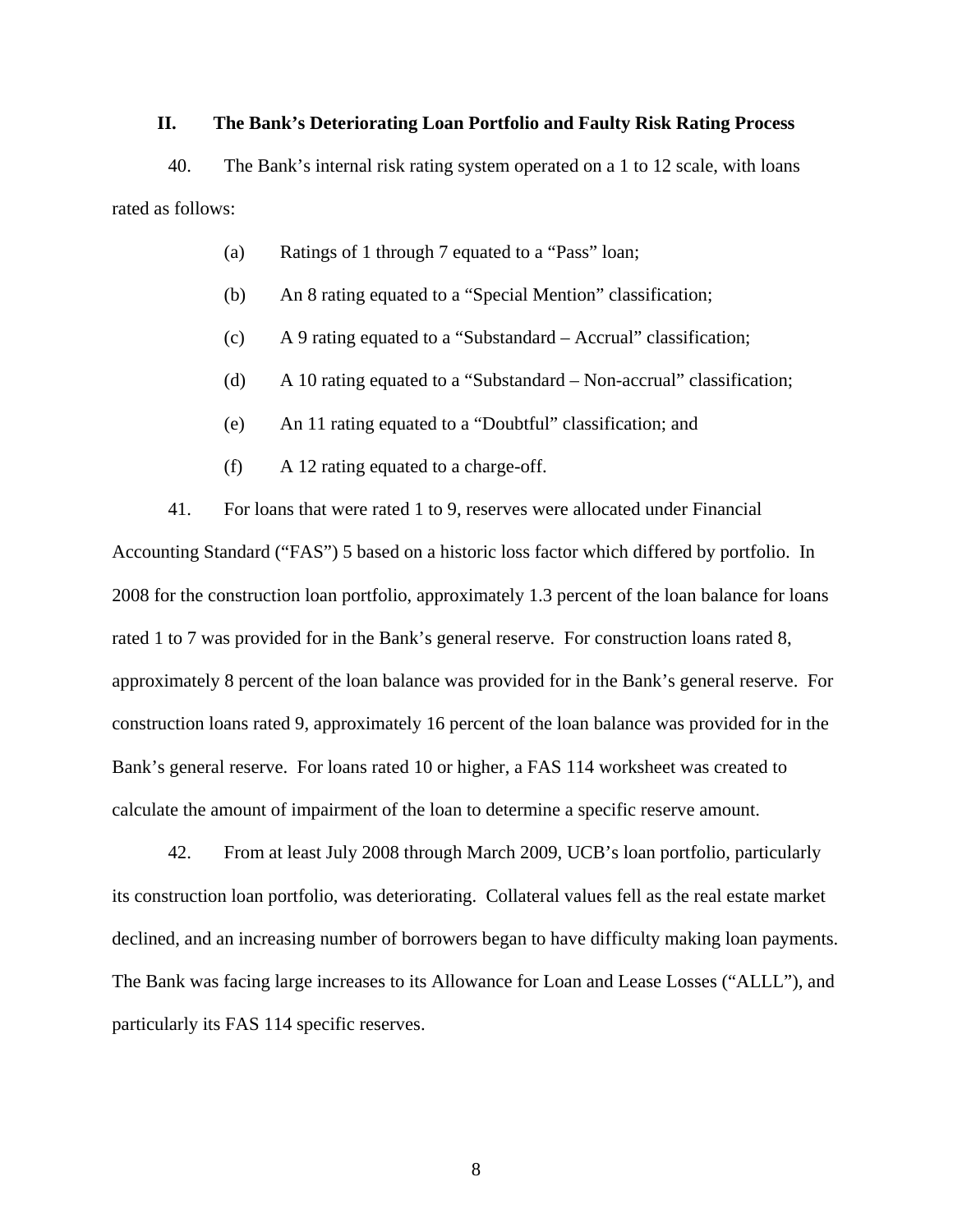## II. The Bank's Deteriorating Loan Portfolio and Faulty Risk Rating Process

40. The Bank's internal risk rating system operated on a 1 to 12 scale, with loans rated as follows:

(a) Ratings of 1 through 7 equated to a "Pass" loan;

(b) An 8 rating equated to a "Special Mention" classification;

(c) A 9 rating equated to a "Substandard – Accrual" classification;

(d) A 10 rating equated to a "Substandard – Non-accrual" classification;

(e) An 11 rating equated to a "Doubtful" classification; and

(f) A 12 rating equated to a charge-off.

41. For loans that were rated 1 to 9, reserves were allocated under Financial Accounting Standard ("FAS") 5 based on a historic loss factor which differed by portfolio. In 2008 for the construction loan portfolio, approximately 1.3 percent of the loan balance for loans rated 1 to 7 was provided for in the Bank's general reserve. For construction loans rated 8, approximately 8 percent of the loan balance was provided for in the Bank's general reserve. For construction loans rated 9, approximately 16 percent of the loan balance was provided for in the Bank's general reserve. For loans rated 10 or higher, a FAS 114 worksheet was created to calculate the amount of impairment of the loan to determine a specific reserve amount.

42. From at least July 2008 through March 2009, UCB's loan portfolio, particularly its construction loan portfolio, was deteriorating. Collateral values fell as the real estate market declined, and an increasing number of borrowers began to have difficulty making loan payments. The Bank was facing large increases to its Allowance for Loan and Lease Losses ("ALLL"), and particularly its FAS 114 specific reserves.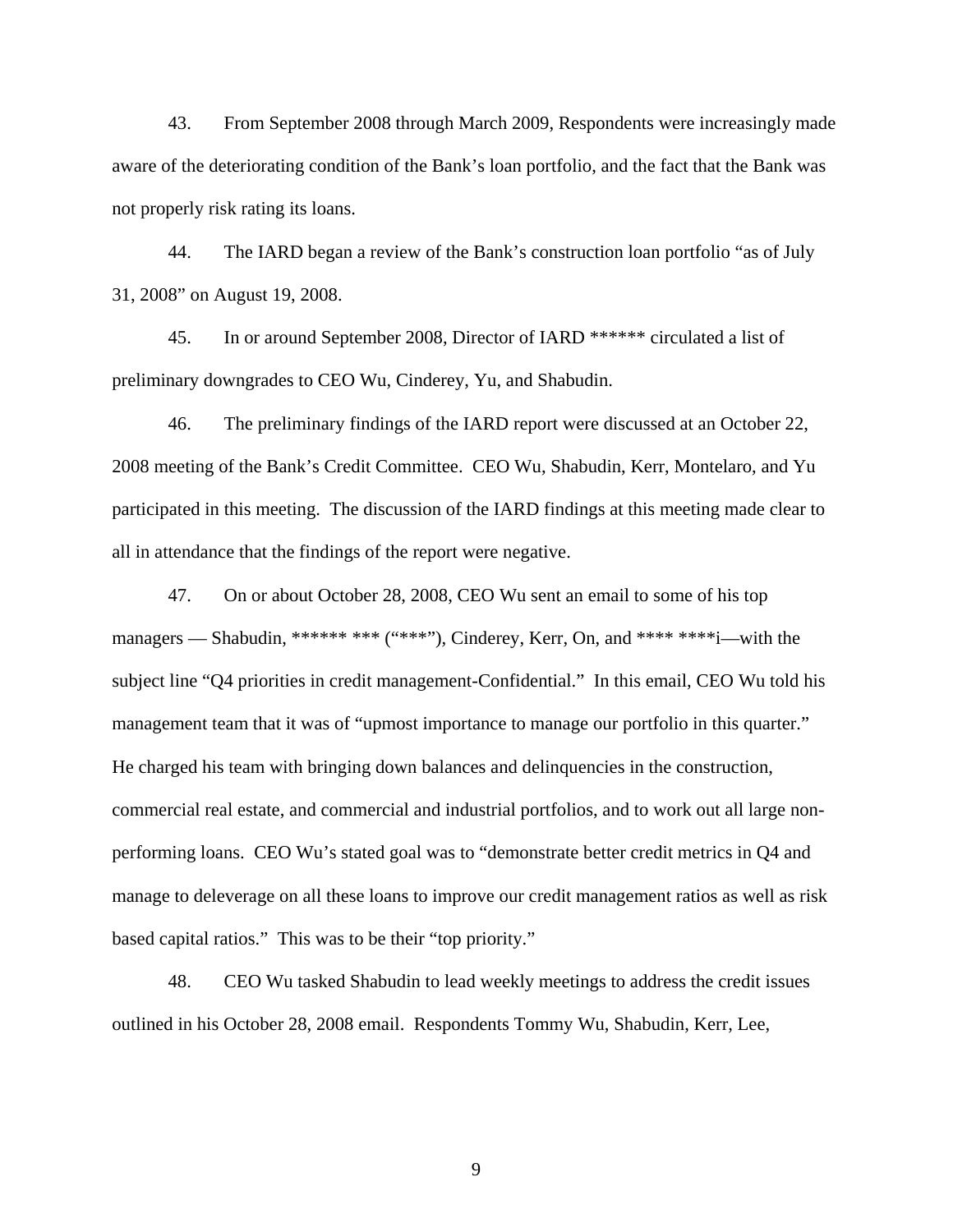43. From September 2008 through March 2009, Respondents were increasingly made aware of the deteriorating condition of the Bank's loan portfolio, and the fact that the Bank was not properly risk rating its loans.

44. The IARD began a review of the Bank's construction loan portfolio "as of July 31, 2008" on August 19, 2008.

45. In or around September 2008, Director of IARD ****** circulated a list of preliminary downgrades to CEO Wu, Cinderey, Yu, and Shabudin.

46. The preliminary findings of the IARD report were discussed at an October 22, 2008 meeting of the Bank's Credit Committee. CEO Wu, Shabudin, Kerr, Montelaro, and Yu participated in this meeting. The discussion of the IARD findings at this meeting made clear to all in attendance that the findings of the report were negative.

47. On or about October 28, 2008, CEO Wu sent an email to some of his top managers — Shabudin, ****** *** ("***"), Cinderey, Kerr, On, and **** ****i—with the subject line "Q4 priorities in credit management-Confidential." In this email, CEO Wu told his management team that it was of "upmost importance to manage our portfolio in this quarter." He charged his team with bringing down balances and delinquencies in the construction, commercial real estate, and commercial and industrial portfolios, and to work out all large non-performing loans. CEO Wu's stated goal was to "demonstrate better credit metrics in Q4 and manage to deleverage on all these loans to improve our credit management ratios as well as risk based capital ratios." This was to be their "top priority."

48. CEO Wu tasked Shabudin to lead weekly meetings to address the credit issues outlined in his October 28, 2008 email. Respondents Tommy Wu, Shabudin, Kerr, Lee,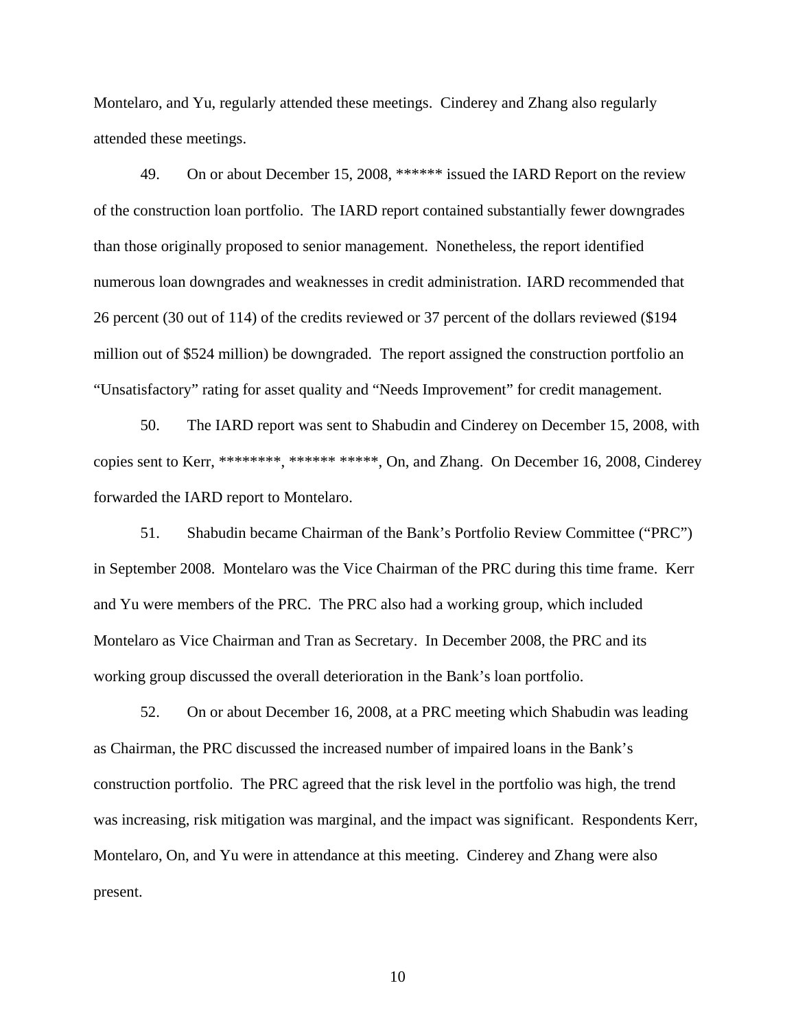Montelaro, and Yu, regularly attended these meetings. Cinderey and Zhang also regularly attended these meetings.

49. On or about December 15, 2008, ****** issued the IARD Report on the review of the construction loan portfolio. The IARD report contained substantially fewer downgrades than those originally proposed to senior management. Nonetheless, the report identified numerous loan downgrades and weaknesses in credit administration. IARD recommended that 26 percent (30 out of 114) of the credits reviewed or 37 percent of the dollars reviewed ($194 million out of $524 million) be downgraded. The report assigned the construction portfolio an "Unsatisfactory" rating for asset quality and "Needs Improvement" for credit management.

50. The IARD report was sent to Shabudin and Cinderey on December 15, 2008, with copies sent to Kerr, ********, ****** *****, On, and Zhang. On December 16, 2008, Cinderey forwarded the IARD report to Montelaro.

51. Shabudin became Chairman of the Bank's Portfolio Review Committee ("PRC") in September 2008. Montelaro was the Vice Chairman of the PRC during this time frame. Kerr and Yu were members of the PRC. The PRC also had a working group, which included Montelaro as Vice Chairman and Tran as Secretary. In December 2008, the PRC and its working group discussed the overall deterioration in the Bank's loan portfolio.

52. On or about December 16, 2008, at a PRC meeting which Shabudin was leading as Chairman, the PRC discussed the increased number of impaired loans in the Bank's construction portfolio. The PRC agreed that the risk level in the portfolio was high, the trend was increasing, risk mitigation was marginal, and the impact was significant. Respondents Kerr, Montelaro, On, and Yu were in attendance at this meeting. Cinderey and Zhang were also present.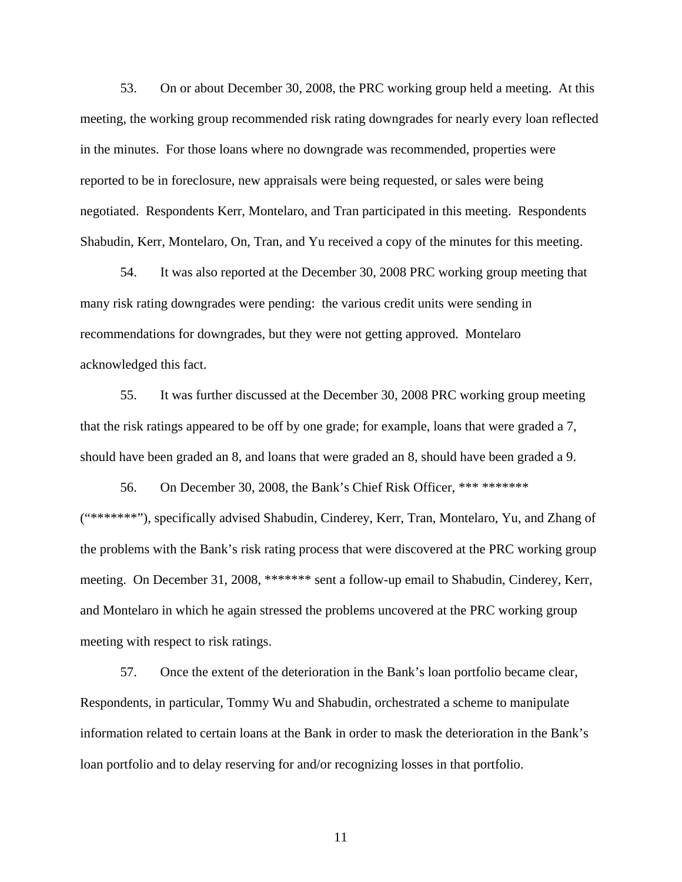53. On or about December 30, 2008, the PRC working group held a meeting. At this meeting, the working group recommended risk rating downgrades for nearly every loan reflected in the minutes. For those loans where no downgrade was recommended, properties were reported to be in foreclosure, new appraisals were being requested, or sales were being negotiated. Respondents Kerr, Montelaro, and Tran participated in this meeting. Respondents Shabudin, Kerr, Montelaro, On, Tran, and Yu received a copy of the minutes for this meeting.

54. It was also reported at the December 30, 2008 PRC working group meeting that many risk rating downgrades were pending: the various credit units were sending in recommendations for downgrades, but they were not getting approved. Montelaro acknowledged this fact.

55. It was further discussed at the December 30, 2008 PRC working group meeting that the risk ratings appeared to be off by one grade; for example, loans that were graded a 7, should have been graded an 8, and loans that were graded an 8, should have been graded a 9.

56. On December 30, 2008, the Bank's Chief Risk Officer, *** ******* ("*******"), specifically advised Shabudin, Cinderey, Kerr, Tran, Montelaro, Yu, and Zhang of the problems with the Bank's risk rating process that were discovered at the PRC working group meeting. On December 31, 2008, ******* sent a follow-up email to Shabudin, Cinderey, Kerr, and Montelaro in which he again stressed the problems uncovered at the PRC working group meeting with respect to risk ratings.

57. Once the extent of the deterioration in the Bank's loan portfolio became clear, Respondents, in particular, Tommy Wu and Shabudin, orchestrated a scheme to manipulate information related to certain loans at the Bank in order to mask the deterioration in the Bank's loan portfolio and to delay reserving for and/or recognizing losses in that portfolio.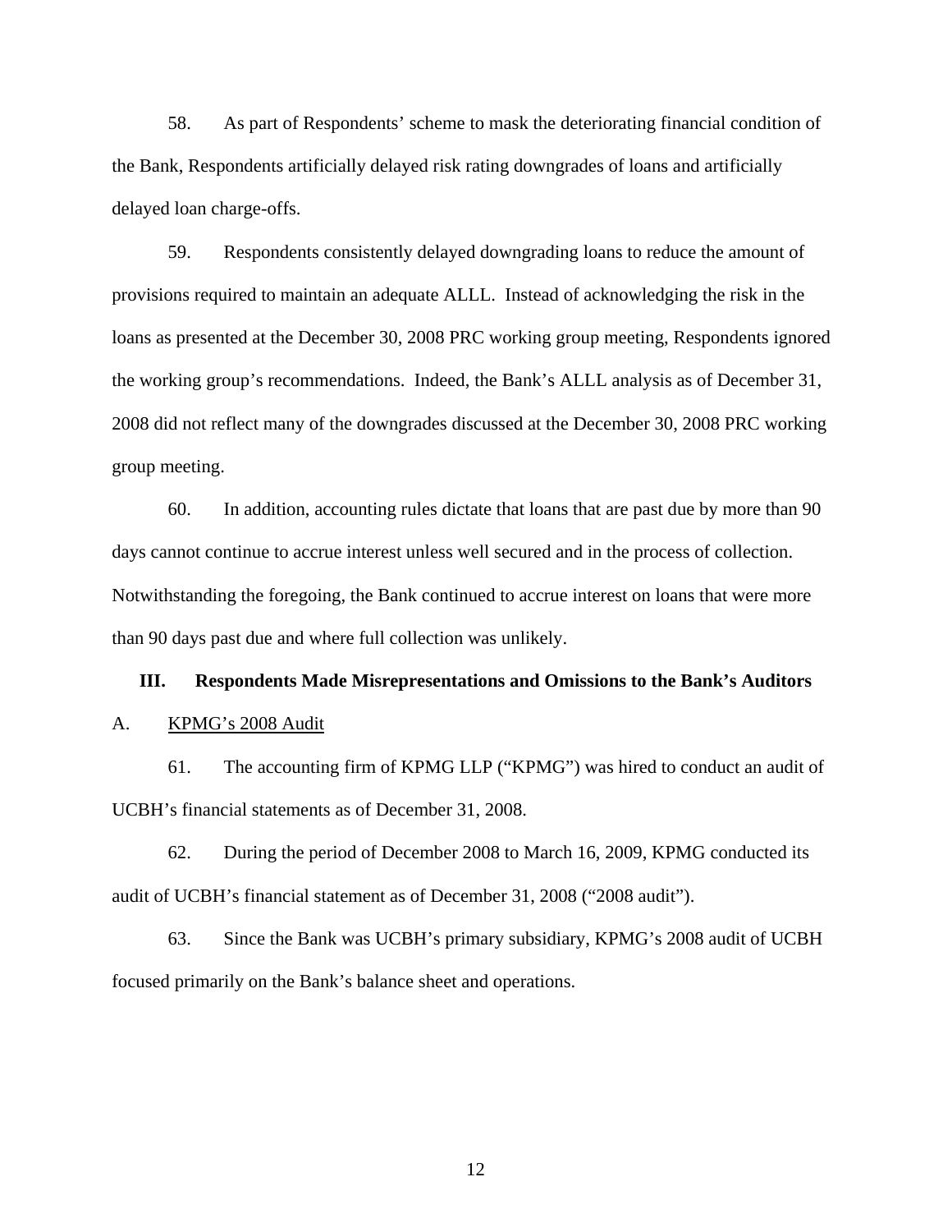58. As part of Respondents' scheme to mask the deteriorating financial condition of the Bank, Respondents artificially delayed risk rating downgrades of loans and artificially delayed loan charge-offs.

59. Respondents consistently delayed downgrading loans to reduce the amount of provisions required to maintain an adequate ALLL. Instead of acknowledging the risk in the loans as presented at the December 30, 2008 PRC working group meeting, Respondents ignored the working group's recommendations. Indeed, the Bank's ALLL analysis as of December 31, 2008 did not reflect many of the downgrades discussed at the December 30, 2008 PRC working group meeting.

60. In addition, accounting rules dictate that loans that are past due by more than 90 days cannot continue to accrue interest unless well secured and in the process of collection. Notwithstanding the foregoing, the Bank continued to accrue interest on loans that were more than 90 days past due and where full collection was unlikely.

## III. Respondents Made Misrepresentations and Omissions to the Bank's Auditors

### A. KPMG's 2008 Audit

61. The accounting firm of KPMG LLP ("KPMG") was hired to conduct an audit of UCBH's financial statements as of December 31, 2008.

62. During the period of December 2008 to March 16, 2009, KPMG conducted its audit of UCBH's financial statement as of December 31, 2008 ("2008 audit").

63. Since the Bank was UCBH's primary subsidiary, KPMG's 2008 audit of UCBH focused primarily on the Bank's balance sheet and operations.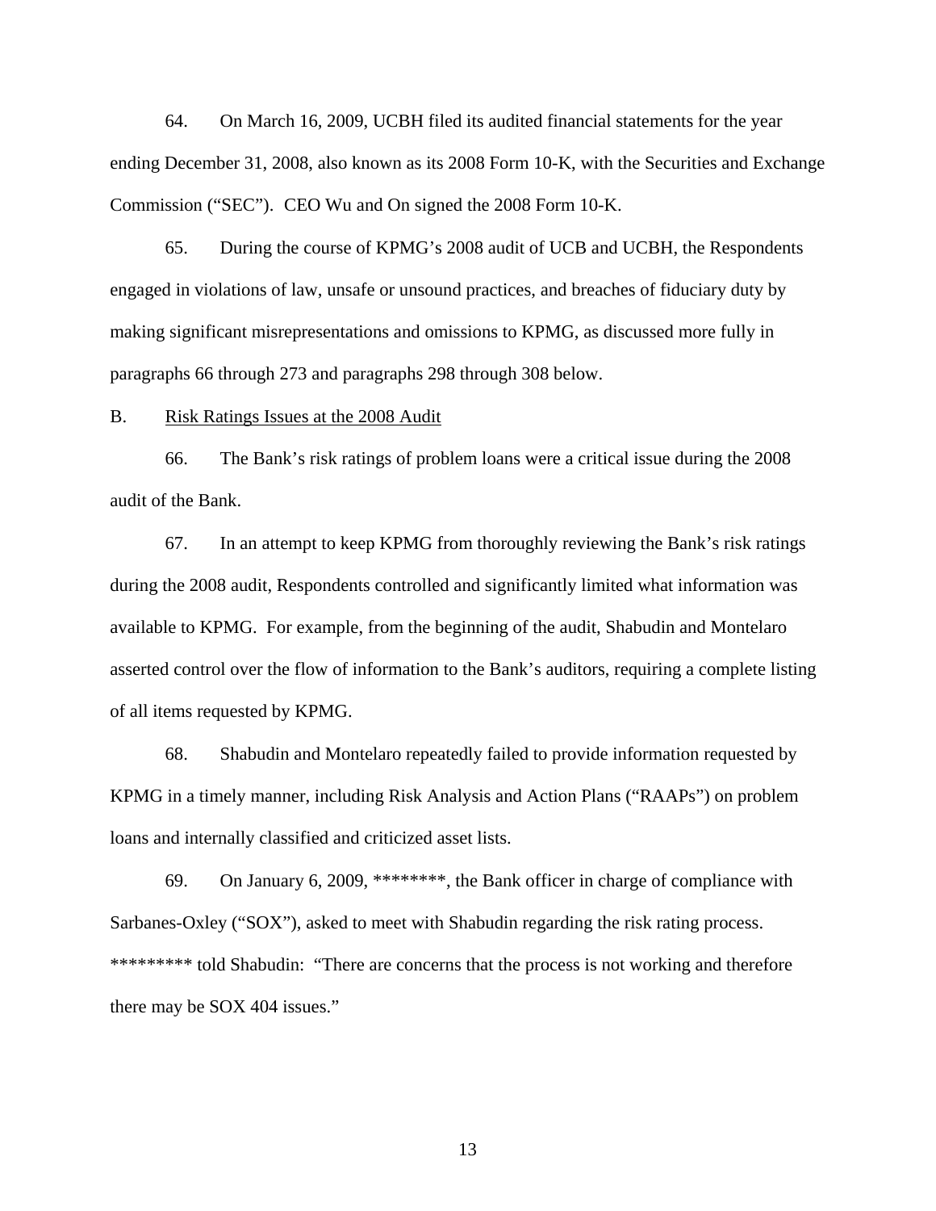64. On March 16, 2009, UCBH filed its audited financial statements for the year ending December 31, 2008, also known as its 2008 Form 10-K, with the Securities and Exchange Commission ("SEC"). CEO Wu and On signed the 2008 Form 10-K.

65. During the course of KPMG's 2008 audit of UCB and UCBH, the Respondents engaged in violations of law, unsafe or unsound practices, and breaches of fiduciary duty by making significant misrepresentations and omissions to KPMG, as discussed more fully in paragraphs 66 through 273 and paragraphs 298 through 308 below.

B. Risk Ratings Issues at the 2008 Audit

66. The Bank's risk ratings of problem loans were a critical issue during the 2008 audit of the Bank.

67. In an attempt to keep KPMG from thoroughly reviewing the Bank's risk ratings during the 2008 audit, Respondents controlled and significantly limited what information was available to KPMG. For example, from the beginning of the audit, Shabudin and Montelaro asserted control over the flow of information to the Bank's auditors, requiring a complete listing of all items requested by KPMG.

68. Shabudin and Montelaro repeatedly failed to provide information requested by KPMG in a timely manner, including Risk Analysis and Action Plans ("RAAPs") on problem loans and internally classified and criticized asset lists.

69. On January 6, 2009, ********, the Bank officer in charge of compliance with Sarbanes-Oxley ("SOX"), asked to meet with Shabudin regarding the risk rating process. ********* told Shabudin: "There are concerns that the process is not working and therefore there may be SOX 404 issues."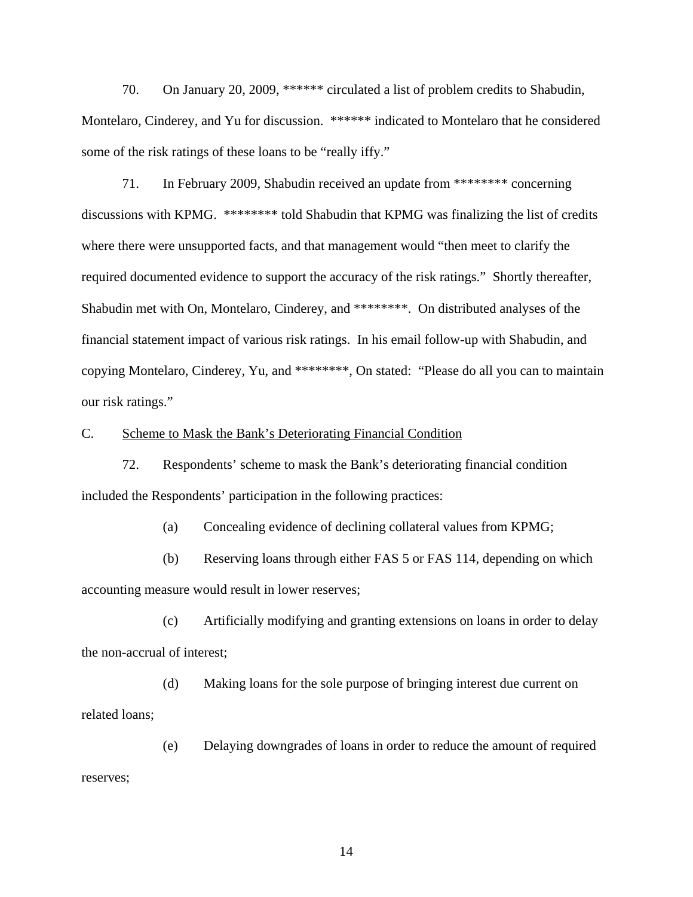70. On January 20, 2009, ****** circulated a list of problem credits to Shabudin, Montelaro, Cinderey, and Yu for discussion. ****** indicated to Montelaro that he considered some of the risk ratings of these loans to be "really iffy."

71. In February 2009, Shabudin received an update from ******** concerning discussions with KPMG. ******** told Shabudin that KPMG was finalizing the list of credits where there were unsupported facts, and that management would "then meet to clarify the required documented evidence to support the accuracy of the risk ratings." Shortly thereafter, Shabudin met with On, Montelaro, Cinderey, and ********. On distributed analyses of the financial statement impact of various risk ratings. In his email follow-up with Shabudin, and copying Montelaro, Cinderey, Yu, and ********, On stated: "Please do all you can to maintain our risk ratings."

C. <u>Scheme to Mask the Bank's Deteriorating Financial Condition</u>

72. Respondents' scheme to mask the Bank's deteriorating financial condition included the Respondents' participation in the following practices:

(a) Concealing evidence of declining collateral values from KPMG;

(b) Reserving loans through either FAS 5 or FAS 114, depending on which accounting measure would result in lower reserves;

(c) Artificially modifying and granting extensions on loans in order to delay the non-accrual of interest;

(d) Making loans for the sole purpose of bringing interest due current on related loans;

(e) Delaying downgrades of loans in order to reduce the amount of required reserves;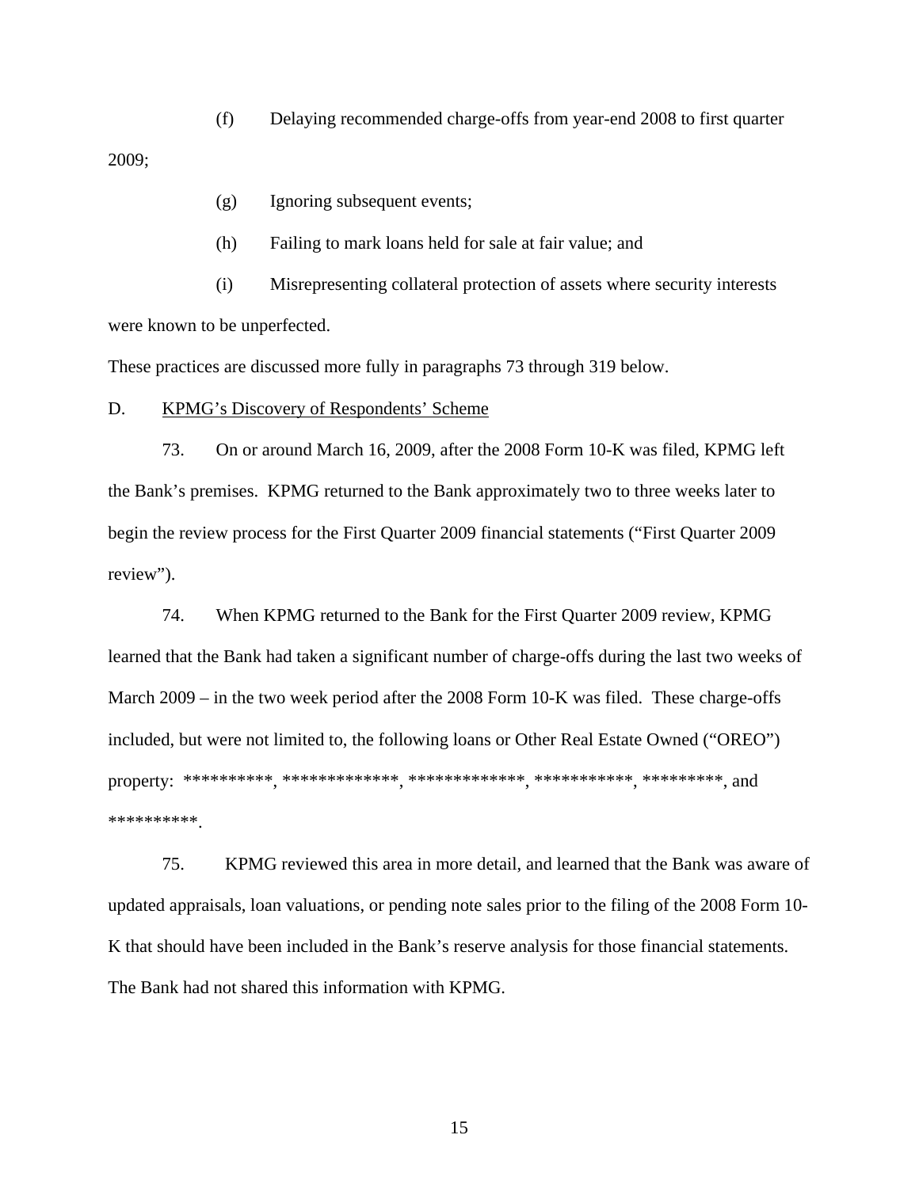(f) Delaying recommended charge-offs from year-end 2008 to first quarter 2009;

(g) Ignoring subsequent events;

(h) Failing to mark loans held for sale at fair value; and

(i) Misrepresenting collateral protection of assets where security interests were known to be unperfected.

These practices are discussed more fully in paragraphs 73 through 319 below.

D. KPMG's Discovery of Respondents' Scheme

73. On or around March 16, 2009, after the 2008 Form 10-K was filed, KPMG left the Bank's premises. KPMG returned to the Bank approximately two to three weeks later to begin the review process for the First Quarter 2009 financial statements ("First Quarter 2009 review").

74. When KPMG returned to the Bank for the First Quarter 2009 review, KPMG learned that the Bank had taken a significant number of charge-offs during the last two weeks of March 2009 – in the two week period after the 2008 Form 10-K was filed. These charge-offs included, but were not limited to, the following loans or Other Real Estate Owned ("OREO") property: **********, *************, *************, ***********, *********, and **********.

75. KPMG reviewed this area in more detail, and learned that the Bank was aware of updated appraisals, loan valuations, or pending note sales prior to the filing of the 2008 Form 10-K that should have been included in the Bank's reserve analysis for those financial statements. The Bank had not shared this information with KPMG.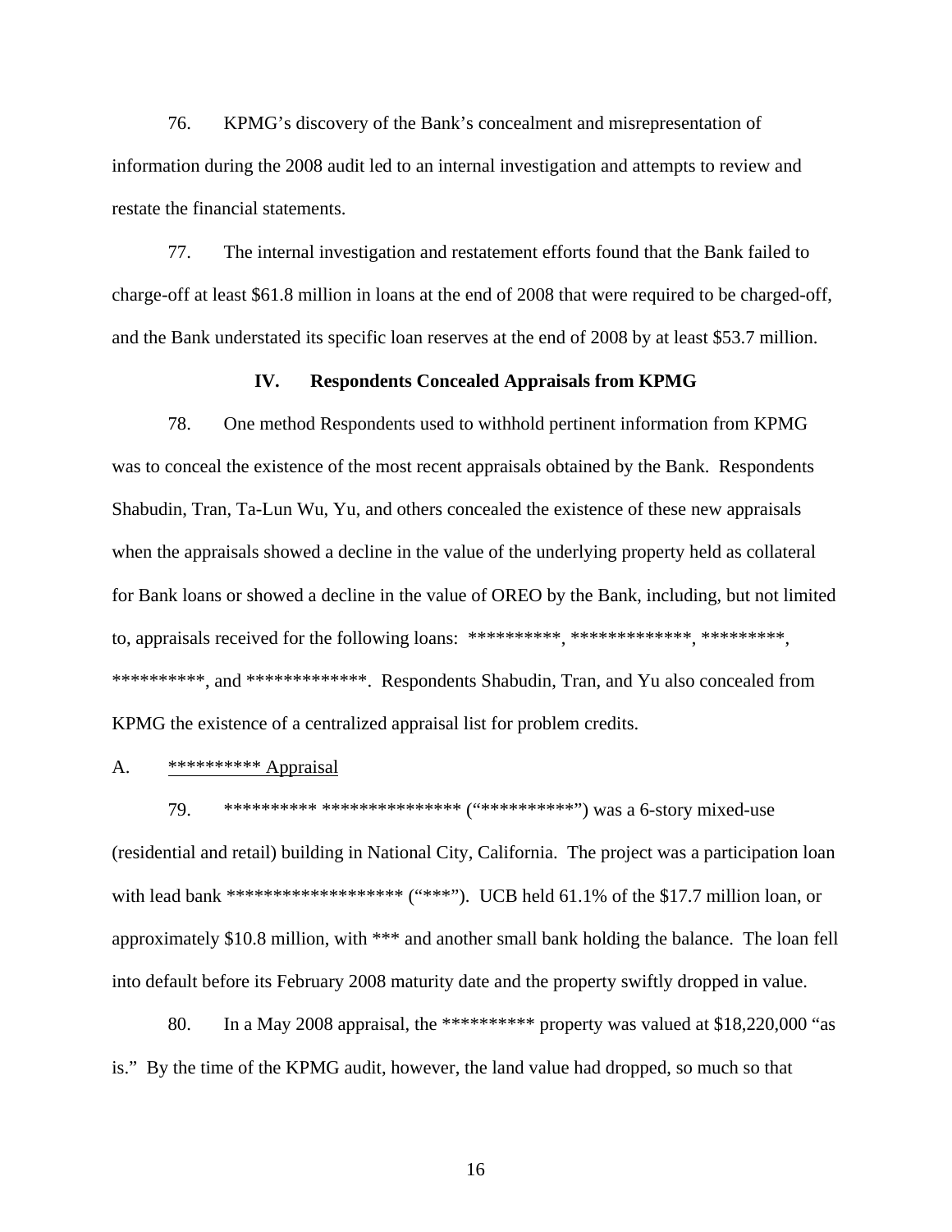76. KPMG's discovery of the Bank's concealment and misrepresentation of information during the 2008 audit led to an internal investigation and attempts to review and restate the financial statements.

77. The internal investigation and restatement efforts found that the Bank failed to charge-off at least $61.8 million in loans at the end of 2008 that were required to be charged-off, and the Bank understated its specific loan reserves at the end of 2008 by at least $53.7 million.

## IV. Respondents Concealed Appraisals from KPMG

78. One method Respondents used to withhold pertinent information from KPMG was to conceal the existence of the most recent appraisals obtained by the Bank. Respondents Shabudin, Tran, Ta-Lun Wu, Yu, and others concealed the existence of these new appraisals when the appraisals showed a decline in the value of the underlying property held as collateral for Bank loans or showed a decline in the value of OREO by the Bank, including, but not limited to, appraisals received for the following loans: **********, *************, *********, **********, and *************. Respondents Shabudin, Tran, and Yu also concealed from KPMG the existence of a centralized appraisal list for problem credits.

A. <u>********** Appraisal</u>

79. ********** *************** ("**********") was a 6-story mixed-use (residential and retail) building in National City, California. The project was a participation loan with lead bank ******************* ("***"). UCB held 61.1% of the $17.7 million loan, or approximately $10.8 million, with *** and another small bank holding the balance. The loan fell into default before its February 2008 maturity date and the property swiftly dropped in value.

80. In a May 2008 appraisal, the ********** property was valued at $18,220,000 "as is." By the time of the KPMG audit, however, the land value had dropped, so much so that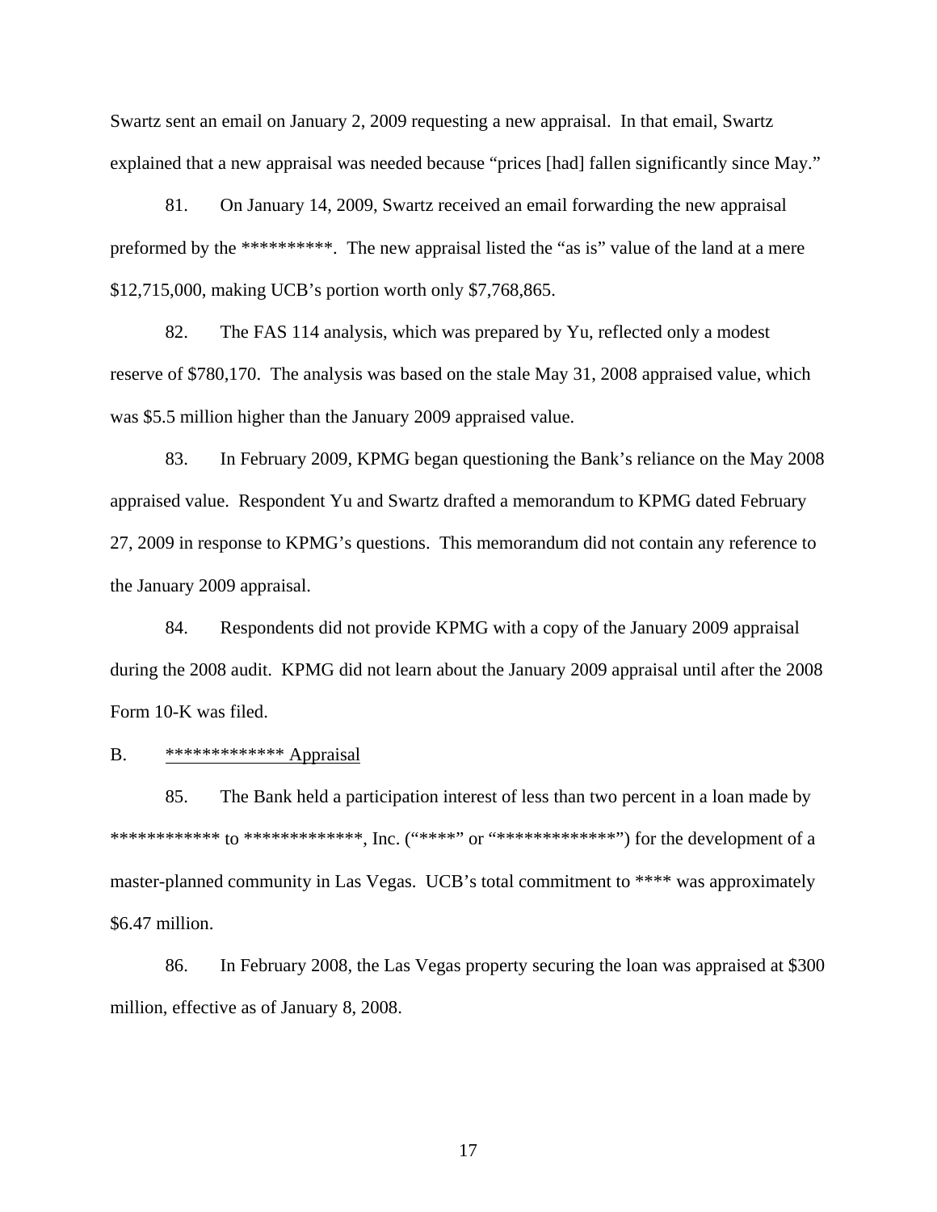Swartz sent an email on January 2, 2009 requesting a new appraisal. In that email, Swartz explained that a new appraisal was needed because "prices [had] fallen significantly since May."

81. On January 14, 2009, Swartz received an email forwarding the new appraisal preformed by the **********. The new appraisal listed the "as is" value of the land at a mere $12,715,000, making UCB's portion worth only $7,768,865.

82. The FAS 114 analysis, which was prepared by Yu, reflected only a modest reserve of $780,170. The analysis was based on the stale May 31, 2008 appraised value, which was $5.5 million higher than the January 2009 appraised value.

83. In February 2009, KPMG began questioning the Bank's reliance on the May 2008 appraised value. Respondent Yu and Swartz drafted a memorandum to KPMG dated February 27, 2009 in response to KPMG's questions. This memorandum did not contain any reference to the January 2009 appraisal.

84. Respondents did not provide KPMG with a copy of the January 2009 appraisal during the 2008 audit. KPMG did not learn about the January 2009 appraisal until after the 2008 Form 10-K was filed.

B. <u>************* Appraisal</u>

85. The Bank held a participation interest of less than two percent in a loan made by ************ to *************, Inc. ("****" or "*************") for the development of a master-planned community in Las Vegas. UCB's total commitment to **** was approximately $6.47 million.

86. In February 2008, the Las Vegas property securing the loan was appraised at $300 million, effective as of January 8, 2008.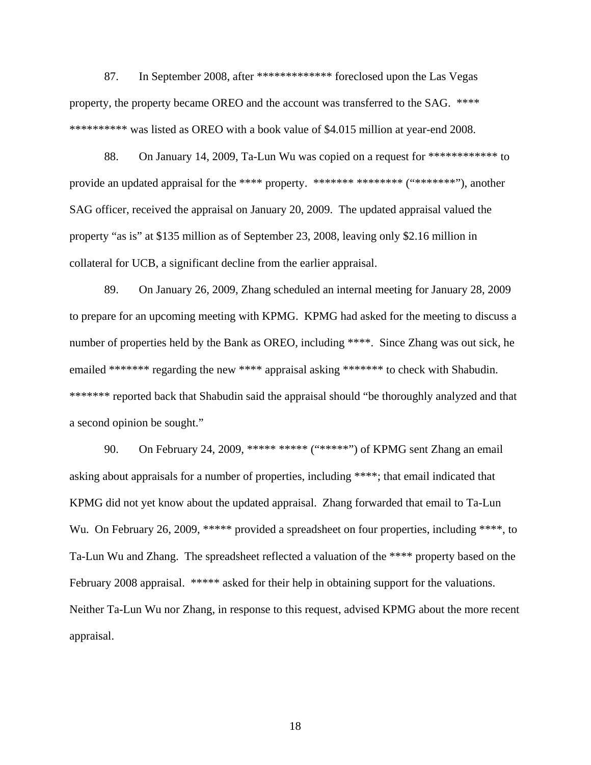87. In September 2008, after ************* foreclosed upon the Las Vegas property, the property became OREO and the account was transferred to the SAG. **** ********** was listed as OREO with a book value of $4.015 million at year-end 2008.

88. On January 14, 2009, Ta-Lun Wu was copied on a request for ************ to provide an updated appraisal for the **** property. ******* ******** ("*******"), another SAG officer, received the appraisal on January 20, 2009. The updated appraisal valued the property "as is" at $135 million as of September 23, 2008, leaving only $2.16 million in collateral for UCB, a significant decline from the earlier appraisal.

89. On January 26, 2009, Zhang scheduled an internal meeting for January 28, 2009 to prepare for an upcoming meeting with KPMG. KPMG had asked for the meeting to discuss a number of properties held by the Bank as OREO, including ****. Since Zhang was out sick, he emailed ******* regarding the new **** appraisal asking ******* to check with Shabudin. ******* reported back that Shabudin said the appraisal should "be thoroughly analyzed and that a second opinion be sought."

90. On February 24, 2009, ***** ***** ("*****") of KPMG sent Zhang an email asking about appraisals for a number of properties, including ****; that email indicated that KPMG did not yet know about the updated appraisal. Zhang forwarded that email to Ta-Lun Wu. On February 26, 2009, ***** provided a spreadsheet on four properties, including ****, to Ta-Lun Wu and Zhang. The spreadsheet reflected a valuation of the **** property based on the February 2008 appraisal. ***** asked for their help in obtaining support for the valuations. Neither Ta-Lun Wu nor Zhang, in response to this request, advised KPMG about the more recent appraisal.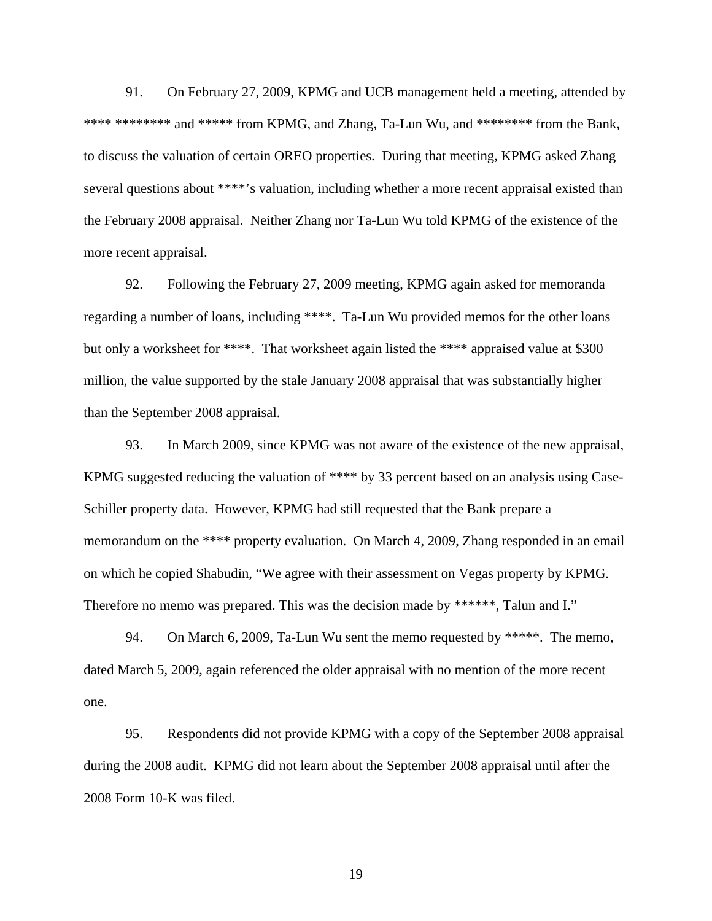91. On February 27, 2009, KPMG and UCB management held a meeting, attended by **** ******** and ***** from KPMG, and Zhang, Ta-Lun Wu, and ******** from the Bank, to discuss the valuation of certain OREO properties. During that meeting, KPMG asked Zhang several questions about ****'s valuation, including whether a more recent appraisal existed than the February 2008 appraisal. Neither Zhang nor Ta-Lun Wu told KPMG of the existence of the more recent appraisal.

92. Following the February 27, 2009 meeting, KPMG again asked for memoranda regarding a number of loans, including ****. Ta-Lun Wu provided memos for the other loans but only a worksheet for ****. That worksheet again listed the **** appraised value at $300 million, the value supported by the stale January 2008 appraisal that was substantially higher than the September 2008 appraisal.

93. In March 2009, since KPMG was not aware of the existence of the new appraisal, KPMG suggested reducing the valuation of **** by 33 percent based on an analysis using Case-Schiller property data. However, KPMG had still requested that the Bank prepare a memorandum on the **** property evaluation. On March 4, 2009, Zhang responded in an email on which he copied Shabudin, "We agree with their assessment on Vegas property by KPMG. Therefore no memo was prepared. This was the decision made by ******, Talun and I."

94. On March 6, 2009, Ta-Lun Wu sent the memo requested by *****. The memo, dated March 5, 2009, again referenced the older appraisal with no mention of the more recent one.

95. Respondents did not provide KPMG with a copy of the September 2008 appraisal during the 2008 audit. KPMG did not learn about the September 2008 appraisal until after the 2008 Form 10-K was filed.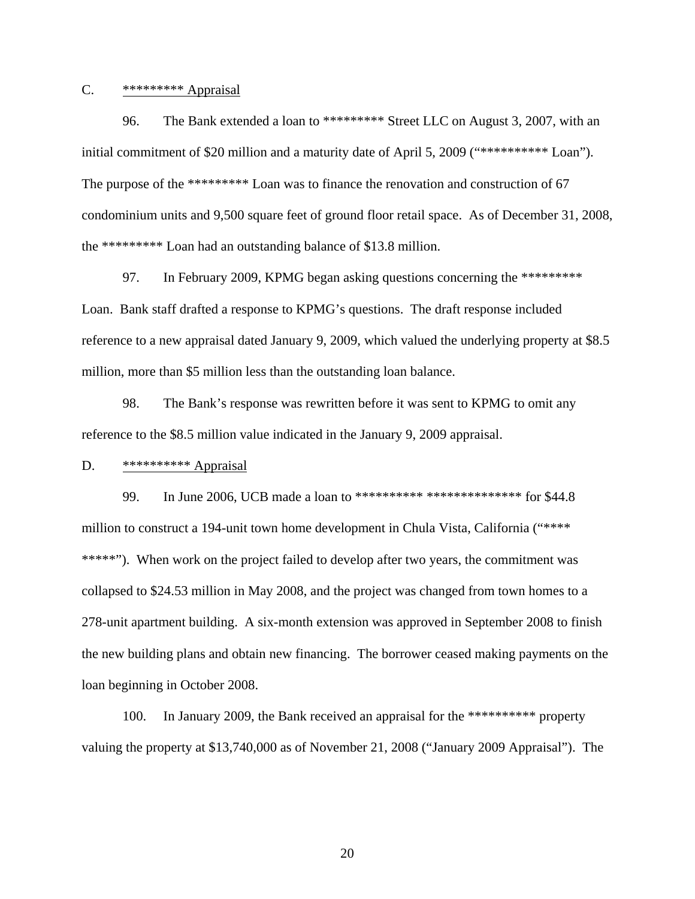C. ********* Appraisal

96. The Bank extended a loan to ********* Street LLC on August 3, 2007, with an initial commitment of $20 million and a maturity date of April 5, 2009 ("********** Loan"). The purpose of the ********* Loan was to finance the renovation and construction of 67 condominium units and 9,500 square feet of ground floor retail space. As of December 31, 2008, the ********* Loan had an outstanding balance of $13.8 million.

97. In February 2009, KPMG began asking questions concerning the ********* Loan. Bank staff drafted a response to KPMG's questions. The draft response included reference to a new appraisal dated January 9, 2009, which valued the underlying property at $8.5 million, more than $5 million less than the outstanding loan balance.

98. The Bank's response was rewritten before it was sent to KPMG to omit any reference to the $8.5 million value indicated in the January 9, 2009 appraisal.

D. ********** Appraisal

99. In June 2006, UCB made a loan to ********** ************** for $44.8 million to construct a 194-unit town home development in Chula Vista, California ("**** *****"). When work on the project failed to develop after two years, the commitment was collapsed to $24.53 million in May 2008, and the project was changed from town homes to a 278-unit apartment building. A six-month extension was approved in September 2008 to finish the new building plans and obtain new financing. The borrower ceased making payments on the loan beginning in October 2008.

100. In January 2009, the Bank received an appraisal for the ********** property valuing the property at $13,740,000 as of November 21, 2008 ("January 2009 Appraisal"). The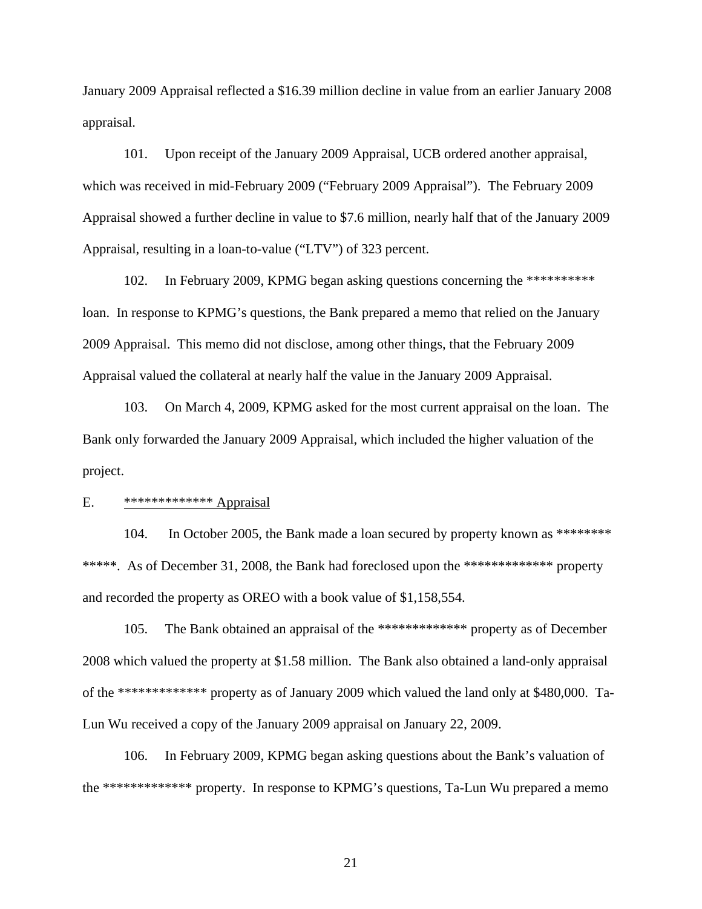January 2009 Appraisal reflected a $16.39 million decline in value from an earlier January 2008 appraisal.

101. Upon receipt of the January 2009 Appraisal, UCB ordered another appraisal, which was received in mid-February 2009 ("February 2009 Appraisal"). The February 2009 Appraisal showed a further decline in value to $7.6 million, nearly half that of the January 2009 Appraisal, resulting in a loan-to-value ("LTV") of 323 percent.

102. In February 2009, KPMG began asking questions concerning the ********** loan. In response to KPMG's questions, the Bank prepared a memo that relied on the January 2009 Appraisal. This memo did not disclose, among other things, that the February 2009 Appraisal valued the collateral at nearly half the value in the January 2009 Appraisal.

103. On March 4, 2009, KPMG asked for the most current appraisal on the loan. The Bank only forwarded the January 2009 Appraisal, which included the higher valuation of the project.

E. <u>************* Appraisal</u>

104. In October 2005, the Bank made a loan secured by property known as ******** *****. As of December 31, 2008, the Bank had foreclosed upon the ************* property and recorded the property as OREO with a book value of $1,158,554.

105. The Bank obtained an appraisal of the ************* property as of December 2008 which valued the property at $1.58 million. The Bank also obtained a land-only appraisal of the ************* property as of January 2009 which valued the land only at $480,000. Ta-Lun Wu received a copy of the January 2009 appraisal on January 22, 2009.

106. In February 2009, KPMG began asking questions about the Bank's valuation of the ************* property. In response to KPMG's questions, Ta-Lun Wu prepared a memo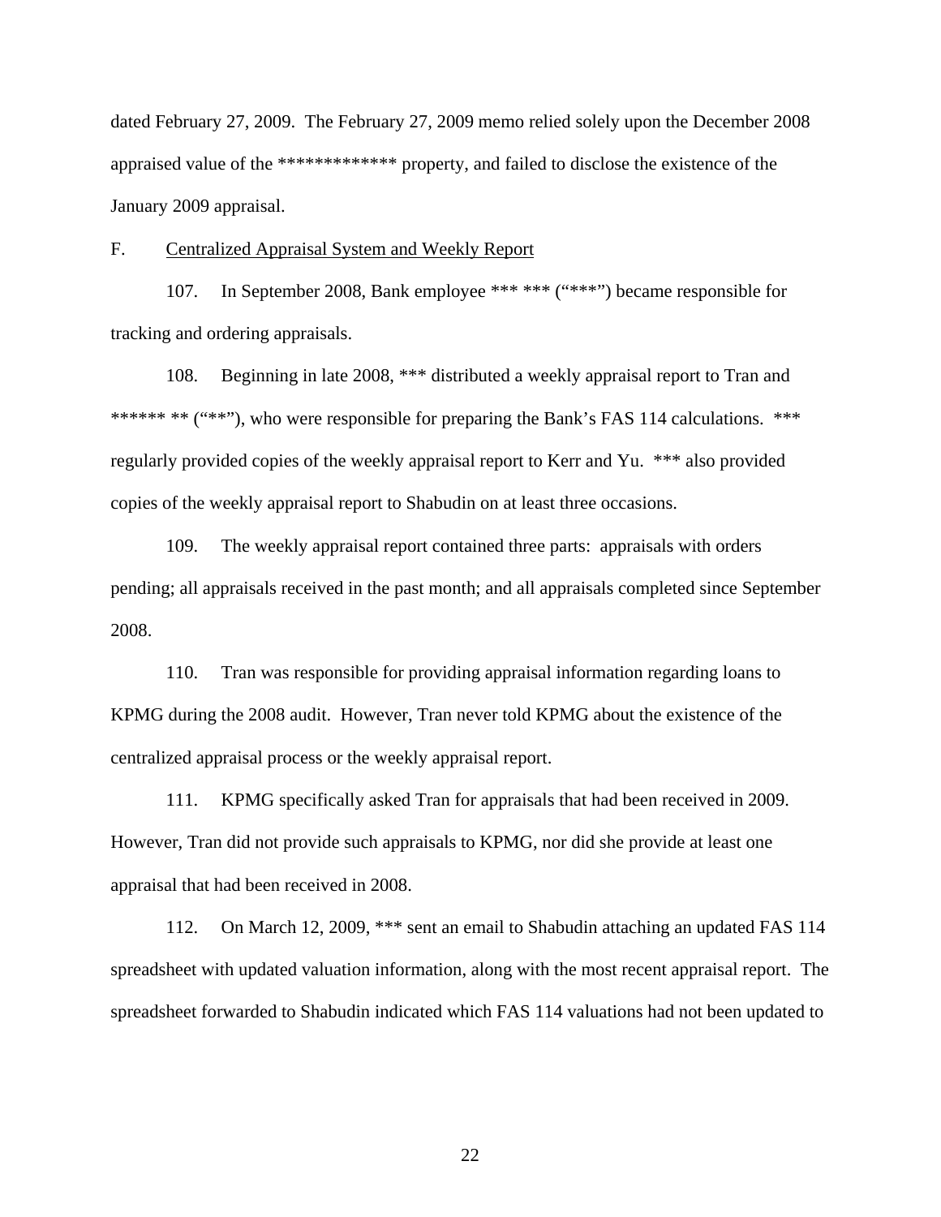dated February 27, 2009. The February 27, 2009 memo relied solely upon the December 2008 appraised value of the ************* property, and failed to disclose the existence of the January 2009 appraisal.

F. Centralized Appraisal System and Weekly Report

107. In September 2008, Bank employee *** *** ("***") became responsible for tracking and ordering appraisals.

108. Beginning in late 2008, *** distributed a weekly appraisal report to Tran and ****** ** ("**"), who were responsible for preparing the Bank's FAS 114 calculations. *** regularly provided copies of the weekly appraisal report to Kerr and Yu. *** also provided copies of the weekly appraisal report to Shabudin on at least three occasions.

109. The weekly appraisal report contained three parts: appraisals with orders pending; all appraisals received in the past month; and all appraisals completed since September 2008.

110. Tran was responsible for providing appraisal information regarding loans to KPMG during the 2008 audit. However, Tran never told KPMG about the existence of the centralized appraisal process or the weekly appraisal report.

111. KPMG specifically asked Tran for appraisals that had been received in 2009. However, Tran did not provide such appraisals to KPMG, nor did she provide at least one appraisal that had been received in 2008.

112. On March 12, 2009, *** sent an email to Shabudin attaching an updated FAS 114 spreadsheet with updated valuation information, along with the most recent appraisal report. The spreadsheet forwarded to Shabudin indicated which FAS 114 valuations had not been updated to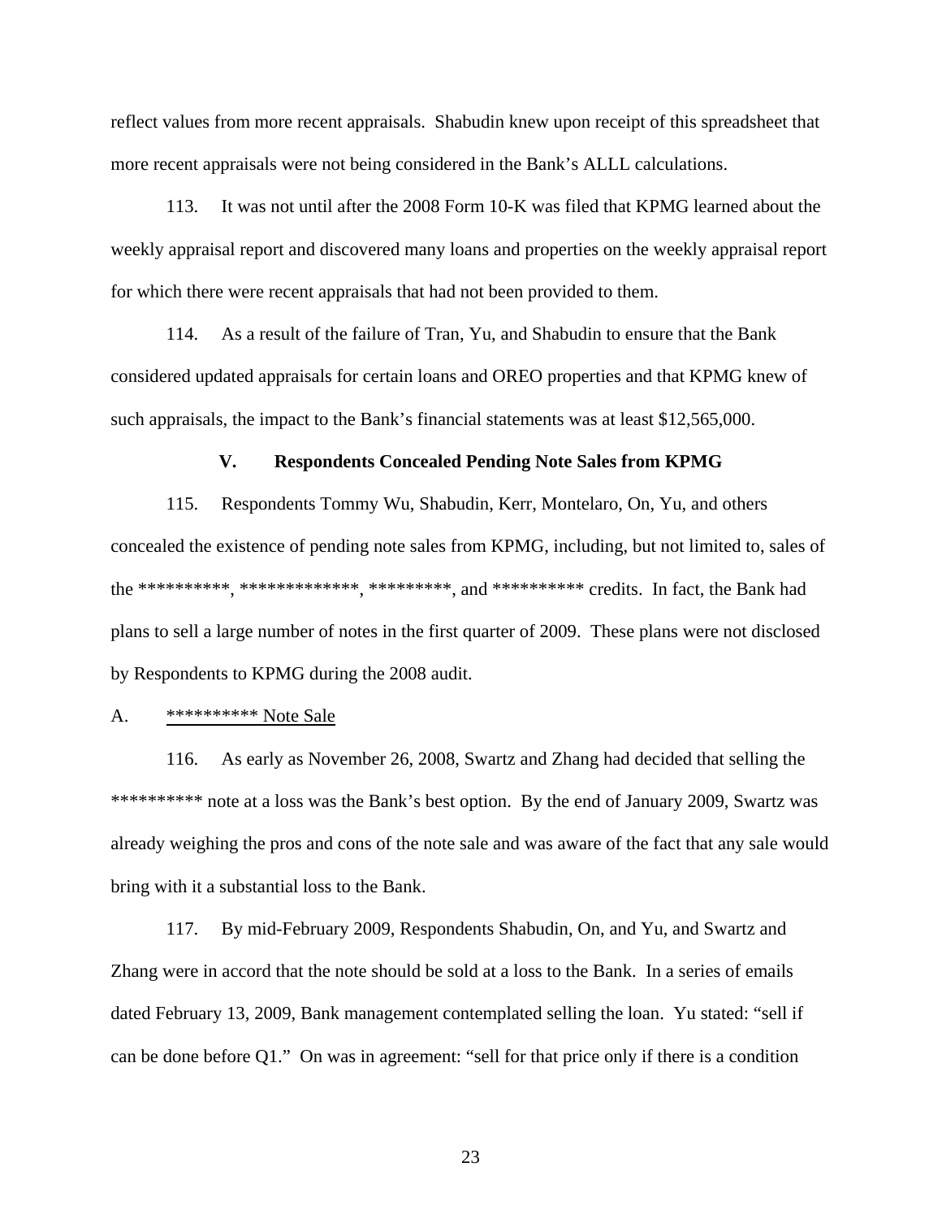reflect values from more recent appraisals. Shabudin knew upon receipt of this spreadsheet that more recent appraisals were not being considered in the Bank's ALLL calculations.

113. It was not until after the 2008 Form 10-K was filed that KPMG learned about the weekly appraisal report and discovered many loans and properties on the weekly appraisal report for which there were recent appraisals that had not been provided to them.

114. As a result of the failure of Tran, Yu, and Shabudin to ensure that the Bank considered updated appraisals for certain loans and OREO properties and that KPMG knew of such appraisals, the impact to the Bank's financial statements was at least $12,565,000.

### V. Respondents Concealed Pending Note Sales from KPMG

115. Respondents Tommy Wu, Shabudin, Kerr, Montelaro, On, Yu, and others concealed the existence of pending note sales from KPMG, including, but not limited to, sales of the **********, *************, *********, and ********** credits. In fact, the Bank had plans to sell a large number of notes in the first quarter of 2009. These plans were not disclosed by Respondents to KPMG during the 2008 audit.

A. <u>********** Note Sale</u>

116. As early as November 26, 2008, Swartz and Zhang had decided that selling the ********** note at a loss was the Bank's best option. By the end of January 2009, Swartz was already weighing the pros and cons of the note sale and was aware of the fact that any sale would bring with it a substantial loss to the Bank.

117. By mid-February 2009, Respondents Shabudin, On, and Yu, and Swartz and Zhang were in accord that the note should be sold at a loss to the Bank. In a series of emails dated February 13, 2009, Bank management contemplated selling the loan. Yu stated: "sell if can be done before Q1." On was in agreement: "sell for that price only if there is a condition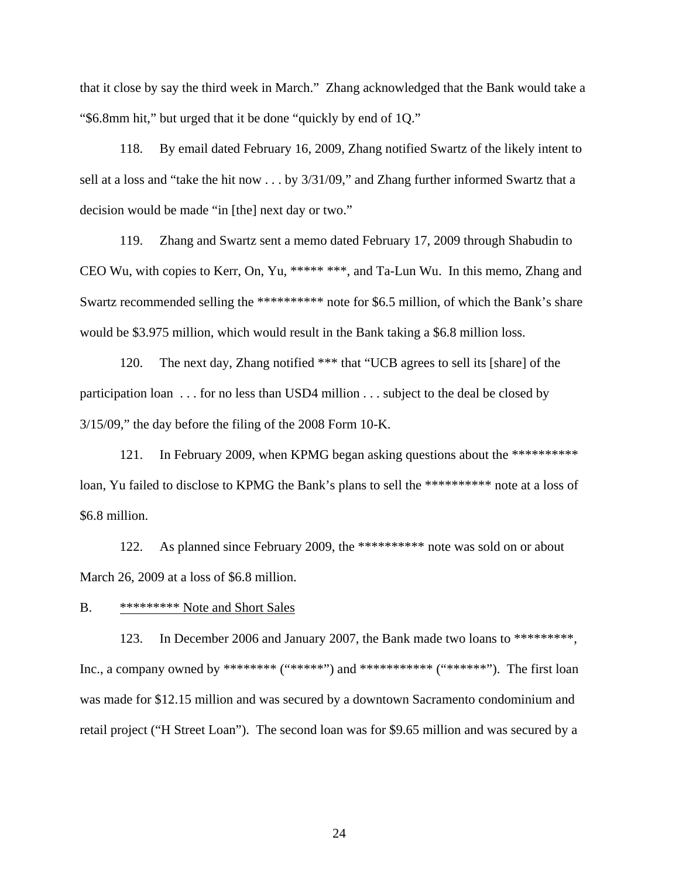that it close by say the third week in March." Zhang acknowledged that the Bank would take a "$6.8mm hit," but urged that it be done "quickly by end of 1Q."

118. By email dated February 16, 2009, Zhang notified Swartz of the likely intent to sell at a loss and "take the hit now . . . by 3/31/09," and Zhang further informed Swartz that a decision would be made "in [the] next day or two."

119. Zhang and Swartz sent a memo dated February 17, 2009 through Shabudin to CEO Wu, with copies to Kerr, On, Yu, ***** ***, and Ta-Lun Wu. In this memo, Zhang and Swartz recommended selling the ********** note for $6.5 million, of which the Bank's share would be $3.975 million, which would result in the Bank taking a $6.8 million loss.

120. The next day, Zhang notified *** that "UCB agrees to sell its [share] of the participation loan . . . for no less than USD4 million . . . subject to the deal be closed by 3/15/09," the day before the filing of the 2008 Form 10-K.

121. In February 2009, when KPMG began asking questions about the ********** loan, Yu failed to disclose to KPMG the Bank's plans to sell the ********** note at a loss of $6.8 million.

122. As planned since February 2009, the ********** note was sold on or about March 26, 2009 at a loss of $6.8 million.

B. <u>********* Note and Short Sales</u>

123. In December 2006 and January 2007, the Bank made two loans to *********, Inc., a company owned by ******** ("*****") and *********** ("******"). The first loan was made for $12.15 million and was secured by a downtown Sacramento condominium and retail project ("H Street Loan"). The second loan was for $9.65 million and was secured by a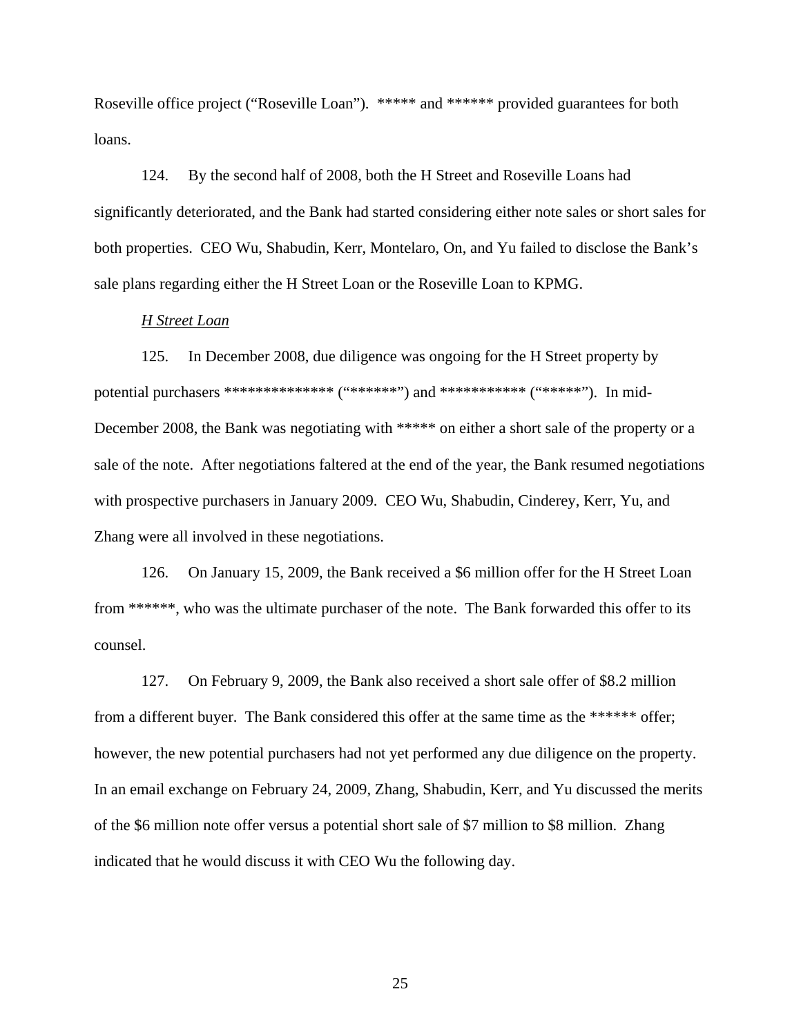Roseville office project ("Roseville Loan"). ***** and ****** provided guarantees for both loans.

124. By the second half of 2008, both the H Street and Roseville Loans had significantly deteriorated, and the Bank had started considering either note sales or short sales for both properties. CEO Wu, Shabudin, Kerr, Montelaro, On, and Yu failed to disclose the Bank's sale plans regarding either the H Street Loan or the Roseville Loan to KPMG.

*H Street Loan*

125. In December 2008, due diligence was ongoing for the H Street property by potential purchasers ************** ("******") and *********** ("*****"). In mid-December 2008, the Bank was negotiating with ***** on either a short sale of the property or a sale of the note. After negotiations faltered at the end of the year, the Bank resumed negotiations with prospective purchasers in January 2009. CEO Wu, Shabudin, Cinderey, Kerr, Yu, and Zhang were all involved in these negotiations.

126. On January 15, 2009, the Bank received a $6 million offer for the H Street Loan from ******, who was the ultimate purchaser of the note. The Bank forwarded this offer to its counsel.

127. On February 9, 2009, the Bank also received a short sale offer of $8.2 million from a different buyer. The Bank considered this offer at the same time as the ****** offer; however, the new potential purchasers had not yet performed any due diligence on the property. In an email exchange on February 24, 2009, Zhang, Shabudin, Kerr, and Yu discussed the merits of the $6 million note offer versus a potential short sale of $7 million to $8 million. Zhang indicated that he would discuss it with CEO Wu the following day.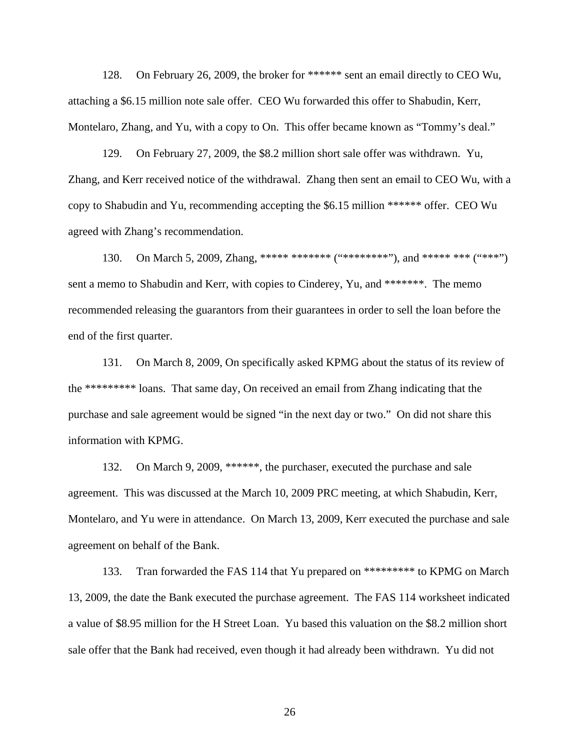128. On February 26, 2009, the broker for ****** sent an email directly to CEO Wu, attaching a $6.15 million note sale offer. CEO Wu forwarded this offer to Shabudin, Kerr, Montelaro, Zhang, and Yu, with a copy to On. This offer became known as "Tommy's deal."

129. On February 27, 2009, the $8.2 million short sale offer was withdrawn. Yu, Zhang, and Kerr received notice of the withdrawal. Zhang then sent an email to CEO Wu, with a copy to Shabudin and Yu, recommending accepting the $6.15 million ****** offer. CEO Wu agreed with Zhang's recommendation.

130. On March 5, 2009, Zhang, ***** ******* ("********"), and ***** *** ("***") sent a memo to Shabudin and Kerr, with copies to Cinderey, Yu, and *******. The memo recommended releasing the guarantors from their guarantees in order to sell the loan before the end of the first quarter.

131. On March 8, 2009, On specifically asked KPMG about the status of its review of the ********* loans. That same day, On received an email from Zhang indicating that the purchase and sale agreement would be signed "in the next day or two." On did not share this information with KPMG.

132. On March 9, 2009, ******, the purchaser, executed the purchase and sale agreement. This was discussed at the March 10, 2009 PRC meeting, at which Shabudin, Kerr, Montelaro, and Yu were in attendance. On March 13, 2009, Kerr executed the purchase and sale agreement on behalf of the Bank.

133. Tran forwarded the FAS 114 that Yu prepared on ********* to KPMG on March 13, 2009, the date the Bank executed the purchase agreement. The FAS 114 worksheet indicated a value of $8.95 million for the H Street Loan. Yu based this valuation on the $8.2 million short sale offer that the Bank had received, even though it had already been withdrawn. Yu did not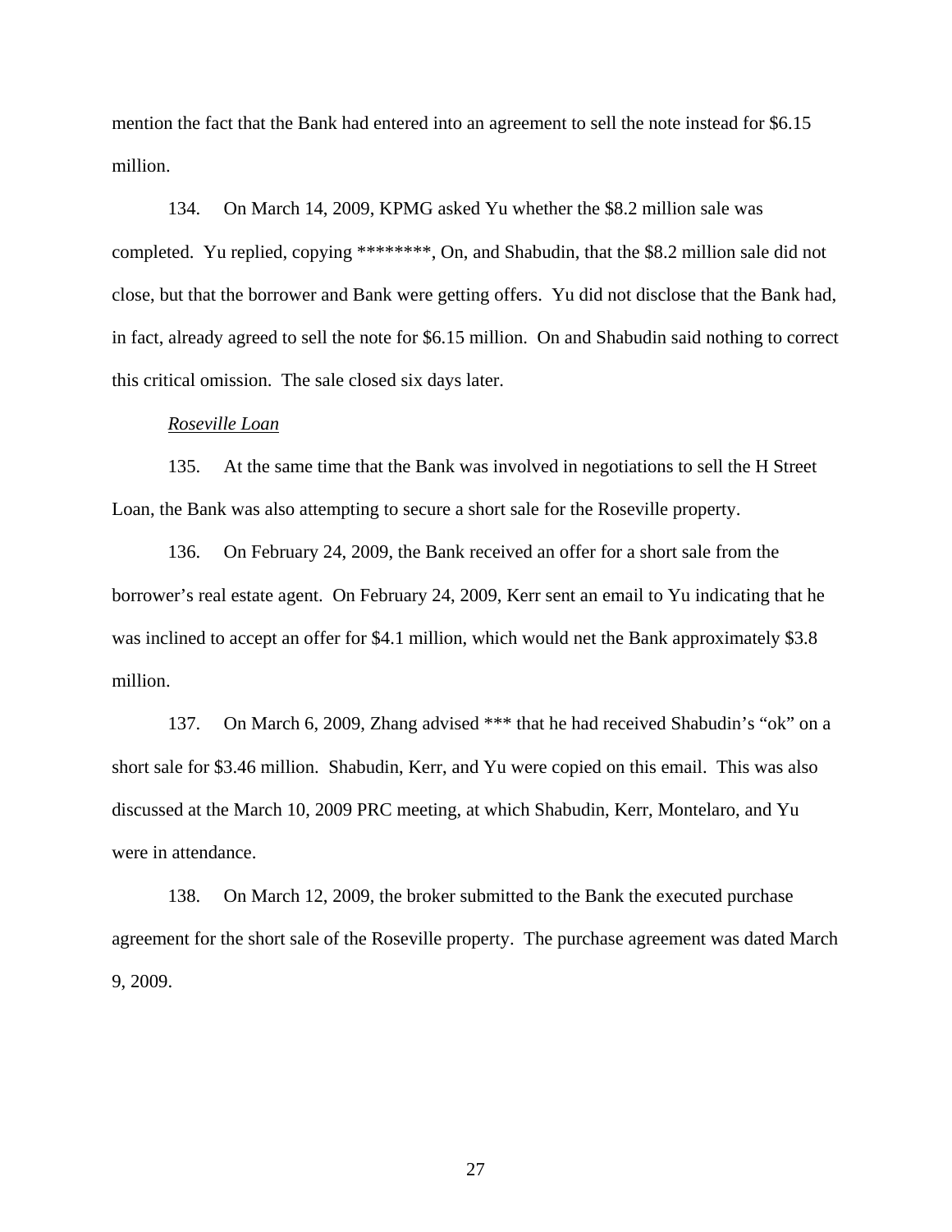mention the fact that the Bank had entered into an agreement to sell the note instead for $6.15 million.

134. On March 14, 2009, KPMG asked Yu whether the $8.2 million sale was completed. Yu replied, copying ********, On, and Shabudin, that the $8.2 million sale did not close, but that the borrower and Bank were getting offers. Yu did not disclose that the Bank had, in fact, already agreed to sell the note for $6.15 million. On and Shabudin said nothing to correct this critical omission. The sale closed six days later.

*Roseville Loan*

135. At the same time that the Bank was involved in negotiations to sell the H Street Loan, the Bank was also attempting to secure a short sale for the Roseville property.

136. On February 24, 2009, the Bank received an offer for a short sale from the borrower's real estate agent. On February 24, 2009, Kerr sent an email to Yu indicating that he was inclined to accept an offer for $4.1 million, which would net the Bank approximately $3.8 million.

137. On March 6, 2009, Zhang advised *** that he had received Shabudin's "ok" on a short sale for $3.46 million. Shabudin, Kerr, and Yu were copied on this email. This was also discussed at the March 10, 2009 PRC meeting, at which Shabudin, Kerr, Montelaro, and Yu were in attendance.

138. On March 12, 2009, the broker submitted to the Bank the executed purchase agreement for the short sale of the Roseville property. The purchase agreement was dated March 9, 2009.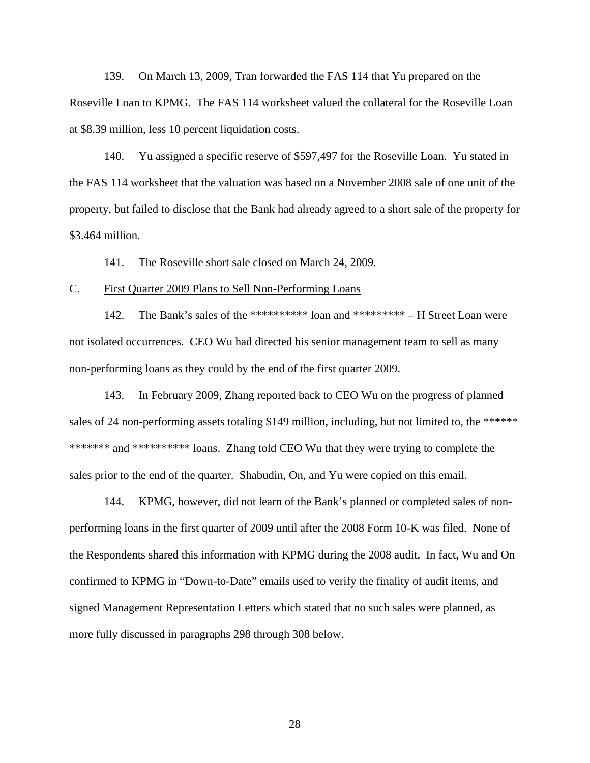139. On March 13, 2009, Tran forwarded the FAS 114 that Yu prepared on the Roseville Loan to KPMG. The FAS 114 worksheet valued the collateral for the Roseville Loan at $8.39 million, less 10 percent liquidation costs.

140. Yu assigned a specific reserve of $597,497 for the Roseville Loan. Yu stated in the FAS 114 worksheet that the valuation was based on a November 2008 sale of one unit of the property, but failed to disclose that the Bank had already agreed to a short sale of the property for $3.464 million.

141. The Roseville short sale closed on March 24, 2009.

C. First Quarter 2009 Plans to Sell Non-Performing Loans

142. The Bank's sales of the ********** loan and ********* – H Street Loan were not isolated occurrences. CEO Wu had directed his senior management team to sell as many non-performing loans as they could by the end of the first quarter 2009.

143. In February 2009, Zhang reported back to CEO Wu on the progress of planned sales of 24 non-performing assets totaling $149 million, including, but not limited to, the ****** ******* and ********** loans. Zhang told CEO Wu that they were trying to complete the sales prior to the end of the quarter. Shabudin, On, and Yu were copied on this email.

144. KPMG, however, did not learn of the Bank's planned or completed sales of non-performing loans in the first quarter of 2009 until after the 2008 Form 10-K was filed. None of the Respondents shared this information with KPMG during the 2008 audit. In fact, Wu and On confirmed to KPMG in "Down-to-Date" emails used to verify the finality of audit items, and signed Management Representation Letters which stated that no such sales were planned, as more fully discussed in paragraphs 298 through 308 below.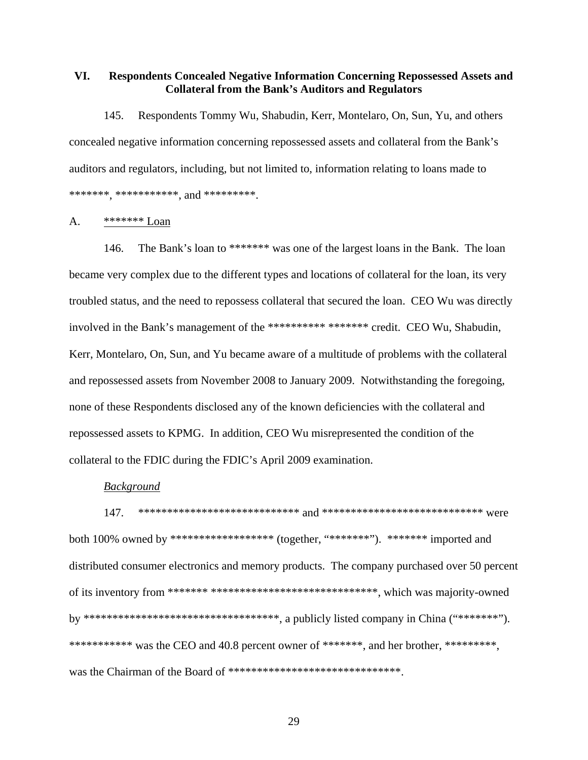## VI. Respondents Concealed Negative Information Concerning Repossessed Assets and Collateral from the Bank's Auditors and Regulators

145. Respondents Tommy Wu, Shabudin, Kerr, Montelaro, On, Sun, Yu, and others concealed negative information concerning repossessed assets and collateral from the Bank's auditors and regulators, including, but not limited to, information relating to loans made to *******, ***********, and *********.

A. <u>******* Loan</u>

146. The Bank's loan to ******* was one of the largest loans in the Bank. The loan became very complex due to the different types and locations of collateral for the loan, its very troubled status, and the need to repossess collateral that secured the loan. CEO Wu was directly involved in the Bank's management of the ********** ******* credit. CEO Wu, Shabudin, Kerr, Montelaro, On, Sun, and Yu became aware of a multitude of problems with the collateral and repossessed assets from November 2008 to January 2009. Notwithstanding the foregoing, none of these Respondents disclosed any of the known deficiencies with the collateral and repossessed assets to KPMG. In addition, CEO Wu misrepresented the condition of the collateral to the FDIC during the FDIC's April 2009 examination.

*<u>Background</u>*

147. **************************** and **************************** were both 100% owned by ****************** (together, "*******"). ******* imported and distributed consumer electronics and memory products. The company purchased over 50 percent of its inventory from ******* ******************************, which was majority-owned by *********************************, a publicly listed company in China ("*******"). *********** was the CEO and 40.8 percent owner of *******, and her brother, *********, was the Chairman of the Board of ******************************.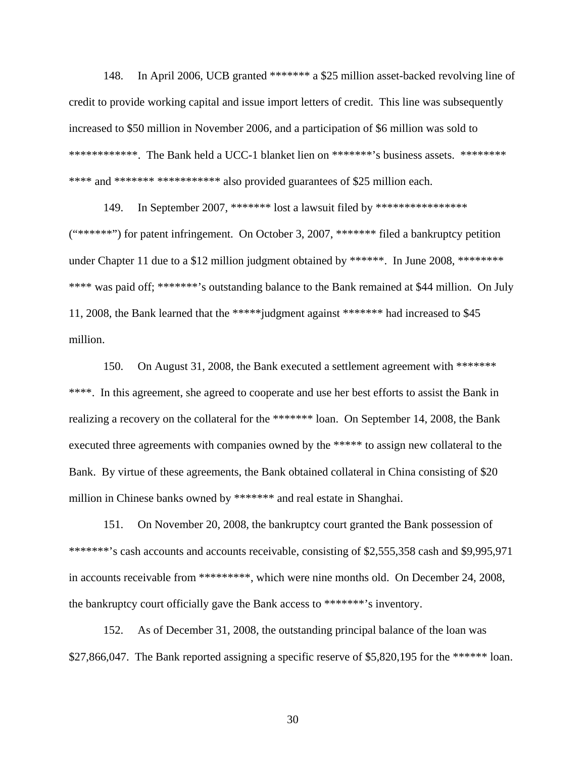148. In April 2006, UCB granted ******* a $25 million asset-backed revolving line of credit to provide working capital and issue import letters of credit. This line was subsequently increased to $50 million in November 2006, and a participation of $6 million was sold to ************. The Bank held a UCC-1 blanket lien on *******'s business assets. ******** **** and ******* *********** also provided guarantees of $25 million each.

149. In September 2007, ******* lost a lawsuit filed by **************** ("******") for patent infringement. On October 3, 2007, ******* filed a bankruptcy petition under Chapter 11 due to a $12 million judgment obtained by ******. In June 2008, ******** **** was paid off; *******'s outstanding balance to the Bank remained at $44 million. On July 11, 2008, the Bank learned that the *****judgment against ******* had increased to $45 million.

150. On August 31, 2008, the Bank executed a settlement agreement with ******* ****. In this agreement, she agreed to cooperate and use her best efforts to assist the Bank in realizing a recovery on the collateral for the ******* loan. On September 14, 2008, the Bank executed three agreements with companies owned by the ***** to assign new collateral to the Bank. By virtue of these agreements, the Bank obtained collateral in China consisting of $20 million in Chinese banks owned by ******* and real estate in Shanghai.

151. On November 20, 2008, the bankruptcy court granted the Bank possession of *******'s cash accounts and accounts receivable, consisting of $2,555,358 cash and $9,995,971 in accounts receivable from *********, which were nine months old. On December 24, 2008, the bankruptcy court officially gave the Bank access to *******'s inventory.

152. As of December 31, 2008, the outstanding principal balance of the loan was $27,866,047. The Bank reported assigning a specific reserve of $5,820,195 for the ****** loan.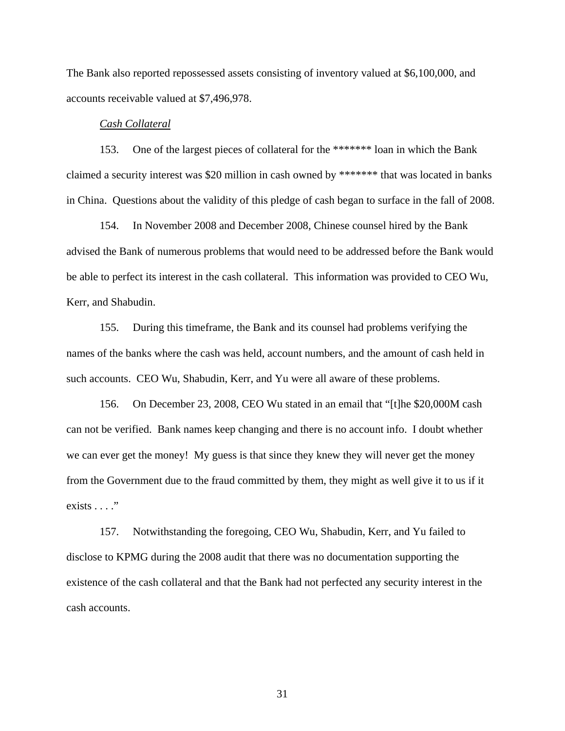The Bank also reported repossessed assets consisting of inventory valued at $6,100,000, and accounts receivable valued at $7,496,978.

*Cash Collateral*

153. One of the largest pieces of collateral for the ******* loan in which the Bank claimed a security interest was $20 million in cash owned by ******* that was located in banks in China. Questions about the validity of this pledge of cash began to surface in the fall of 2008.

154. In November 2008 and December 2008, Chinese counsel hired by the Bank advised the Bank of numerous problems that would need to be addressed before the Bank would be able to perfect its interest in the cash collateral. This information was provided to CEO Wu, Kerr, and Shabudin.

155. During this timeframe, the Bank and its counsel had problems verifying the names of the banks where the cash was held, account numbers, and the amount of cash held in such accounts. CEO Wu, Shabudin, Kerr, and Yu were all aware of these problems.

156. On December 23, 2008, CEO Wu stated in an email that "[t]he $20,000M cash can not be verified. Bank names keep changing and there is no account info. I doubt whether we can ever get the money! My guess is that since they knew they will never get the money from the Government due to the fraud committed by them, they might as well give it to us if it exists . . . ."

157. Notwithstanding the foregoing, CEO Wu, Shabudin, Kerr, and Yu failed to disclose to KPMG during the 2008 audit that there was no documentation supporting the existence of the cash collateral and that the Bank had not perfected any security interest in the cash accounts.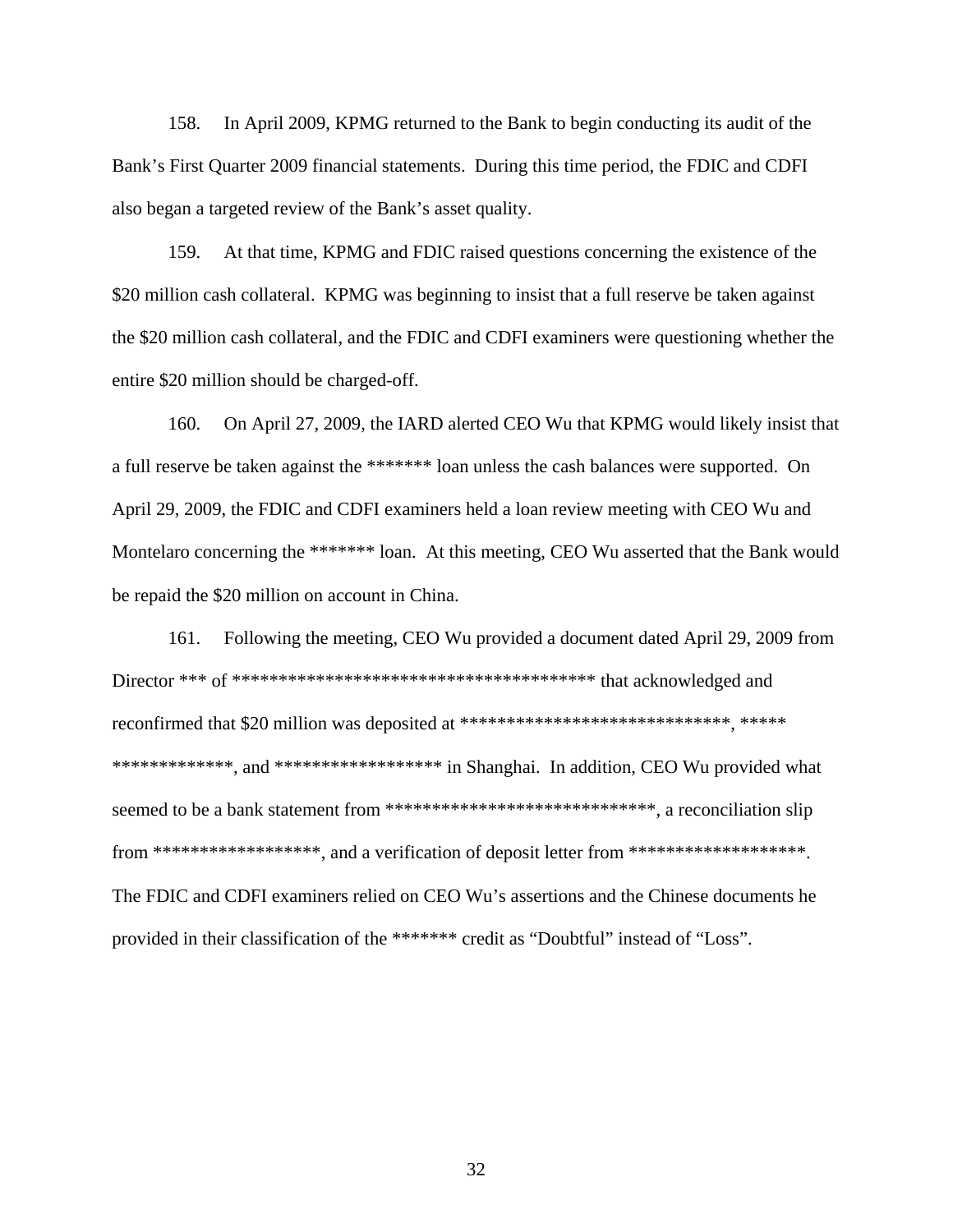158. In April 2009, KPMG returned to the Bank to begin conducting its audit of the Bank's First Quarter 2009 financial statements. During this time period, the FDIC and CDFI also began a targeted review of the Bank's asset quality.

159. At that time, KPMG and FDIC raised questions concerning the existence of the $20 million cash collateral. KPMG was beginning to insist that a full reserve be taken against the $20 million cash collateral, and the FDIC and CDFI examiners were questioning whether the entire $20 million should be charged-off.

160. On April 27, 2009, the IARD alerted CEO Wu that KPMG would likely insist that a full reserve be taken against the ******* loan unless the cash balances were supported. On April 29, 2009, the FDIC and CDFI examiners held a loan review meeting with CEO Wu and Montelaro concerning the ******* loan. At this meeting, CEO Wu asserted that the Bank would be repaid the $20 million on account in China.

161. Following the meeting, CEO Wu provided a document dated April 29, 2009 from Director *** of **************************************** that acknowledged and reconfirmed that $20 million was deposited at ******************************, ***** *************, and ****************** in Shanghai. In addition, CEO Wu provided what seemed to be a bank statement from ******************************, a reconciliation slip from ******************, and a verification of deposit letter from *******************. The FDIC and CDFI examiners relied on CEO Wu's assertions and the Chinese documents he provided in their classification of the ******* credit as "Doubtful" instead of "Loss".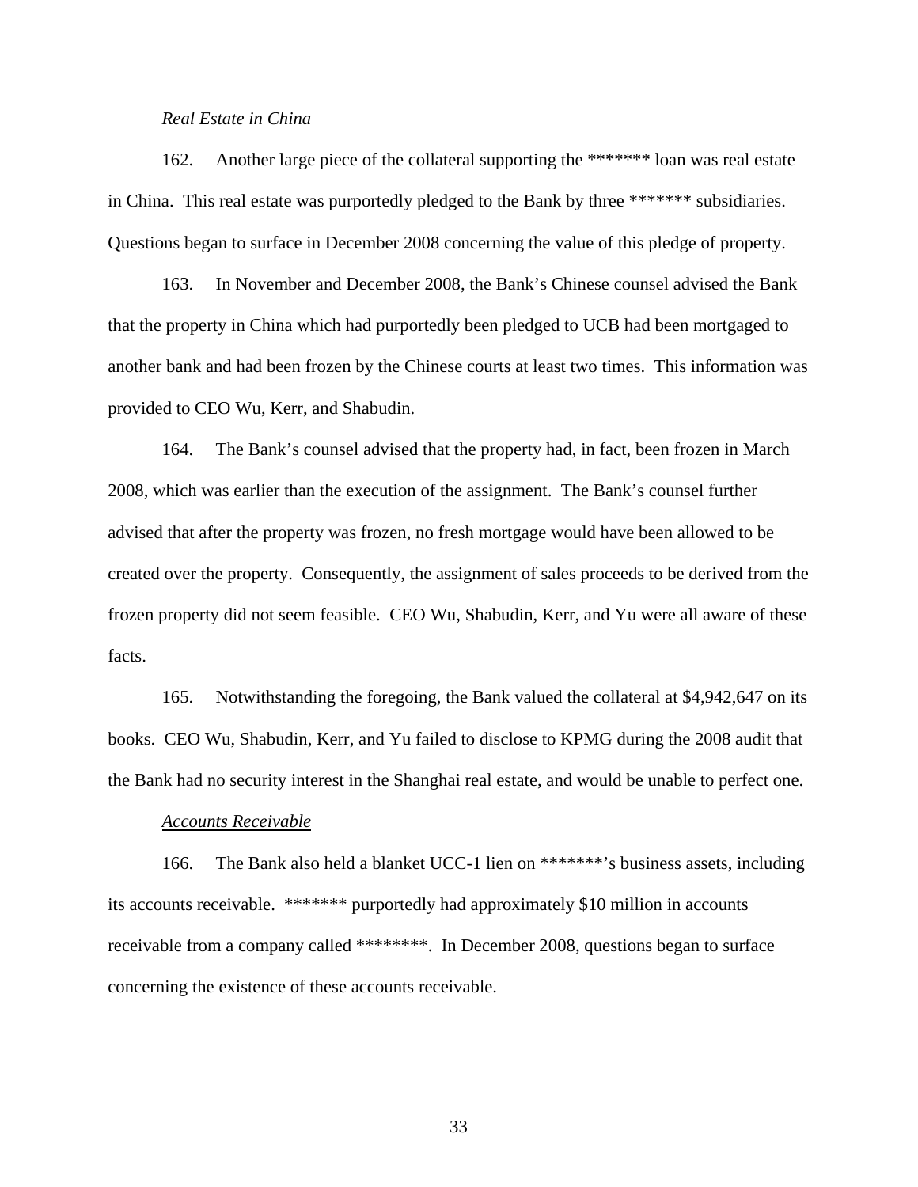*Real Estate in China*

162. Another large piece of the collateral supporting the ******* loan was real estate in China. This real estate was purportedly pledged to the Bank by three ******* subsidiaries. Questions began to surface in December 2008 concerning the value of this pledge of property.

163. In November and December 2008, the Bank's Chinese counsel advised the Bank that the property in China which had purportedly been pledged to UCB had been mortgaged to another bank and had been frozen by the Chinese courts at least two times. This information was provided to CEO Wu, Kerr, and Shabudin.

164. The Bank's counsel advised that the property had, in fact, been frozen in March 2008, which was earlier than the execution of the assignment. The Bank's counsel further advised that after the property was frozen, no fresh mortgage would have been allowed to be created over the property. Consequently, the assignment of sales proceeds to be derived from the frozen property did not seem feasible. CEO Wu, Shabudin, Kerr, and Yu were all aware of these facts.

165. Notwithstanding the foregoing, the Bank valued the collateral at $4,942,647 on its books. CEO Wu, Shabudin, Kerr, and Yu failed to disclose to KPMG during the 2008 audit that the Bank had no security interest in the Shanghai real estate, and would be unable to perfect one.

*Accounts Receivable*

166. The Bank also held a blanket UCC-1 lien on *******'s business assets, including its accounts receivable. ******* purportedly had approximately $10 million in accounts receivable from a company called ********. In December 2008, questions began to surface concerning the existence of these accounts receivable.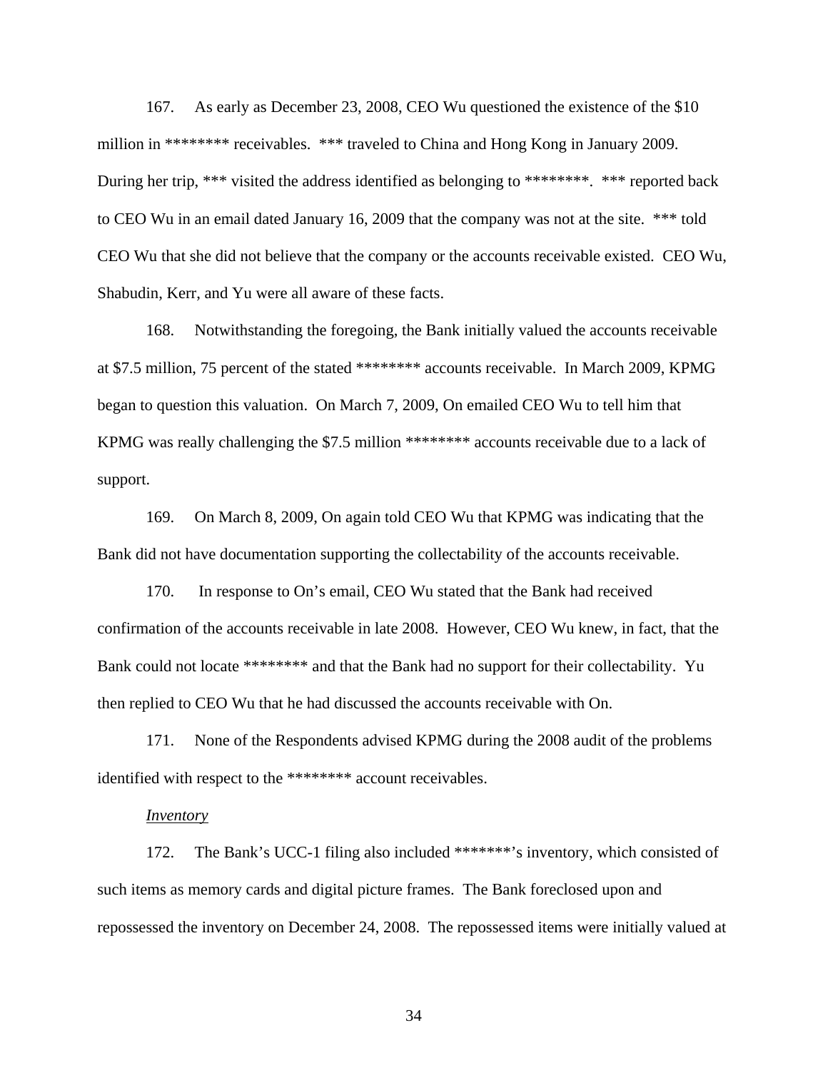167. As early as December 23, 2008, CEO Wu questioned the existence of the $10 million in ******** receivables. *** traveled to China and Hong Kong in January 2009. During her trip, *** visited the address identified as belonging to ********. *** reported back to CEO Wu in an email dated January 16, 2009 that the company was not at the site. *** told CEO Wu that she did not believe that the company or the accounts receivable existed. CEO Wu, Shabudin, Kerr, and Yu were all aware of these facts.

168. Notwithstanding the foregoing, the Bank initially valued the accounts receivable at $7.5 million, 75 percent of the stated ******** accounts receivable. In March 2009, KPMG began to question this valuation. On March 7, 2009, On emailed CEO Wu to tell him that KPMG was really challenging the $7.5 million ******** accounts receivable due to a lack of support.

169. On March 8, 2009, On again told CEO Wu that KPMG was indicating that the Bank did not have documentation supporting the collectability of the accounts receivable.

170. In response to On's email, CEO Wu stated that the Bank had received confirmation of the accounts receivable in late 2008. However, CEO Wu knew, in fact, that the Bank could not locate ******** and that the Bank had no support for their collectability. Yu then replied to CEO Wu that he had discussed the accounts receivable with On.

171. None of the Respondents advised KPMG during the 2008 audit of the problems identified with respect to the ******** account receivables.

*Inventory*

172. The Bank's UCC-1 filing also included *******'s inventory, which consisted of such items as memory cards and digital picture frames. The Bank foreclosed upon and repossessed the inventory on December 24, 2008. The repossessed items were initially valued at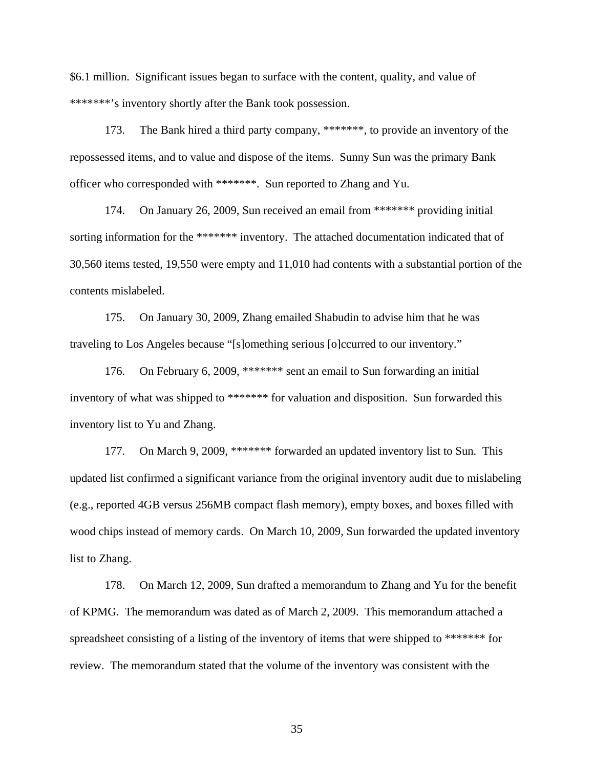$6.1 million. Significant issues began to surface with the content, quality, and value of *******'s inventory shortly after the Bank took possession.

173. The Bank hired a third party company, *******, to provide an inventory of the repossessed items, and to value and dispose of the items. Sunny Sun was the primary Bank officer who corresponded with *******. Sun reported to Zhang and Yu.

174. On January 26, 2009, Sun received an email from ******* providing initial sorting information for the ******* inventory. The attached documentation indicated that of 30,560 items tested, 19,550 were empty and 11,010 had contents with a substantial portion of the contents mislabeled.

175. On January 30, 2009, Zhang emailed Shabudin to advise him that he was traveling to Los Angeles because "[s]omething serious [o]ccurred to our inventory."

176. On February 6, 2009, ******* sent an email to Sun forwarding an initial inventory of what was shipped to ******* for valuation and disposition. Sun forwarded this inventory list to Yu and Zhang.

177. On March 9, 2009, ******* forwarded an updated inventory list to Sun. This updated list confirmed a significant variance from the original inventory audit due to mislabeling (e.g., reported 4GB versus 256MB compact flash memory), empty boxes, and boxes filled with wood chips instead of memory cards. On March 10, 2009, Sun forwarded the updated inventory list to Zhang.

178. On March 12, 2009, Sun drafted a memorandum to Zhang and Yu for the benefit of KPMG. The memorandum was dated as of March 2, 2009. This memorandum attached a spreadsheet consisting of a listing of the inventory of items that were shipped to ******* for review. The memorandum stated that the volume of the inventory was consistent with the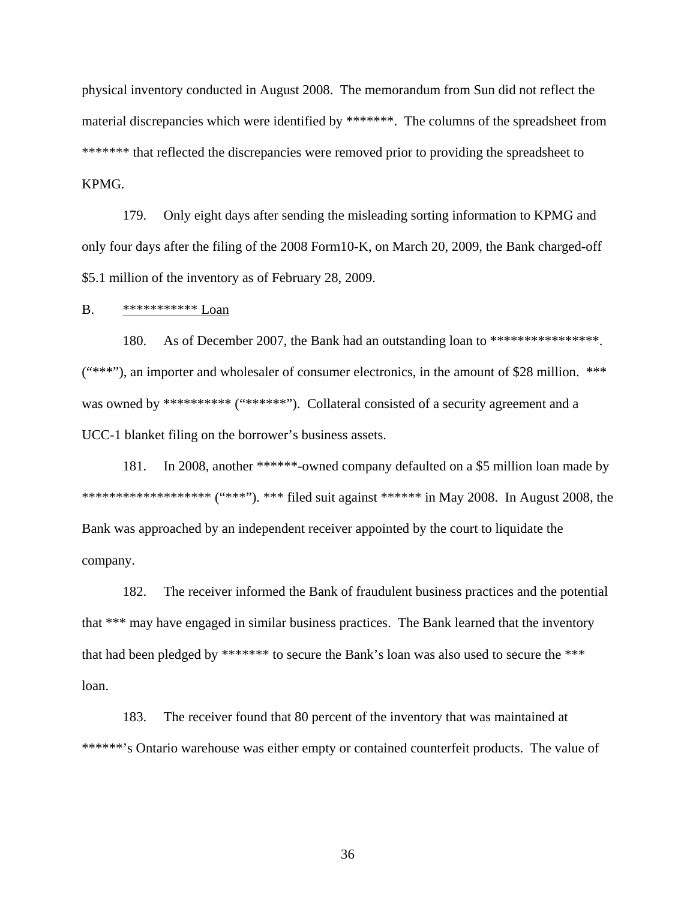physical inventory conducted in August 2008. The memorandum from Sun did not reflect the material discrepancies which were identified by *******. The columns of the spreadsheet from ******* that reflected the discrepancies were removed prior to providing the spreadsheet to KPMG.

179. Only eight days after sending the misleading sorting information to KPMG and only four days after the filing of the 2008 Form10-K, on March 20, 2009, the Bank charged-off $5.1 million of the inventory as of February 28, 2009.

B. <u>*********** Loan</u>

180. As of December 2007, the Bank had an outstanding loan to ****************. ("***"), an importer and wholesaler of consumer electronics, in the amount of $28 million. *** was owned by ********** ("******"). Collateral consisted of a security agreement and a UCC-1 blanket filing on the borrower's business assets.

181. In 2008, another ******-owned company defaulted on a $5 million loan made by ****************** ("***"). *** filed suit against ****** in May 2008. In August 2008, the Bank was approached by an independent receiver appointed by the court to liquidate the company.

182. The receiver informed the Bank of fraudulent business practices and the potential that *** may have engaged in similar business practices. The Bank learned that the inventory that had been pledged by ******* to secure the Bank's loan was also used to secure the *** loan.

183. The receiver found that 80 percent of the inventory that was maintained at ******'s Ontario warehouse was either empty or contained counterfeit products. The value of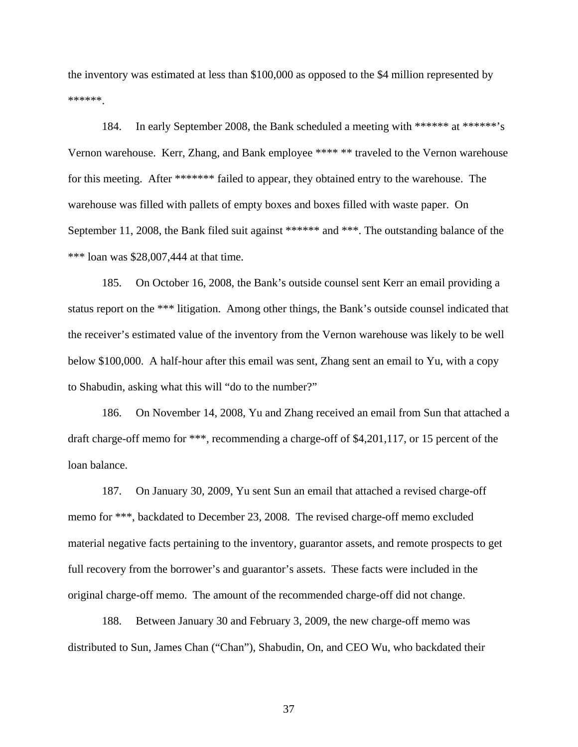the inventory was estimated at less than $100,000 as opposed to the $4 million represented by ******.

184. In early September 2008, the Bank scheduled a meeting with ****** at ******'s Vernon warehouse. Kerr, Zhang, and Bank employee **** ** traveled to the Vernon warehouse for this meeting. After ******* failed to appear, they obtained entry to the warehouse. The warehouse was filled with pallets of empty boxes and boxes filled with waste paper. On September 11, 2008, the Bank filed suit against ****** and ***. The outstanding balance of the *** loan was $28,007,444 at that time.

185. On October 16, 2008, the Bank's outside counsel sent Kerr an email providing a status report on the *** litigation. Among other things, the Bank's outside counsel indicated that the receiver's estimated value of the inventory from the Vernon warehouse was likely to be well below $100,000. A half-hour after this email was sent, Zhang sent an email to Yu, with a copy to Shabudin, asking what this will "do to the number?"

186. On November 14, 2008, Yu and Zhang received an email from Sun that attached a draft charge-off memo for ***, recommending a charge-off of $4,201,117, or 15 percent of the loan balance.

187. On January 30, 2009, Yu sent Sun an email that attached a revised charge-off memo for ***, backdated to December 23, 2008. The revised charge-off memo excluded material negative facts pertaining to the inventory, guarantor assets, and remote prospects to get full recovery from the borrower's and guarantor's assets. These facts were included in the original charge-off memo. The amount of the recommended charge-off did not change.

188. Between January 30 and February 3, 2009, the new charge-off memo was distributed to Sun, James Chan ("Chan"), Shabudin, On, and CEO Wu, who backdated their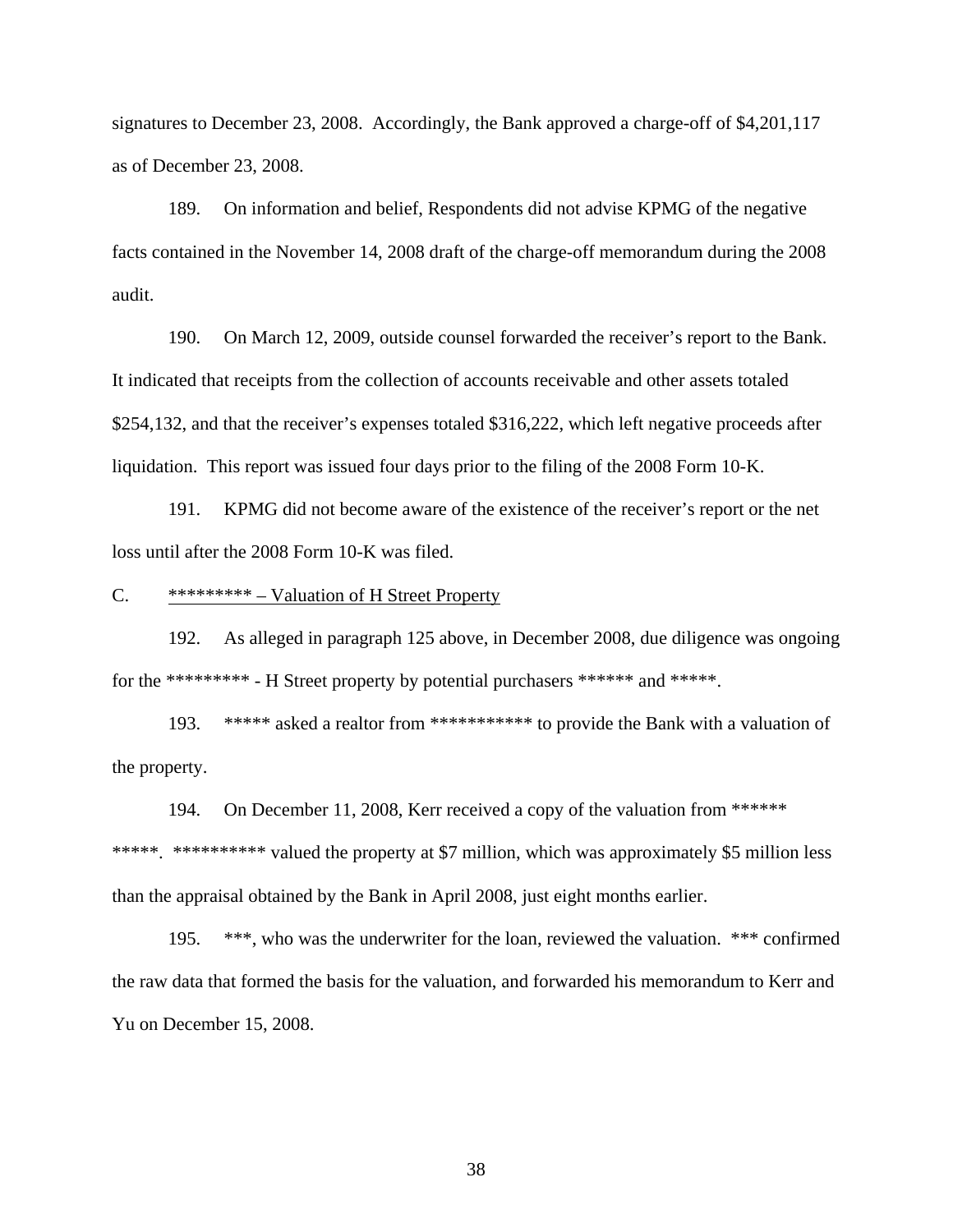signatures to December 23, 2008. Accordingly, the Bank approved a charge-off of $4,201,117 as of December 23, 2008.

189. On information and belief, Respondents did not advise KPMG of the negative facts contained in the November 14, 2008 draft of the charge-off memorandum during the 2008 audit.

190. On March 12, 2009, outside counsel forwarded the receiver's report to the Bank. It indicated that receipts from the collection of accounts receivable and other assets totaled $254,132, and that the receiver's expenses totaled $316,222, which left negative proceeds after liquidation. This report was issued four days prior to the filing of the 2008 Form 10-K.

191. KPMG did not become aware of the existence of the receiver's report or the net loss until after the 2008 Form 10-K was filed.

C. <u>********* – Valuation of H Street Property</u>

192. As alleged in paragraph 125 above, in December 2008, due diligence was ongoing for the ********* - H Street property by potential purchasers ****** and *****.

193. ***** asked a realtor from *********** to provide the Bank with a valuation of the property.

194. On December 11, 2008, Kerr received a copy of the valuation from ****** *****. ********** valued the property at $7 million, which was approximately $5 million less than the appraisal obtained by the Bank in April 2008, just eight months earlier.

195. ***, who was the underwriter for the loan, reviewed the valuation. *** confirmed the raw data that formed the basis for the valuation, and forwarded his memorandum to Kerr and Yu on December 15, 2008.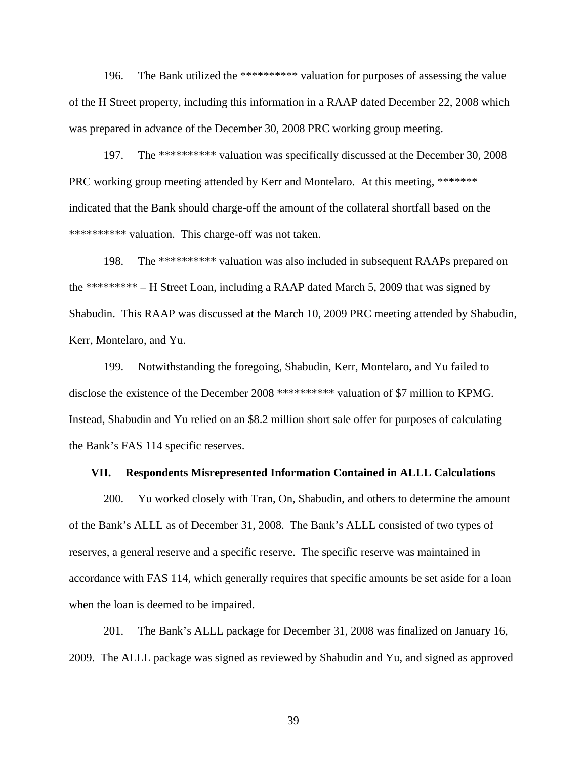196. The Bank utilized the ********** valuation for purposes of assessing the value of the H Street property, including this information in a RAAP dated December 22, 2008 which was prepared in advance of the December 30, 2008 PRC working group meeting.

197. The ********** valuation was specifically discussed at the December 30, 2008 PRC working group meeting attended by Kerr and Montelaro. At this meeting, ******* indicated that the Bank should charge-off the amount of the collateral shortfall based on the ********** valuation. This charge-off was not taken.

198. The ********** valuation was also included in subsequent RAAPs prepared on the ********* – H Street Loan, including a RAAP dated March 5, 2009 that was signed by Shabudin. This RAAP was discussed at the March 10, 2009 PRC meeting attended by Shabudin, Kerr, Montelaro, and Yu.

199. Notwithstanding the foregoing, Shabudin, Kerr, Montelaro, and Yu failed to disclose the existence of the December 2008 ********** valuation of $7 million to KPMG. Instead, Shabudin and Yu relied on an $8.2 million short sale offer for purposes of calculating the Bank's FAS 114 specific reserves.

## VII. Respondents Misrepresented Information Contained in ALLL Calculations

200. Yu worked closely with Tran, On, Shabudin, and others to determine the amount of the Bank's ALLL as of December 31, 2008. The Bank's ALLL consisted of two types of reserves, a general reserve and a specific reserve. The specific reserve was maintained in accordance with FAS 114, which generally requires that specific amounts be set aside for a loan when the loan is deemed to be impaired.

201. The Bank's ALLL package for December 31, 2008 was finalized on January 16, 2009. The ALLL package was signed as reviewed by Shabudin and Yu, and signed as approved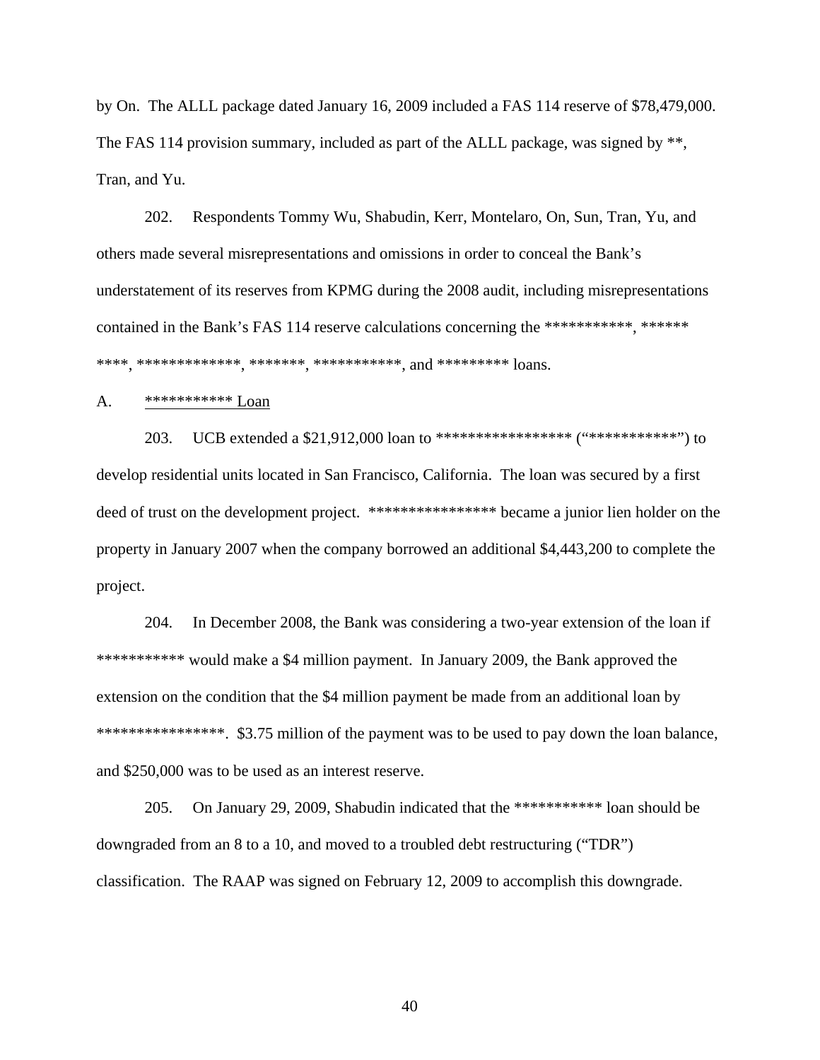by On. The ALLL package dated January 16, 2009 included a FAS 114 reserve of $78,479,000. The FAS 114 provision summary, included as part of the ALLL package, was signed by **, Tran, and Yu.

202. Respondents Tommy Wu, Shabudin, Kerr, Montelaro, On, Sun, Tran, Yu, and others made several misrepresentations and omissions in order to conceal the Bank's understatement of its reserves from KPMG during the 2008 audit, including misrepresentations contained in the Bank's FAS 114 reserve calculations concerning the ***********, ****** ****, *************, *******, ***********, and ********* loans.

A. <u>*********** Loan</u>

203. UCB extended a $21,912,000 loan to ***************** ("***********") to develop residential units located in San Francisco, California. The loan was secured by a first deed of trust on the development project. **************** became a junior lien holder on the property in January 2007 when the company borrowed an additional $4,443,200 to complete the project.

204. In December 2008, the Bank was considering a two-year extension of the loan if *********** would make a $4 million payment. In January 2009, the Bank approved the extension on the condition that the $4 million payment be made from an additional loan by ****************. $3.75 million of the payment was to be used to pay down the loan balance, and $250,000 was to be used as an interest reserve.

205. On January 29, 2009, Shabudin indicated that the *********** loan should be downgraded from an 8 to a 10, and moved to a troubled debt restructuring ("TDR") classification. The RAAP was signed on February 12, 2009 to accomplish this downgrade.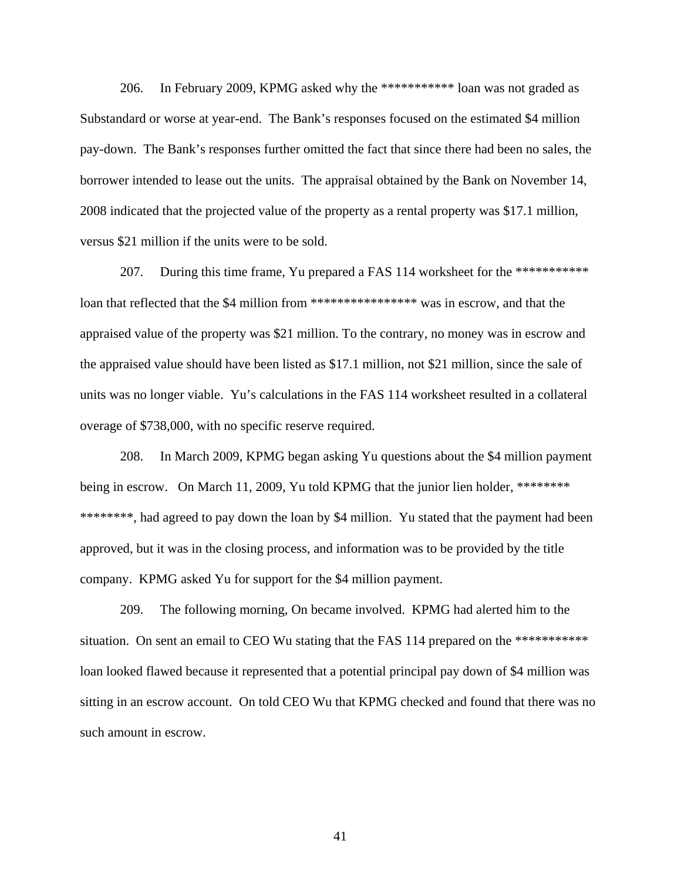206. In February 2009, KPMG asked why the *********** loan was not graded as Substandard or worse at year-end. The Bank's responses focused on the estimated $4 million pay-down. The Bank's responses further omitted the fact that since there had been no sales, the borrower intended to lease out the units. The appraisal obtained by the Bank on November 14, 2008 indicated that the projected value of the property as a rental property was $17.1 million, versus $21 million if the units were to be sold.

207. During this time frame, Yu prepared a FAS 114 worksheet for the *********** loan that reflected that the $4 million from **************** was in escrow, and that the appraised value of the property was $21 million. To the contrary, no money was in escrow and the appraised value should have been listed as $17.1 million, not $21 million, since the sale of units was no longer viable. Yu's calculations in the FAS 114 worksheet resulted in a collateral overage of $738,000, with no specific reserve required.

208. In March 2009, KPMG began asking Yu questions about the $4 million payment being in escrow. On March 11, 2009, Yu told KPMG that the junior lien holder, ******** ********, had agreed to pay down the loan by $4 million. Yu stated that the payment had been approved, but it was in the closing process, and information was to be provided by the title company. KPMG asked Yu for support for the $4 million payment.

209. The following morning, On became involved. KPMG had alerted him to the situation. On sent an email to CEO Wu stating that the FAS 114 prepared on the *********** loan looked flawed because it represented that a potential principal pay down of $4 million was sitting in an escrow account. On told CEO Wu that KPMG checked and found that there was no such amount in escrow.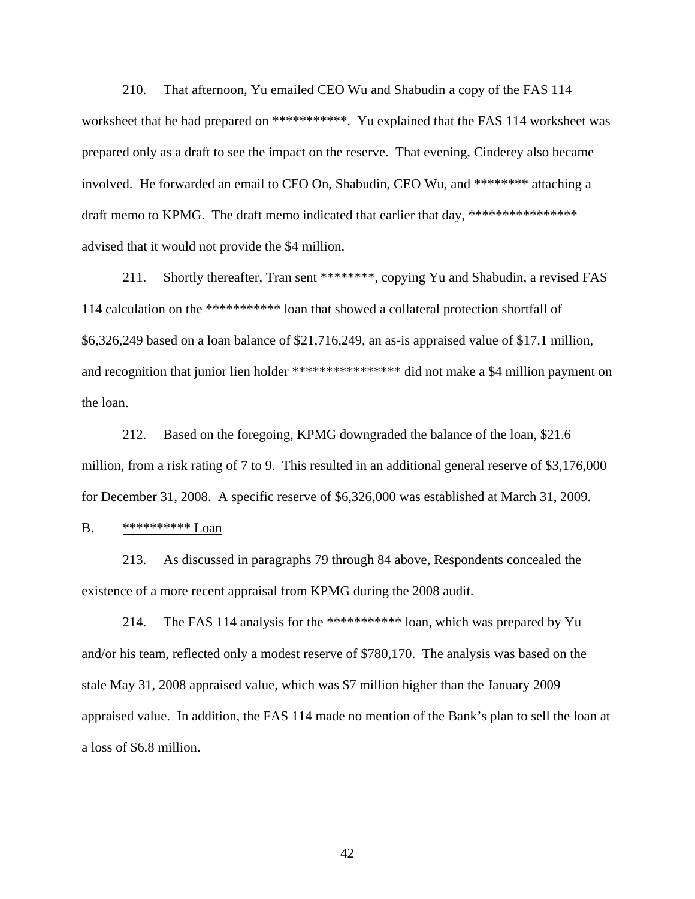210. That afternoon, Yu emailed CEO Wu and Shabudin a copy of the FAS 114 worksheet that he had prepared on ***********. Yu explained that the FAS 114 worksheet was prepared only as a draft to see the impact on the reserve. That evening, Cinderey also became involved. He forwarded an email to CFO On, Shabudin, CEO Wu, and ******** attaching a draft memo to KPMG. The draft memo indicated that earlier that day, **************** advised that it would not provide the $4 million.

211. Shortly thereafter, Tran sent ********, copying Yu and Shabudin, a revised FAS 114 calculation on the *********** loan that showed a collateral protection shortfall of $6,326,249 based on a loan balance of $21,716,249, an as-is appraised value of $17.1 million, and recognition that junior lien holder **************** did not make a $4 million payment on the loan.

212. Based on the foregoing, KPMG downgraded the balance of the loan, $21.6 million, from a risk rating of 7 to 9. This resulted in an additional general reserve of $3,176,000 for December 31, 2008. A specific reserve of $6,326,000 was established at March 31, 2009.

B. <u>********** Loan</u>

213. As discussed in paragraphs 79 through 84 above, Respondents concealed the existence of a more recent appraisal from KPMG during the 2008 audit.

214. The FAS 114 analysis for the *********** loan, which was prepared by Yu and/or his team, reflected only a modest reserve of $780,170. The analysis was based on the stale May 31, 2008 appraised value, which was $7 million higher than the January 2009 appraised value. In addition, the FAS 114 made no mention of the Bank's plan to sell the loan at a loss of $6.8 million.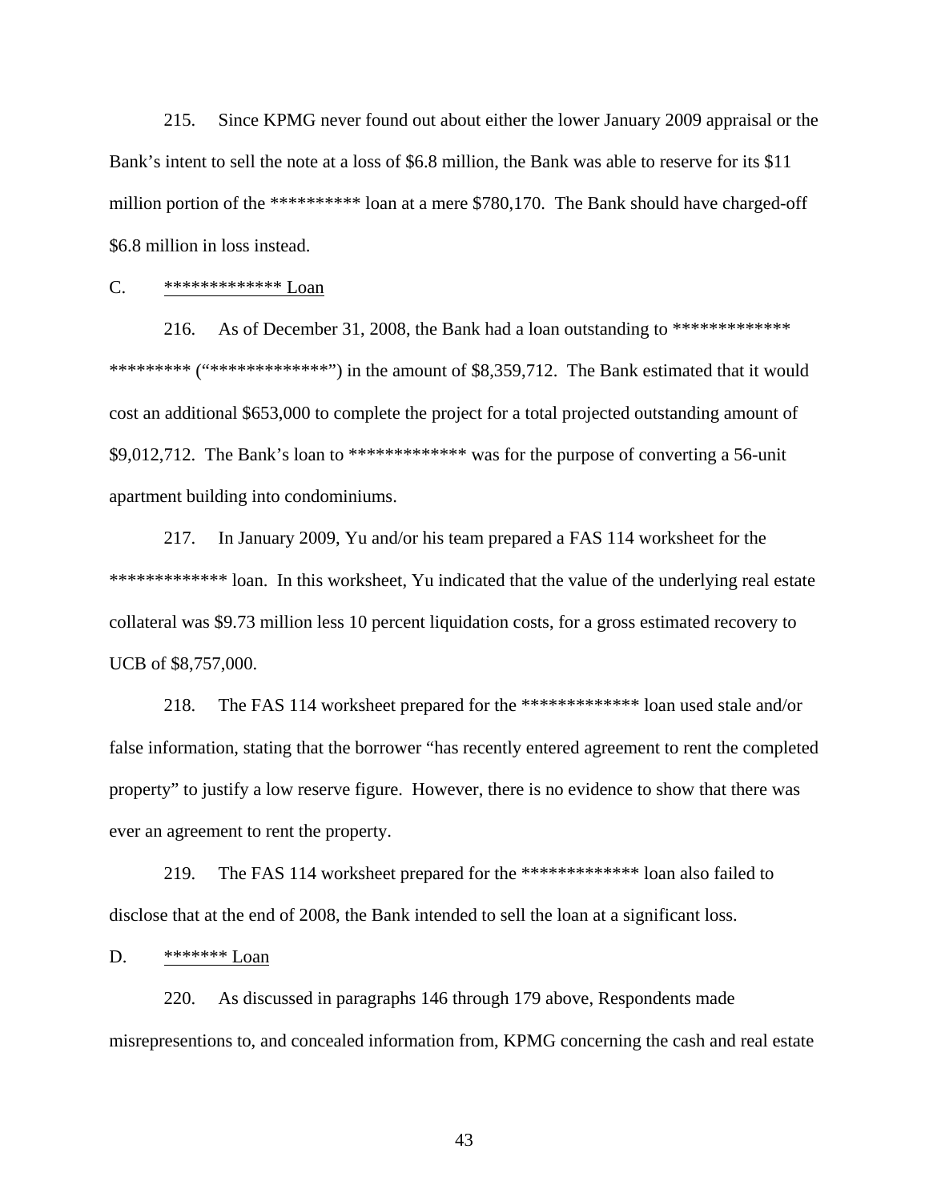215. Since KPMG never found out about either the lower January 2009 appraisal or the Bank's intent to sell the note at a loss of $6.8 million, the Bank was able to reserve for its $11 million portion of the ********** loan at a mere $780,170. The Bank should have charged-off $6.8 million in loss instead.

C. <u>************* Loan</u>

216. As of December 31, 2008, the Bank had a loan outstanding to ************* ********* ("*************") in the amount of $8,359,712. The Bank estimated that it would cost an additional $653,000 to complete the project for a total projected outstanding amount of $9,012,712. The Bank's loan to ************* was for the purpose of converting a 56-unit apartment building into condominiums.

217. In January 2009, Yu and/or his team prepared a FAS 114 worksheet for the ************* loan. In this worksheet, Yu indicated that the value of the underlying real estate collateral was $9.73 million less 10 percent liquidation costs, for a gross estimated recovery to UCB of $8,757,000.

218. The FAS 114 worksheet prepared for the ************* loan used stale and/or false information, stating that the borrower "has recently entered agreement to rent the completed property" to justify a low reserve figure. However, there is no evidence to show that there was ever an agreement to rent the property.

219. The FAS 114 worksheet prepared for the ************* loan also failed to disclose that at the end of 2008, the Bank intended to sell the loan at a significant loss.

D. <u>******* Loan</u>

220. As discussed in paragraphs 146 through 179 above, Respondents made misrepresentions to, and concealed information from, KPMG concerning the cash and real estate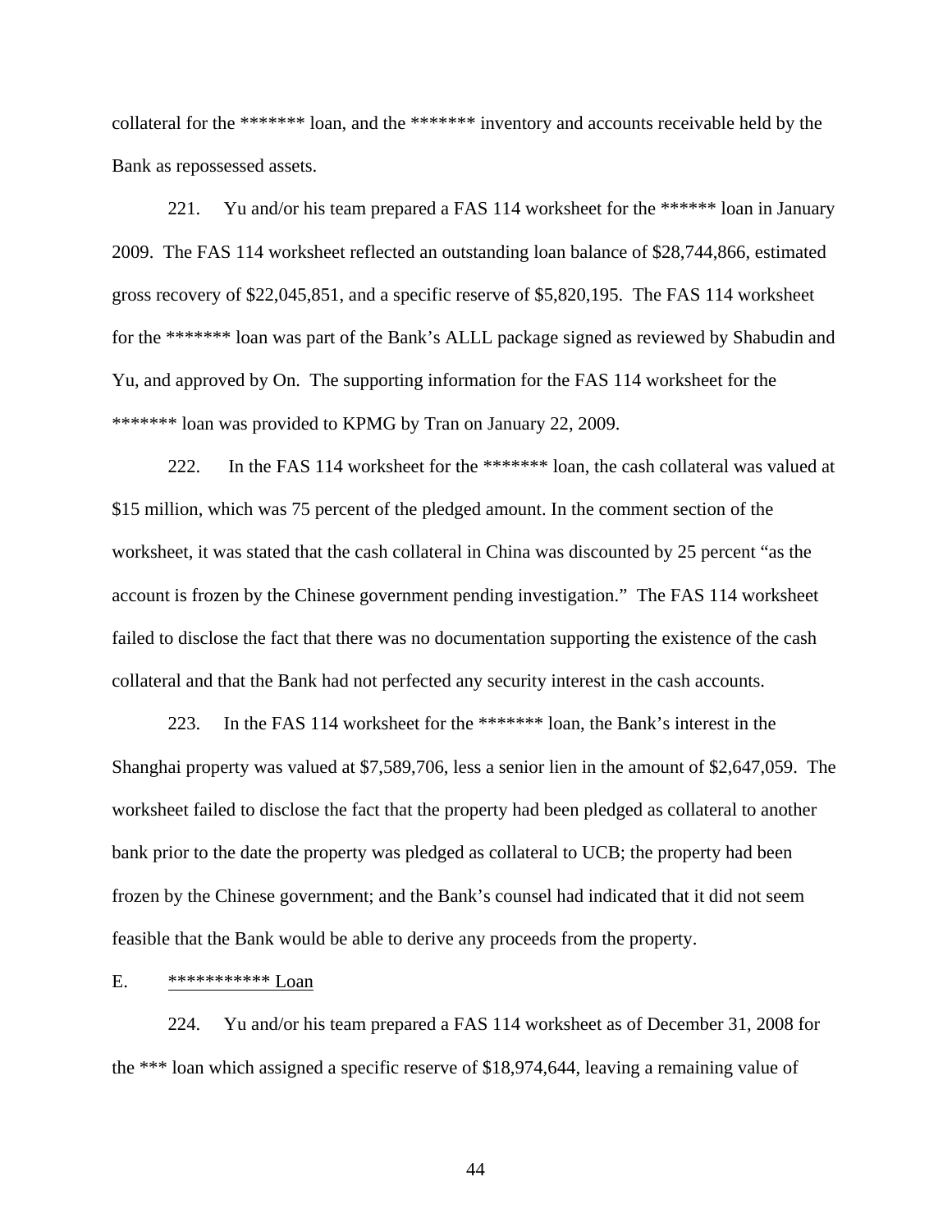collateral for the ******* loan, and the ******* inventory and accounts receivable held by the Bank as repossessed assets.

221. Yu and/or his team prepared a FAS 114 worksheet for the ****** loan in January 2009. The FAS 114 worksheet reflected an outstanding loan balance of $28,744,866, estimated gross recovery of $22,045,851, and a specific reserve of $5,820,195. The FAS 114 worksheet for the ******* loan was part of the Bank's ALLL package signed as reviewed by Shabudin and Yu, and approved by On. The supporting information for the FAS 114 worksheet for the ******* loan was provided to KPMG by Tran on January 22, 2009.

222. In the FAS 114 worksheet for the ******* loan, the cash collateral was valued at $15 million, which was 75 percent of the pledged amount. In the comment section of the worksheet, it was stated that the cash collateral in China was discounted by 25 percent "as the account is frozen by the Chinese government pending investigation." The FAS 114 worksheet failed to disclose the fact that there was no documentation supporting the existence of the cash collateral and that the Bank had not perfected any security interest in the cash accounts.

223. In the FAS 114 worksheet for the ******* loan, the Bank's interest in the Shanghai property was valued at $7,589,706, less a senior lien in the amount of $2,647,059. The worksheet failed to disclose the fact that the property had been pledged as collateral to another bank prior to the date the property was pledged as collateral to UCB; the property had been frozen by the Chinese government; and the Bank's counsel had indicated that it did not seem feasible that the Bank would be able to derive any proceeds from the property.

E. *********** Loan

224. Yu and/or his team prepared a FAS 114 worksheet as of December 31, 2008 for the *** loan which assigned a specific reserve of $18,974,644, leaving a remaining value of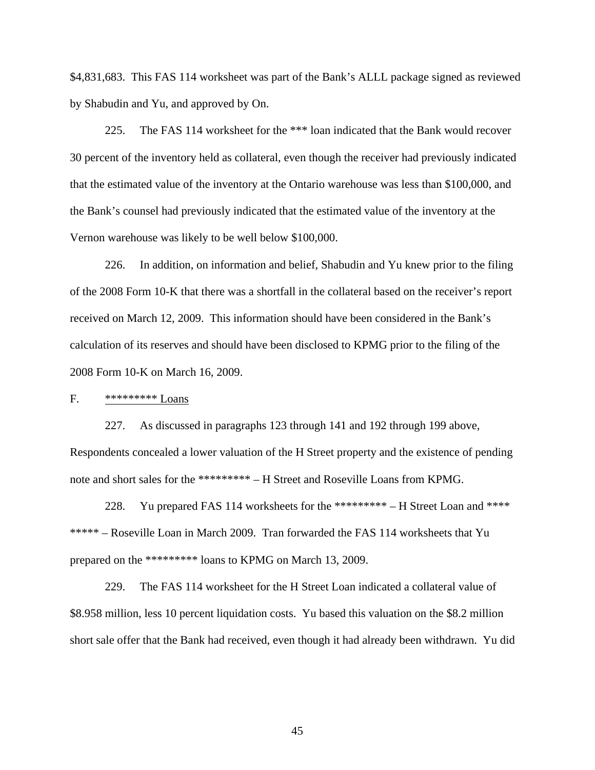$4,831,683. This FAS 114 worksheet was part of the Bank's ALLL package signed as reviewed by Shabudin and Yu, and approved by On.

225. The FAS 114 worksheet for the *** loan indicated that the Bank would recover 30 percent of the inventory held as collateral, even though the receiver had previously indicated that the estimated value of the inventory at the Ontario warehouse was less than $100,000, and the Bank's counsel had previously indicated that the estimated value of the inventory at the Vernon warehouse was likely to be well below $100,000.

226. In addition, on information and belief, Shabudin and Yu knew prior to the filing of the 2008 Form 10-K that there was a shortfall in the collateral based on the receiver's report received on March 12, 2009. This information should have been considered in the Bank's calculation of its reserves and should have been disclosed to KPMG prior to the filing of the 2008 Form 10-K on March 16, 2009.

F. <u>********* Loans</u>

227. As discussed in paragraphs 123 through 141 and 192 through 199 above, Respondents concealed a lower valuation of the H Street property and the existence of pending note and short sales for the ********* – H Street and Roseville Loans from KPMG.

228. Yu prepared FAS 114 worksheets for the ********* – H Street Loan and **** ***** – Roseville Loan in March 2009. Tran forwarded the FAS 114 worksheets that Yu prepared on the ********* loans to KPMG on March 13, 2009.

229. The FAS 114 worksheet for the H Street Loan indicated a collateral value of $8.958 million, less 10 percent liquidation costs. Yu based this valuation on the $8.2 million short sale offer that the Bank had received, even though it had already been withdrawn. Yu did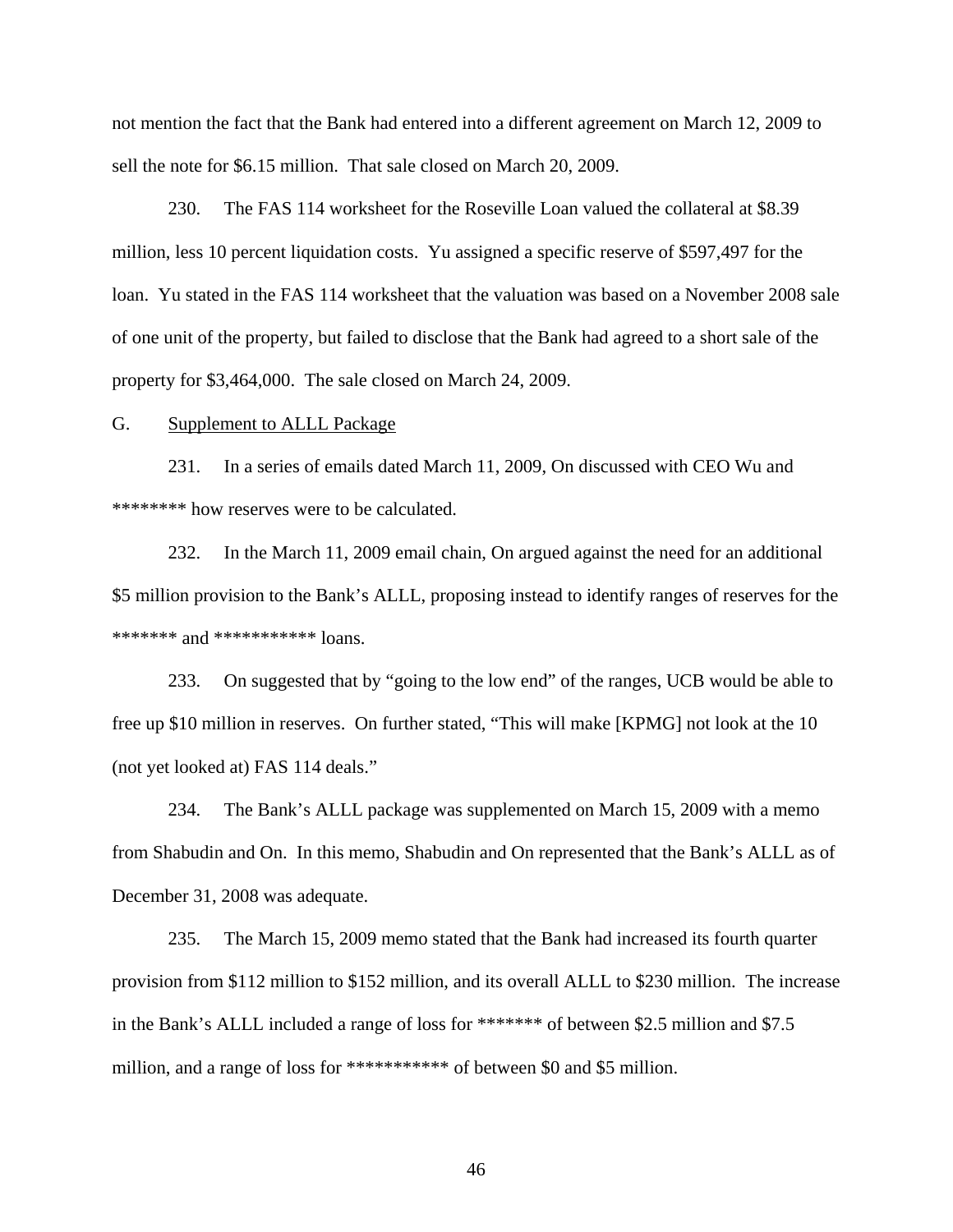not mention the fact that the Bank had entered into a different agreement on March 12, 2009 to sell the note for $6.15 million. That sale closed on March 20, 2009.

230. The FAS 114 worksheet for the Roseville Loan valued the collateral at $8.39 million, less 10 percent liquidation costs. Yu assigned a specific reserve of $597,497 for the loan. Yu stated in the FAS 114 worksheet that the valuation was based on a November 2008 sale of one unit of the property, but failed to disclose that the Bank had agreed to a short sale of the property for $3,464,000. The sale closed on March 24, 2009.

G. Supplement to ALLL Package

231. In a series of emails dated March 11, 2009, On discussed with CEO Wu and ******** how reserves were to be calculated.

232. In the March 11, 2009 email chain, On argued against the need for an additional $5 million provision to the Bank's ALLL, proposing instead to identify ranges of reserves for the ******* and *********** loans.

233. On suggested that by "going to the low end" of the ranges, UCB would be able to free up $10 million in reserves. On further stated, "This will make [KPMG] not look at the 10 (not yet looked at) FAS 114 deals."

234. The Bank's ALLL package was supplemented on March 15, 2009 with a memo from Shabudin and On. In this memo, Shabudin and On represented that the Bank's ALLL as of December 31, 2008 was adequate.

235. The March 15, 2009 memo stated that the Bank had increased its fourth quarter provision from $112 million to $152 million, and its overall ALLL to $230 million. The increase in the Bank's ALLL included a range of loss for ******* of between $2.5 million and $7.5 million, and a range of loss for *********** of between $0 and $5 million.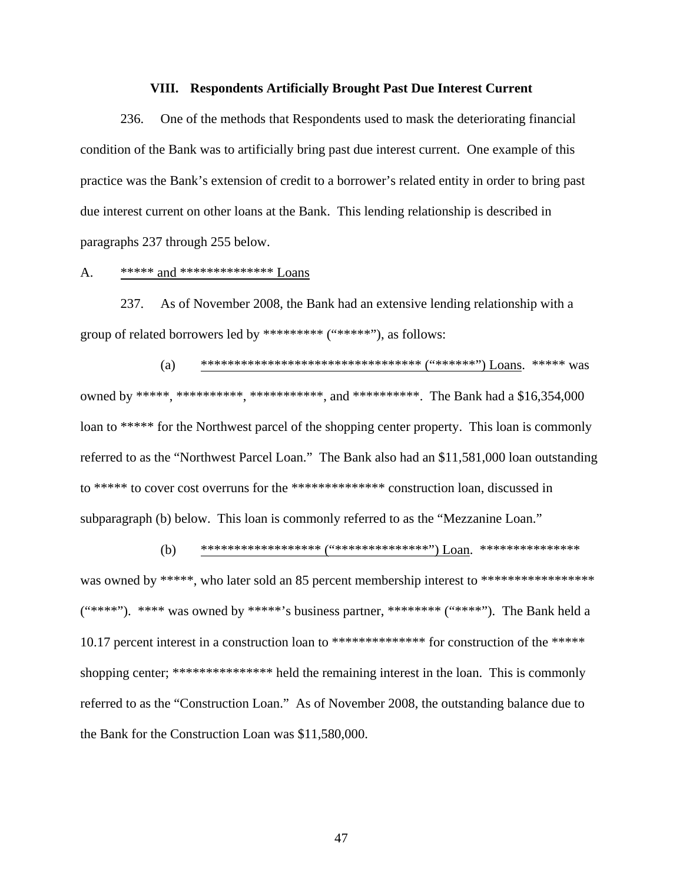## VIII. Respondents Artificially Brought Past Due Interest Current

236. One of the methods that Respondents used to mask the deteriorating financial condition of the Bank was to artificially bring past due interest current. One example of this practice was the Bank's extension of credit to a borrower's related entity in order to bring past due interest current on other loans at the Bank. This lending relationship is described in paragraphs 237 through 255 below.

A. ***** and ************** Loans

237. As of November 2008, the Bank had an extensive lending relationship with a group of related borrowers led by ********* ("*****"), as follows:

(a) ********************************* ("******") Loans. ***** was owned by *****, **********, ***********, and **********. The Bank had a $16,354,000 loan to ***** for the Northwest parcel of the shopping center property. This loan is commonly referred to as the "Northwest Parcel Loan." The Bank also had an $11,581,000 loan outstanding to ***** to cover cost overruns for the ************** construction loan, discussed in subparagraph (b) below. This loan is commonly referred to as the "Mezzanine Loan."

(b) ****************** ("**************") Loan. *************** was owned by *****, who later sold an 85 percent membership interest to ***************** ("****"). **** was owned by *****'s business partner, ******** ("****"). The Bank held a 10.17 percent interest in a construction loan to ************** for construction of the ***** shopping center; *************** held the remaining interest in the loan. This is commonly referred to as the "Construction Loan." As of November 2008, the outstanding balance due to the Bank for the Construction Loan was $11,580,000.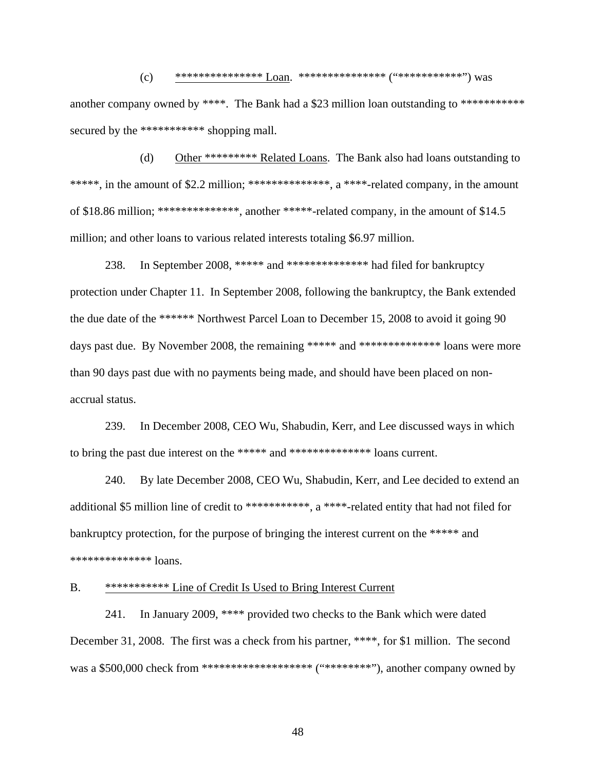(c) ***************** Loan. *************** ("***********") was another company owned by ****. The Bank had a $23 million loan outstanding to *********** secured by the *********** shopping mall.

(d) Other ********* Related Loans. The Bank also had loans outstanding to *****, in the amount of $2.2 million; **************, a ****-related company, in the amount of $18.86 million; **************, another *****-related company, in the amount of $14.5 million; and other loans to various related interests totaling $6.97 million.

238. In September 2008, ***** and ************** had filed for bankruptcy protection under Chapter 11. In September 2008, following the bankruptcy, the Bank extended the due date of the ****** Northwest Parcel Loan to December 15, 2008 to avoid it going 90 days past due. By November 2008, the remaining ***** and ************** loans were more than 90 days past due with no payments being made, and should have been placed on non-accrual status.

239. In December 2008, CEO Wu, Shabudin, Kerr, and Lee discussed ways in which to bring the past due interest on the ***** and ************** loans current.

240. By late December 2008, CEO Wu, Shabudin, Kerr, and Lee decided to extend an additional $5 million line of credit to ***********, a ****-related entity that had not filed for bankruptcy protection, for the purpose of bringing the interest current on the ***** and ************** loans.

## B. *********** Line of Credit Is Used to Bring Interest Current

241. In January 2009, **** provided two checks to the Bank which were dated December 31, 2008. The first was a check from his partner, ****, for $1 million. The second was a $500,000 check from ******************* ("*********"), another company owned by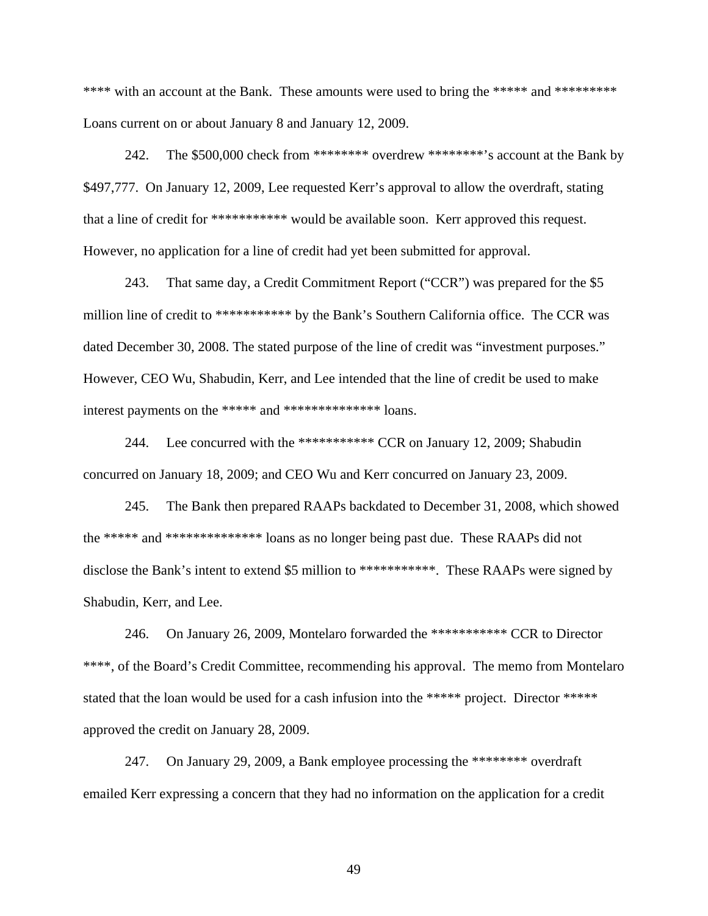**** with an account at the Bank. These amounts were used to bring the ***** and ********* Loans current on or about January 8 and January 12, 2009.

242. The $500,000 check from ******** overdrew ********'s account at the Bank by $497,777. On January 12, 2009, Lee requested Kerr's approval to allow the overdraft, stating that a line of credit for *********** would be available soon. Kerr approved this request. However, no application for a line of credit had yet been submitted for approval.

243. That same day, a Credit Commitment Report ("CCR") was prepared for the $5 million line of credit to *********** by the Bank's Southern California office. The CCR was dated December 30, 2008. The stated purpose of the line of credit was "investment purposes." However, CEO Wu, Shabudin, Kerr, and Lee intended that the line of credit be used to make interest payments on the ***** and ************** loans.

244. Lee concurred with the *********** CCR on January 12, 2009; Shabudin concurred on January 18, 2009; and CEO Wu and Kerr concurred on January 23, 2009.

245. The Bank then prepared RAAPs backdated to December 31, 2008, which showed the ***** and ************** loans as no longer being past due. These RAAPs did not disclose the Bank's intent to extend $5 million to ***********. These RAAPs were signed by Shabudin, Kerr, and Lee.

246. On January 26, 2009, Montelaro forwarded the *********** CCR to Director ****, of the Board's Credit Committee, recommending his approval. The memo from Montelaro stated that the loan would be used for a cash infusion into the ***** project. Director ***** approved the credit on January 28, 2009.

247. On January 29, 2009, a Bank employee processing the ******** overdraft emailed Kerr expressing a concern that they had no information on the application for a credit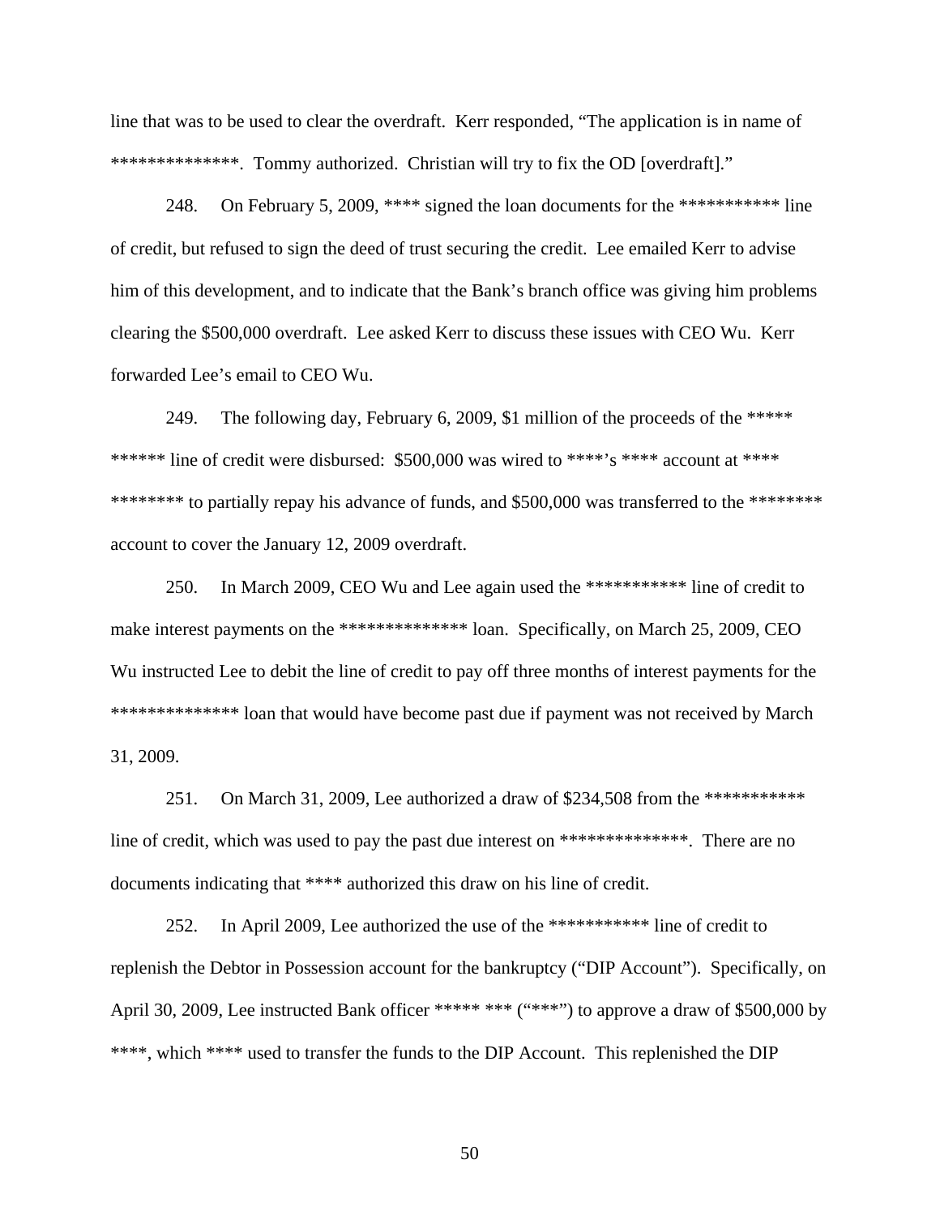line that was to be used to clear the overdraft. Kerr responded, "The application is in name of **************. Tommy authorized. Christian will try to fix the OD [overdraft]."

248. On February 5, 2009, **** signed the loan documents for the *********** line of credit, but refused to sign the deed of trust securing the credit. Lee emailed Kerr to advise him of this development, and to indicate that the Bank's branch office was giving him problems clearing the $500,000 overdraft. Lee asked Kerr to discuss these issues with CEO Wu. Kerr forwarded Lee's email to CEO Wu.

249. The following day, February 6, 2009, $1 million of the proceeds of the ***** ****** line of credit were disbursed: $500,000 was wired to ****'s **** account at **** ******** to partially repay his advance of funds, and $500,000 was transferred to the ******** account to cover the January 12, 2009 overdraft.

250. In March 2009, CEO Wu and Lee again used the *********** line of credit to make interest payments on the ************** loan. Specifically, on March 25, 2009, CEO Wu instructed Lee to debit the line of credit to pay off three months of interest payments for the ************** loan that would have become past due if payment was not received by March 31, 2009.

251. On March 31, 2009, Lee authorized a draw of $234,508 from the *********** line of credit, which was used to pay the past due interest on **************. There are no documents indicating that **** authorized this draw on his line of credit.

252. In April 2009, Lee authorized the use of the *********** line of credit to replenish the Debtor in Possession account for the bankruptcy ("DIP Account"). Specifically, on April 30, 2009, Lee instructed Bank officer ***** *** ("***") to approve a draw of $500,000 by ****, which **** used to transfer the funds to the DIP Account. This replenished the DIP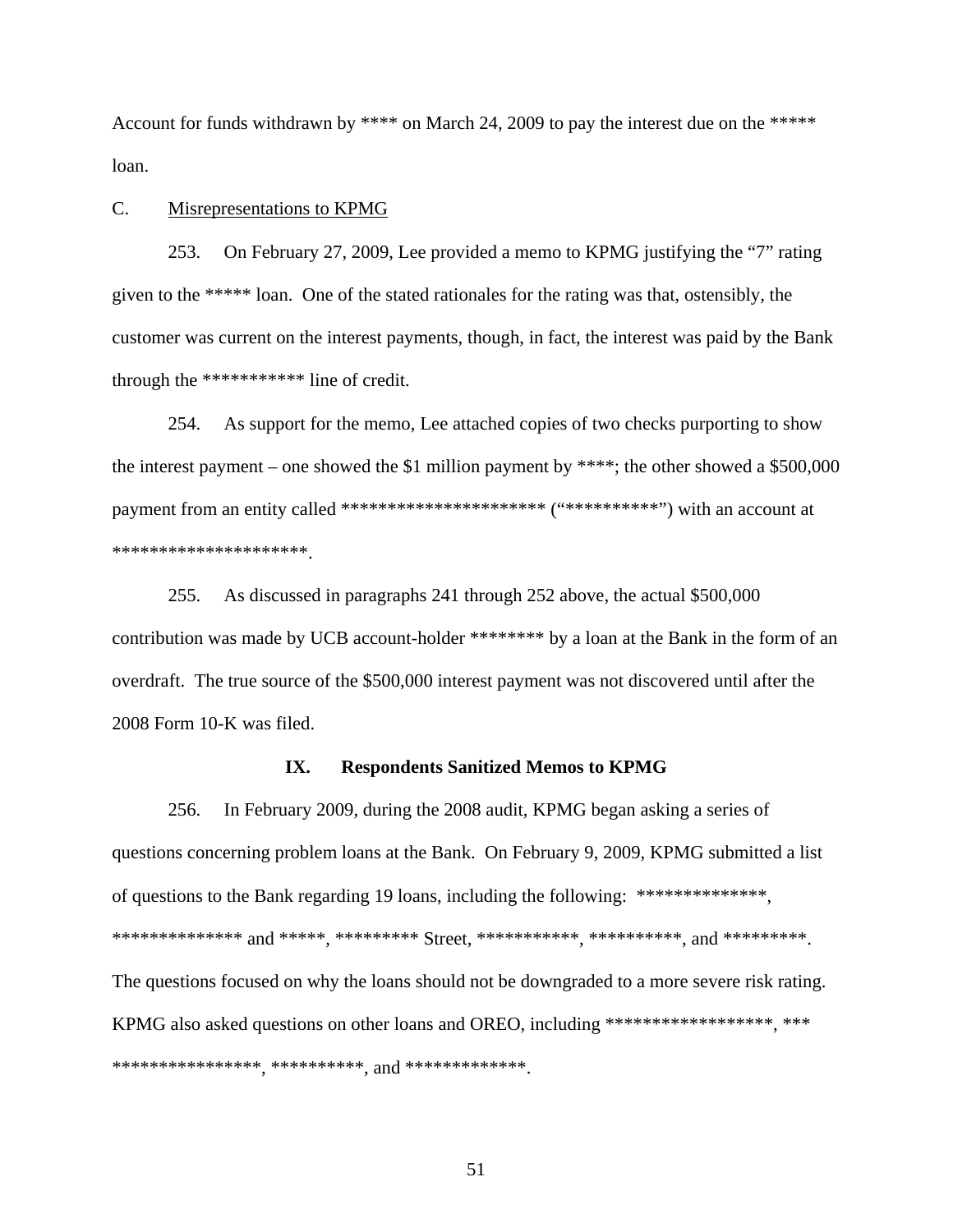Account for funds withdrawn by **** on March 24, 2009 to pay the interest due on the ***** loan.

C. Misrepresentations to KPMG

253. On February 27, 2009, Lee provided a memo to KPMG justifying the "7" rating given to the ***** loan. One of the stated rationales for the rating was that, ostensibly, the customer was current on the interest payments, though, in fact, the interest was paid by the Bank through the *********** line of credit.

254. As support for the memo, Lee attached copies of two checks purporting to show the interest payment – one showed the $1 million payment by ****; the other showed a $500,000 payment from an entity called ********************** ("**********") with an account at *********************.

255. As discussed in paragraphs 241 through 252 above, the actual $500,000 contribution was made by UCB account-holder ******** by a loan at the Bank in the form of an overdraft. The true source of the $500,000 interest payment was not discovered until after the 2008 Form 10-K was filed.

## IX. Respondents Sanitized Memos to KPMG

256. In February 2009, during the 2008 audit, KPMG began asking a series of questions concerning problem loans at the Bank. On February 9, 2009, KPMG submitted a list of questions to the Bank regarding 19 loans, including the following: **************, ************** and *****, ********* Street, ***********, **********, and *********. The questions focused on why the loans should not be downgraded to a more severe risk rating. KPMG also asked questions on other loans and OREO, including ******************, *** ****************, **********, and *************.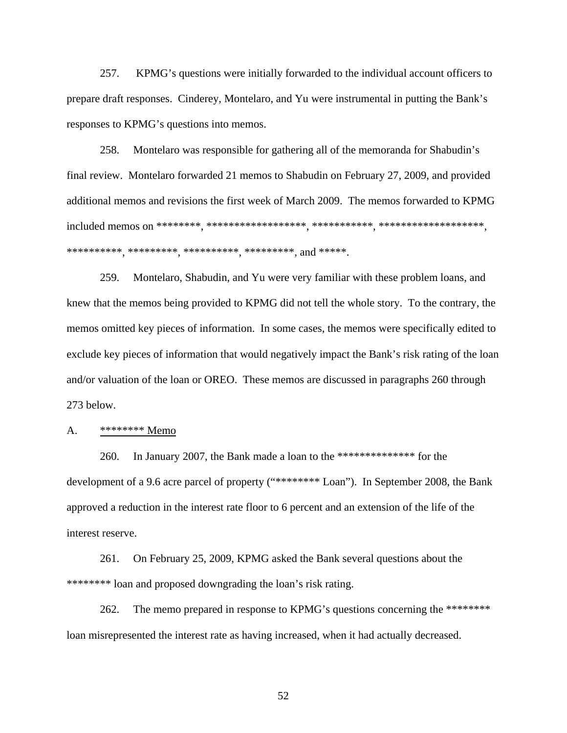257. KPMG's questions were initially forwarded to the individual account officers to prepare draft responses. Cinderey, Montelaro, and Yu were instrumental in putting the Bank's responses to KPMG's questions into memos.

258. Montelaro was responsible for gathering all of the memoranda for Shabudin's final review. Montelaro forwarded 21 memos to Shabudin on February 27, 2009, and provided additional memos and revisions the first week of March 2009. The memos forwarded to KPMG included memos on ********, ******************, ***********, *******************, **********, *********, **********, *********, and *****.

259. Montelaro, Shabudin, and Yu were very familiar with these problem loans, and knew that the memos being provided to KPMG did not tell the whole story. To the contrary, the memos omitted key pieces of information. In some cases, the memos were specifically edited to exclude key pieces of information that would negatively impact the Bank's risk rating of the loan and/or valuation of the loan or OREO. These memos are discussed in paragraphs 260 through 273 below.

A. ******** Memo

260. In January 2007, the Bank made a loan to the ************** for the development of a 9.6 acre parcel of property ("******** Loan"). In September 2008, the Bank approved a reduction in the interest rate floor to 6 percent and an extension of the life of the interest reserve.

261. On February 25, 2009, KPMG asked the Bank several questions about the ******** loan and proposed downgrading the loan's risk rating.

262. The memo prepared in response to KPMG's questions concerning the ******** loan misrepresented the interest rate as having increased, when it had actually decreased.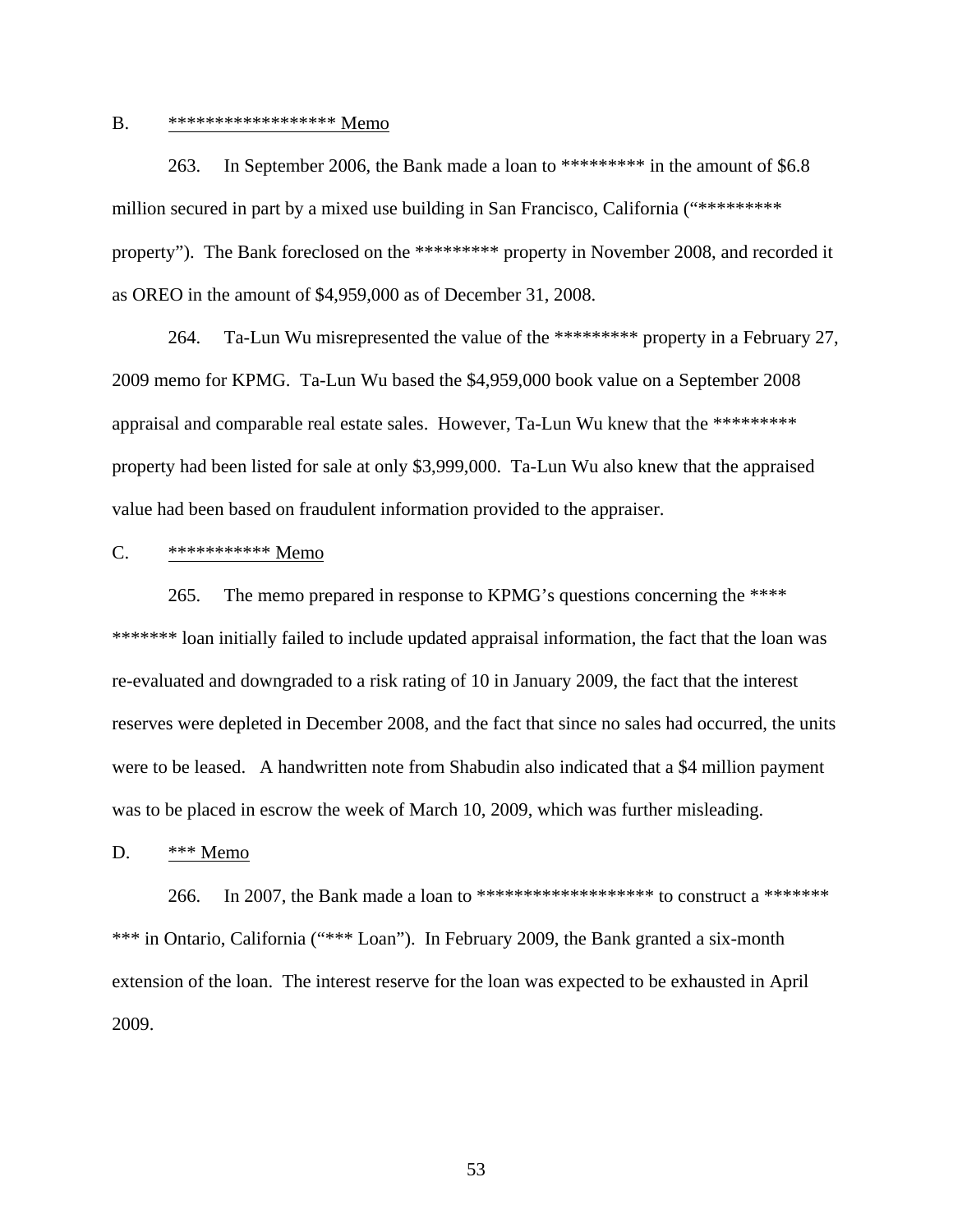B. ****************** Memo

263. In September 2006, the Bank made a loan to ********* in the amount of $6.8 million secured in part by a mixed use building in San Francisco, California ("********* property"). The Bank foreclosed on the ********* property in November 2008, and recorded it as OREO in the amount of $4,959,000 as of December 31, 2008.

264. Ta-Lun Wu misrepresented the value of the ********* property in a February 27, 2009 memo for KPMG. Ta-Lun Wu based the $4,959,000 book value on a September 2008 appraisal and comparable real estate sales. However, Ta-Lun Wu knew that the ********* property had been listed for sale at only $3,999,000. Ta-Lun Wu also knew that the appraised value had been based on fraudulent information provided to the appraiser.

C. *********** Memo

265. The memo prepared in response to KPMG's questions concerning the **** ******* loan initially failed to include updated appraisal information, the fact that the loan was re-evaluated and downgraded to a risk rating of 10 in January 2009, the fact that the interest reserves were depleted in December 2008, and the fact that since no sales had occurred, the units were to be leased. A handwritten note from Shabudin also indicated that a $4 million payment was to be placed in escrow the week of March 10, 2009, which was further misleading.

D. *** Memo

266. In 2007, the Bank made a loan to ******************* to construct a ******* *** in Ontario, California ("*** Loan"). In February 2009, the Bank granted a six-month extension of the loan. The interest reserve for the loan was expected to be exhausted in April 2009.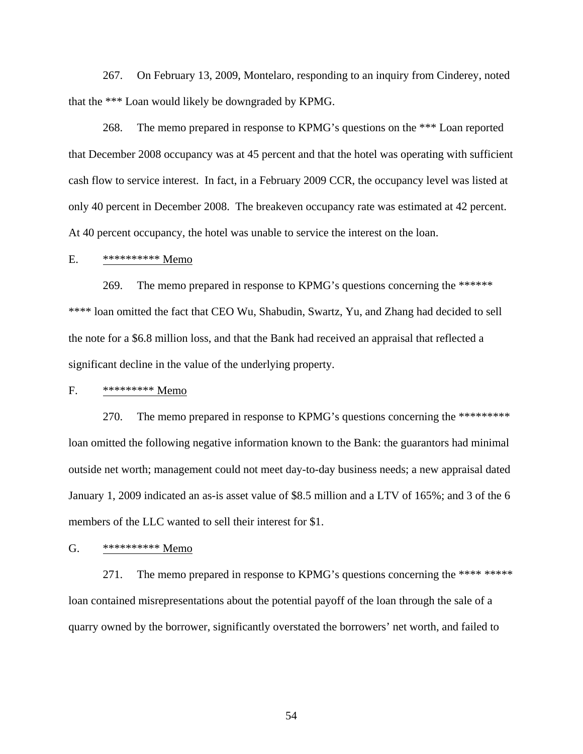267. On February 13, 2009, Montelaro, responding to an inquiry from Cinderey, noted that the *** Loan would likely be downgraded by KPMG.

268. The memo prepared in response to KPMG's questions on the *** Loan reported that December 2008 occupancy was at 45 percent and that the hotel was operating with sufficient cash flow to service interest. In fact, in a February 2009 CCR, the occupancy level was listed at only 40 percent in December 2008. The breakeven occupancy rate was estimated at 42 percent. At 40 percent occupancy, the hotel was unable to service the interest on the loan.

E. <u>********** Memo</u>

269. The memo prepared in response to KPMG's questions concerning the ****** **** loan omitted the fact that CEO Wu, Shabudin, Swartz, Yu, and Zhang had decided to sell the note for a $6.8 million loss, and that the Bank had received an appraisal that reflected a significant decline in the value of the underlying property.

F. <u>********* Memo</u>

270. The memo prepared in response to KPMG's questions concerning the ********* loan omitted the following negative information known to the Bank: the guarantors had minimal outside net worth; management could not meet day-to-day business needs; a new appraisal dated January 1, 2009 indicated an as-is asset value of $8.5 million and a LTV of 165%; and 3 of the 6 members of the LLC wanted to sell their interest for $1.

G. <u>********** Memo</u>

271. The memo prepared in response to KPMG's questions concerning the **** ***** loan contained misrepresentations about the potential payoff of the loan through the sale of a quarry owned by the borrower, significantly overstated the borrowers' net worth, and failed to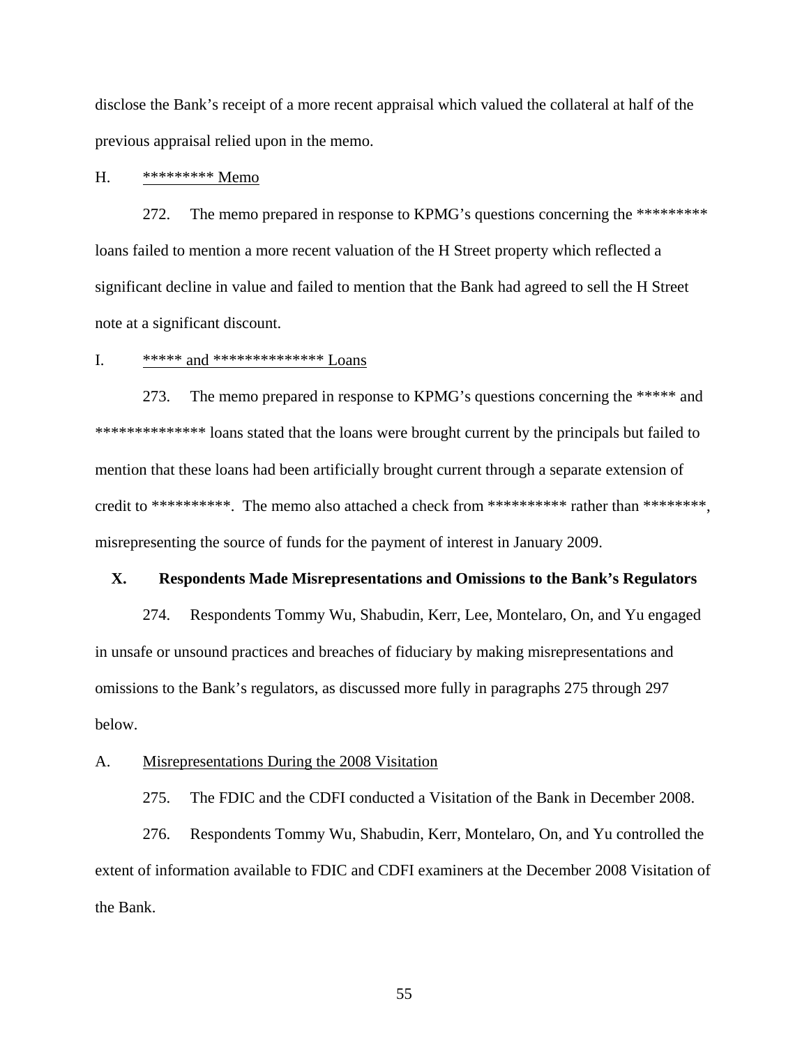disclose the Bank's receipt of a more recent appraisal which valued the collateral at half of the previous appraisal relied upon in the memo.

H. ********* Memo

272. The memo prepared in response to KPMG's questions concerning the ********* loans failed to mention a more recent valuation of the H Street property which reflected a significant decline in value and failed to mention that the Bank had agreed to sell the H Street note at a significant discount.

I. ***** and ************** Loans

273. The memo prepared in response to KPMG's questions concerning the ***** and ************** loans stated that the loans were brought current by the principals but failed to mention that these loans had been artificially brought current through a separate extension of credit to **********. The memo also attached a check from ********** rather than ********, misrepresenting the source of funds for the payment of interest in January 2009.

## X. Respondents Made Misrepresentations and Omissions to the Bank's Regulators

274. Respondents Tommy Wu, Shabudin, Kerr, Lee, Montelaro, On, and Yu engaged in unsafe or unsound practices and breaches of fiduciary by making misrepresentations and omissions to the Bank's regulators, as discussed more fully in paragraphs 275 through 297 below.

A. Misrepresentations During the 2008 Visitation

275. The FDIC and the CDFI conducted a Visitation of the Bank in December 2008.

276. Respondents Tommy Wu, Shabudin, Kerr, Montelaro, On, and Yu controlled the extent of information available to FDIC and CDFI examiners at the December 2008 Visitation of the Bank.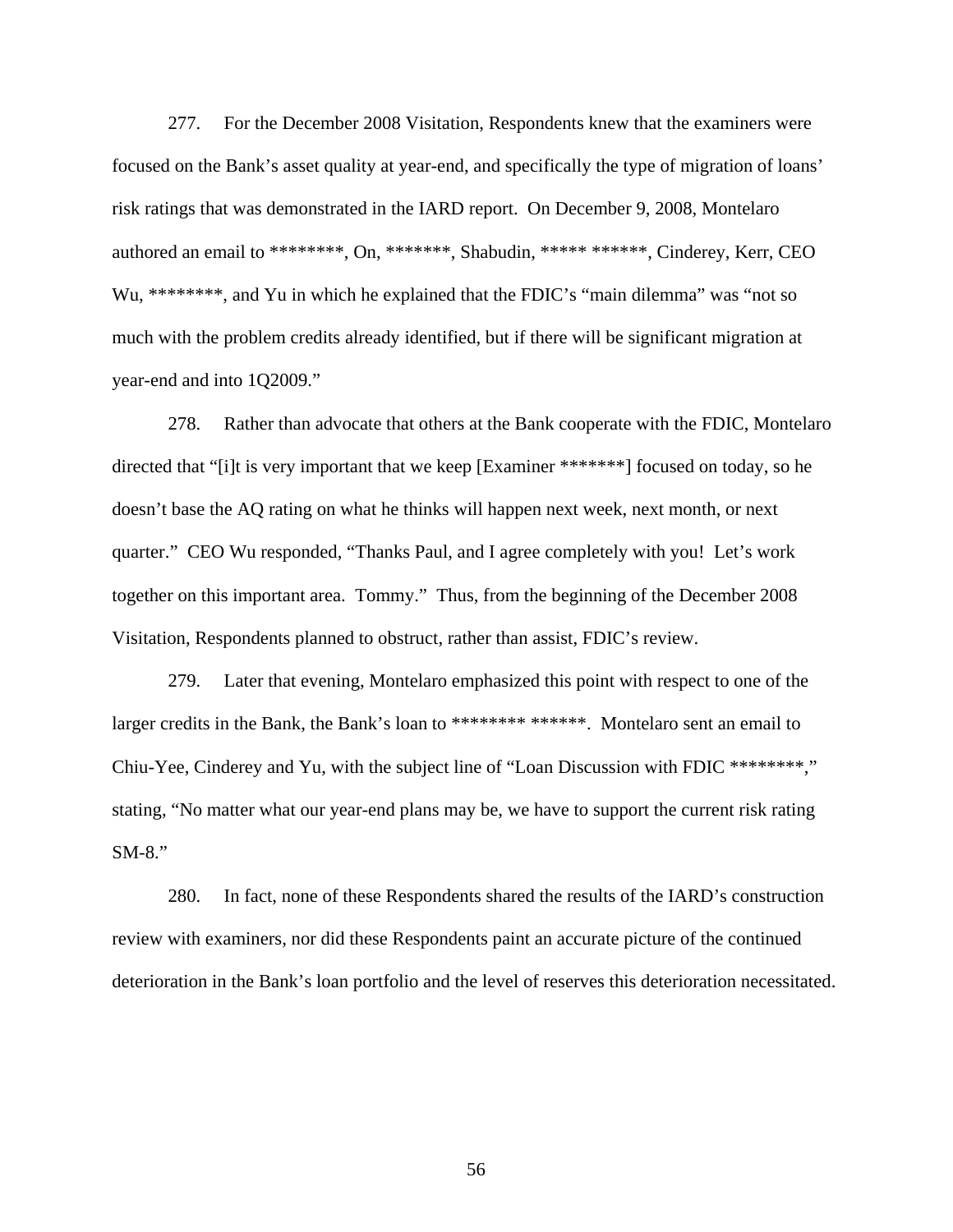277. For the December 2008 Visitation, Respondents knew that the examiners were focused on the Bank's asset quality at year-end, and specifically the type of migration of loans' risk ratings that was demonstrated in the IARD report. On December 9, 2008, Montelaro authored an email to ********, On, *******, Shabudin, ***** ******, Cinderey, Kerr, CEO Wu, ********, and Yu in which he explained that the FDIC's "main dilemma" was "not so much with the problem credits already identified, but if there will be significant migration at year-end and into 1Q2009."

278. Rather than advocate that others at the Bank cooperate with the FDIC, Montelaro directed that "[i]t is very important that we keep [Examiner *******] focused on today, so he doesn't base the AQ rating on what he thinks will happen next week, next month, or next quarter." CEO Wu responded, "Thanks Paul, and I agree completely with you! Let's work together on this important area. Tommy." Thus, from the beginning of the December 2008 Visitation, Respondents planned to obstruct, rather than assist, FDIC's review.

279. Later that evening, Montelaro emphasized this point with respect to one of the larger credits in the Bank, the Bank's loan to ******** ******. Montelaro sent an email to Chiu-Yee, Cinderey and Yu, with the subject line of "Loan Discussion with FDIC ********," stating, "No matter what our year-end plans may be, we have to support the current risk rating SM-8."

280. In fact, none of these Respondents shared the results of the IARD's construction review with examiners, nor did these Respondents paint an accurate picture of the continued deterioration in the Bank's loan portfolio and the level of reserves this deterioration necessitated.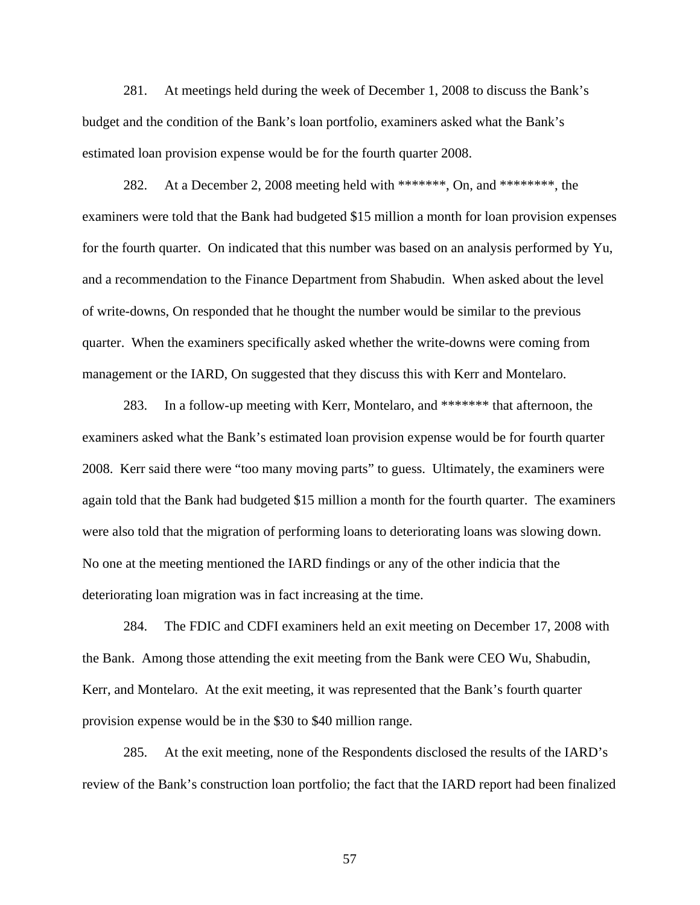281. At meetings held during the week of December 1, 2008 to discuss the Bank's budget and the condition of the Bank's loan portfolio, examiners asked what the Bank's estimated loan provision expense would be for the fourth quarter 2008.

282. At a December 2, 2008 meeting held with *******, On, and ********, the examiners were told that the Bank had budgeted $15 million a month for loan provision expenses for the fourth quarter. On indicated that this number was based on an analysis performed by Yu, and a recommendation to the Finance Department from Shabudin. When asked about the level of write-downs, On responded that he thought the number would be similar to the previous quarter. When the examiners specifically asked whether the write-downs were coming from management or the IARD, On suggested that they discuss this with Kerr and Montelaro.

283. In a follow-up meeting with Kerr, Montelaro, and ******* that afternoon, the examiners asked what the Bank's estimated loan provision expense would be for fourth quarter 2008. Kerr said there were "too many moving parts" to guess. Ultimately, the examiners were again told that the Bank had budgeted $15 million a month for the fourth quarter. The examiners were also told that the migration of performing loans to deteriorating loans was slowing down. No one at the meeting mentioned the IARD findings or any of the other indicia that the deteriorating loan migration was in fact increasing at the time.

284. The FDIC and CDFI examiners held an exit meeting on December 17, 2008 with the Bank. Among those attending the exit meeting from the Bank were CEO Wu, Shabudin, Kerr, and Montelaro. At the exit meeting, it was represented that the Bank's fourth quarter provision expense would be in the $30 to $40 million range.

285. At the exit meeting, none of the Respondents disclosed the results of the IARD's review of the Bank's construction loan portfolio; the fact that the IARD report had been finalized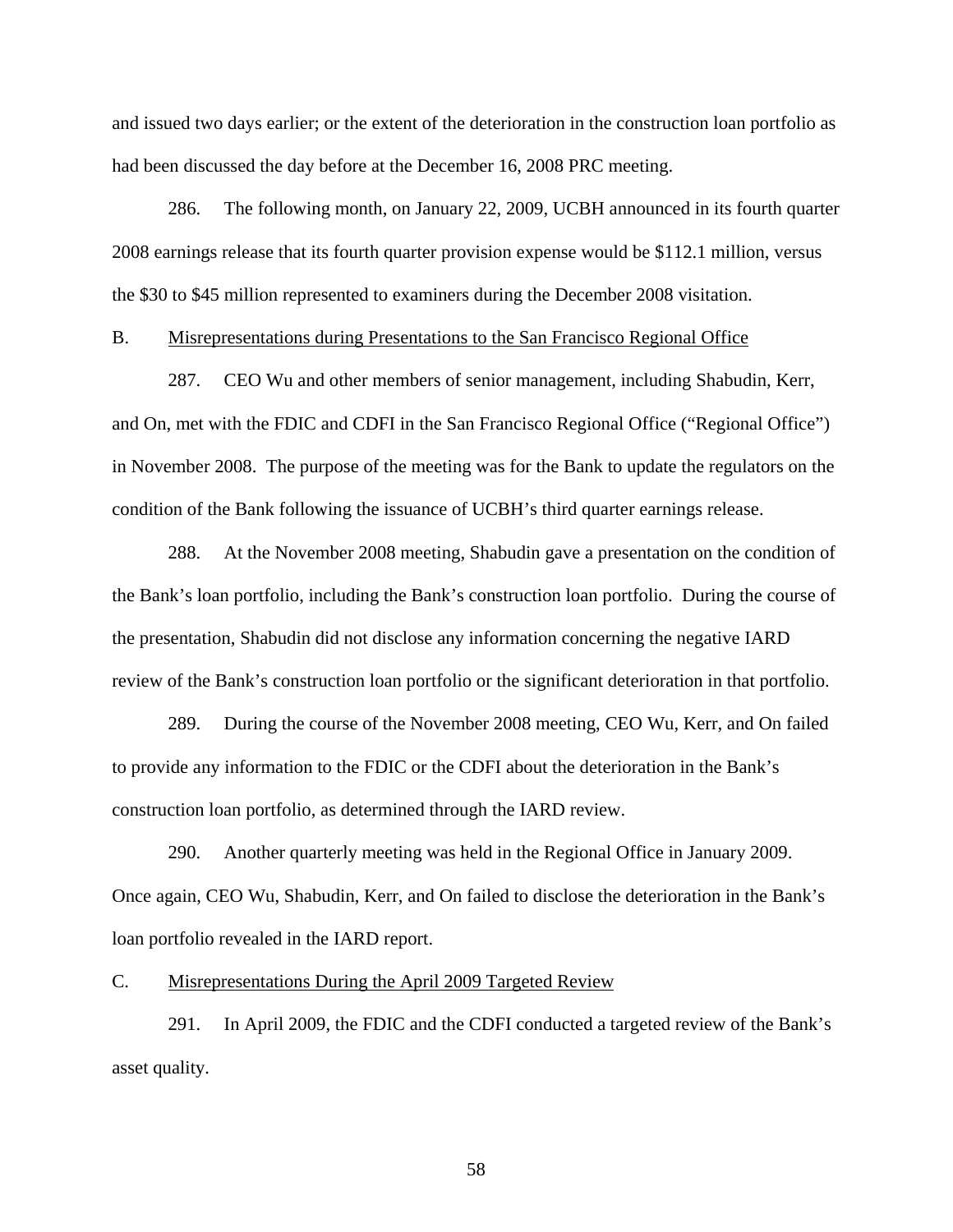and issued two days earlier; or the extent of the deterioration in the construction loan portfolio as had been discussed the day before at the December 16, 2008 PRC meeting.

286. The following month, on January 22, 2009, UCBH announced in its fourth quarter 2008 earnings release that its fourth quarter provision expense would be $112.1 million, versus the $30 to $45 million represented to examiners during the December 2008 visitation.

B. <u>Misrepresentations during Presentations to the San Francisco Regional Office</u>

287. CEO Wu and other members of senior management, including Shabudin, Kerr, and On, met with the FDIC and CDFI in the San Francisco Regional Office ("Regional Office") in November 2008. The purpose of the meeting was for the Bank to update the regulators on the condition of the Bank following the issuance of UCBH's third quarter earnings release.

288. At the November 2008 meeting, Shabudin gave a presentation on the condition of the Bank's loan portfolio, including the Bank's construction loan portfolio. During the course of the presentation, Shabudin did not disclose any information concerning the negative IARD review of the Bank's construction loan portfolio or the significant deterioration in that portfolio.

289. During the course of the November 2008 meeting, CEO Wu, Kerr, and On failed to provide any information to the FDIC or the CDFI about the deterioration in the Bank's construction loan portfolio, as determined through the IARD review.

290. Another quarterly meeting was held in the Regional Office in January 2009. Once again, CEO Wu, Shabudin, Kerr, and On failed to disclose the deterioration in the Bank's loan portfolio revealed in the IARD report.

C. <u>Misrepresentations During the April 2009 Targeted Review</u>

291. In April 2009, the FDIC and the CDFI conducted a targeted review of the Bank's asset quality.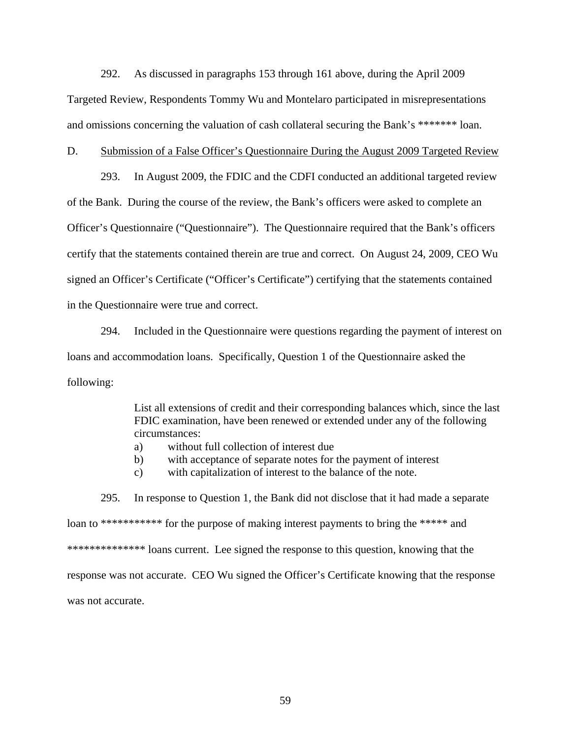292. As discussed in paragraphs 153 through 161 above, during the April 2009 Targeted Review, Respondents Tommy Wu and Montelaro participated in misrepresentations and omissions concerning the valuation of cash collateral securing the Bank's ******* loan.

D. Submission of a False Officer's Questionnaire During the August 2009 Targeted Review

293. In August 2009, the FDIC and the CDFI conducted an additional targeted review of the Bank. During the course of the review, the Bank's officers were asked to complete an Officer's Questionnaire ("Questionnaire"). The Questionnaire required that the Bank's officers certify that the statements contained therein are true and correct. On August 24, 2009, CEO Wu signed an Officer's Certificate ("Officer's Certificate") certifying that the statements contained in the Questionnaire were true and correct.

294. Included in the Questionnaire were questions regarding the payment of interest on loans and accommodation loans. Specifically, Question 1 of the Questionnaire asked the following:

> List all extensions of credit and their corresponding balances which, since the last FDIC examination, have been renewed or extended under any of the following circumstances:
>
> a) without full collection of interest due
>
> b) with acceptance of separate notes for the payment of interest
>
> c) with capitalization of interest to the balance of the note.

295. In response to Question 1, the Bank did not disclose that it had made a separate loan to *********** for the purpose of making interest payments to bring the ***** and ************** loans current. Lee signed the response to this question, knowing that the response was not accurate. CEO Wu signed the Officer's Certificate knowing that the response was not accurate.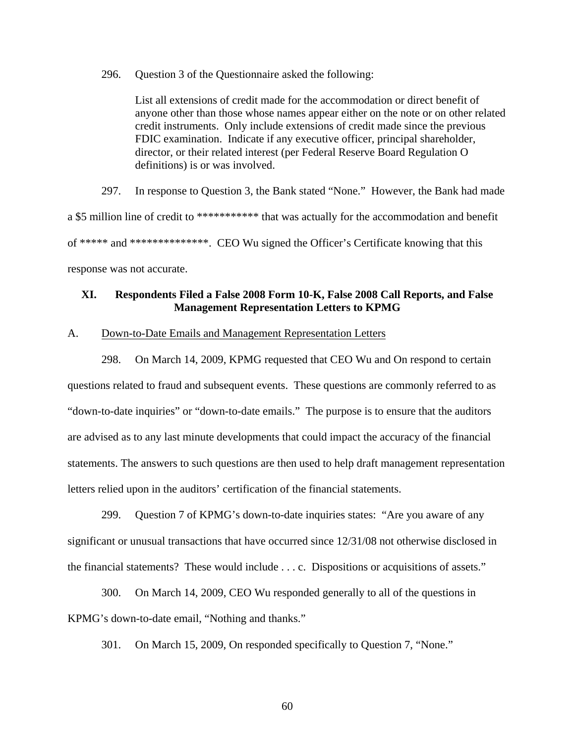296. Question 3 of the Questionnaire asked the following:

> List all extensions of credit made for the accommodation or direct benefit of anyone other than those whose names appear either on the note or on other related credit instruments. Only include extensions of credit made since the previous FDIC examination. Indicate if any executive officer, principal shareholder, director, or their related interest (per Federal Reserve Board Regulation O definitions) is or was involved.

297. In response to Question 3, the Bank stated "None." However, the Bank had made a $5 million line of credit to *********** that was actually for the accommodation and benefit of ***** and **************. CEO Wu signed the Officer's Certificate knowing that this response was not accurate.

## XI. Respondents Filed a False 2008 Form 10-K, False 2008 Call Reports, and False Management Representation Letters to KPMG

### A. Down-to-Date Emails and Management Representation Letters

298. On March 14, 2009, KPMG requested that CEO Wu and On respond to certain questions related to fraud and subsequent events. These questions are commonly referred to as "down-to-date inquiries" or "down-to-date emails." The purpose is to ensure that the auditors are advised as to any last minute developments that could impact the accuracy of the financial statements. The answers to such questions are then used to help draft management representation letters relied upon in the auditors' certification of the financial statements.

299. Question 7 of KPMG's down-to-date inquiries states: "Are you aware of any significant or unusual transactions that have occurred since 12/31/08 not otherwise disclosed in the financial statements? These would include . . . c. Dispositions or acquisitions of assets."

300. On March 14, 2009, CEO Wu responded generally to all of the questions in KPMG's down-to-date email, "Nothing and thanks."

301. On March 15, 2009, On responded specifically to Question 7, "None."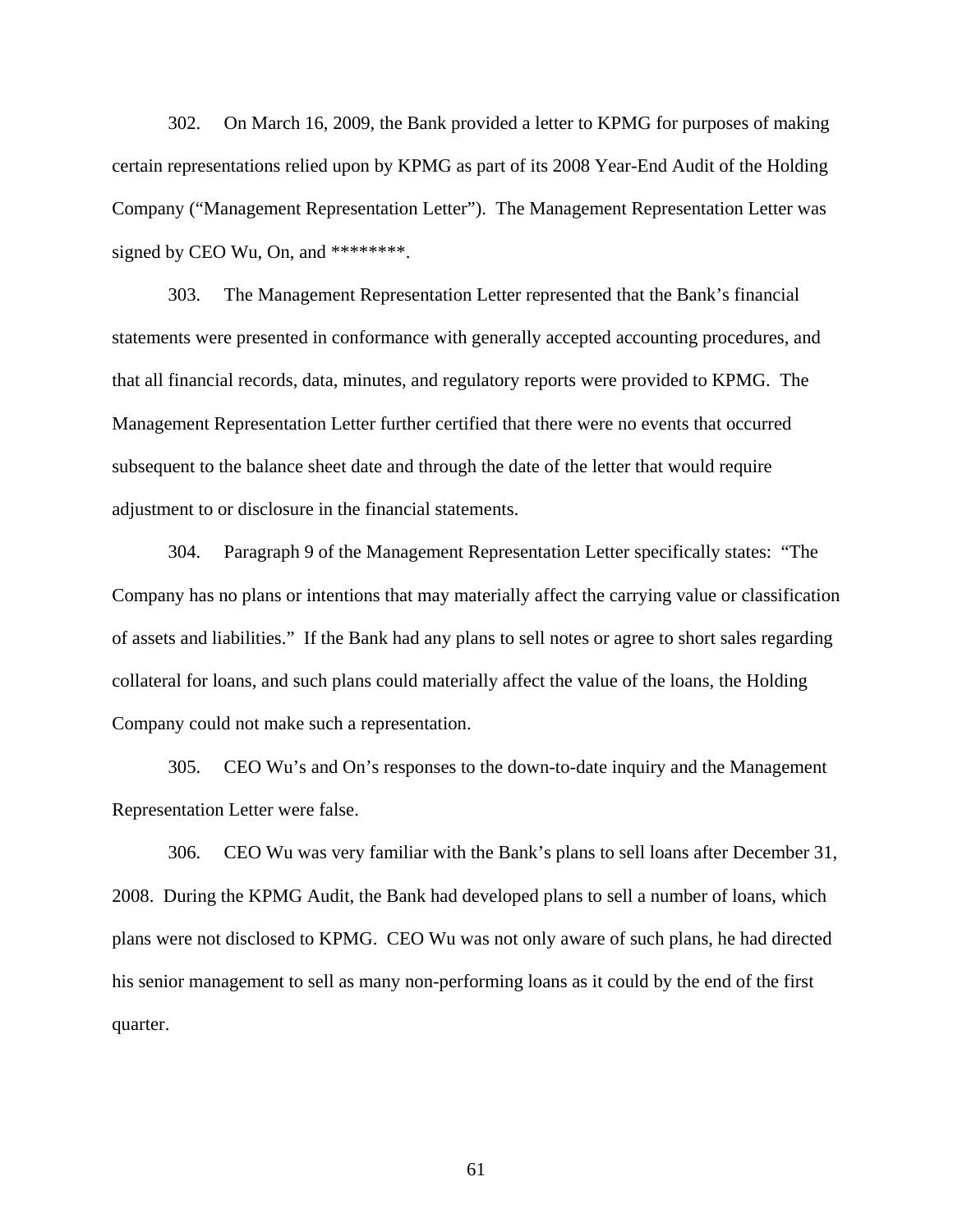302. On March 16, 2009, the Bank provided a letter to KPMG for purposes of making certain representations relied upon by KPMG as part of its 2008 Year-End Audit of the Holding Company ("Management Representation Letter"). The Management Representation Letter was signed by CEO Wu, On, and ********.

303. The Management Representation Letter represented that the Bank's financial statements were presented in conformance with generally accepted accounting procedures, and that all financial records, data, minutes, and regulatory reports were provided to KPMG. The Management Representation Letter further certified that there were no events that occurred subsequent to the balance sheet date and through the date of the letter that would require adjustment to or disclosure in the financial statements.

304. Paragraph 9 of the Management Representation Letter specifically states: "The Company has no plans or intentions that may materially affect the carrying value or classification of assets and liabilities." If the Bank had any plans to sell notes or agree to short sales regarding collateral for loans, and such plans could materially affect the value of the loans, the Holding Company could not make such a representation.

305. CEO Wu's and On's responses to the down-to-date inquiry and the Management Representation Letter were false.

306. CEO Wu was very familiar with the Bank's plans to sell loans after December 31, 2008. During the KPMG Audit, the Bank had developed plans to sell a number of loans, which plans were not disclosed to KPMG. CEO Wu was not only aware of such plans, he had directed his senior management to sell as many non-performing loans as it could by the end of the first quarter.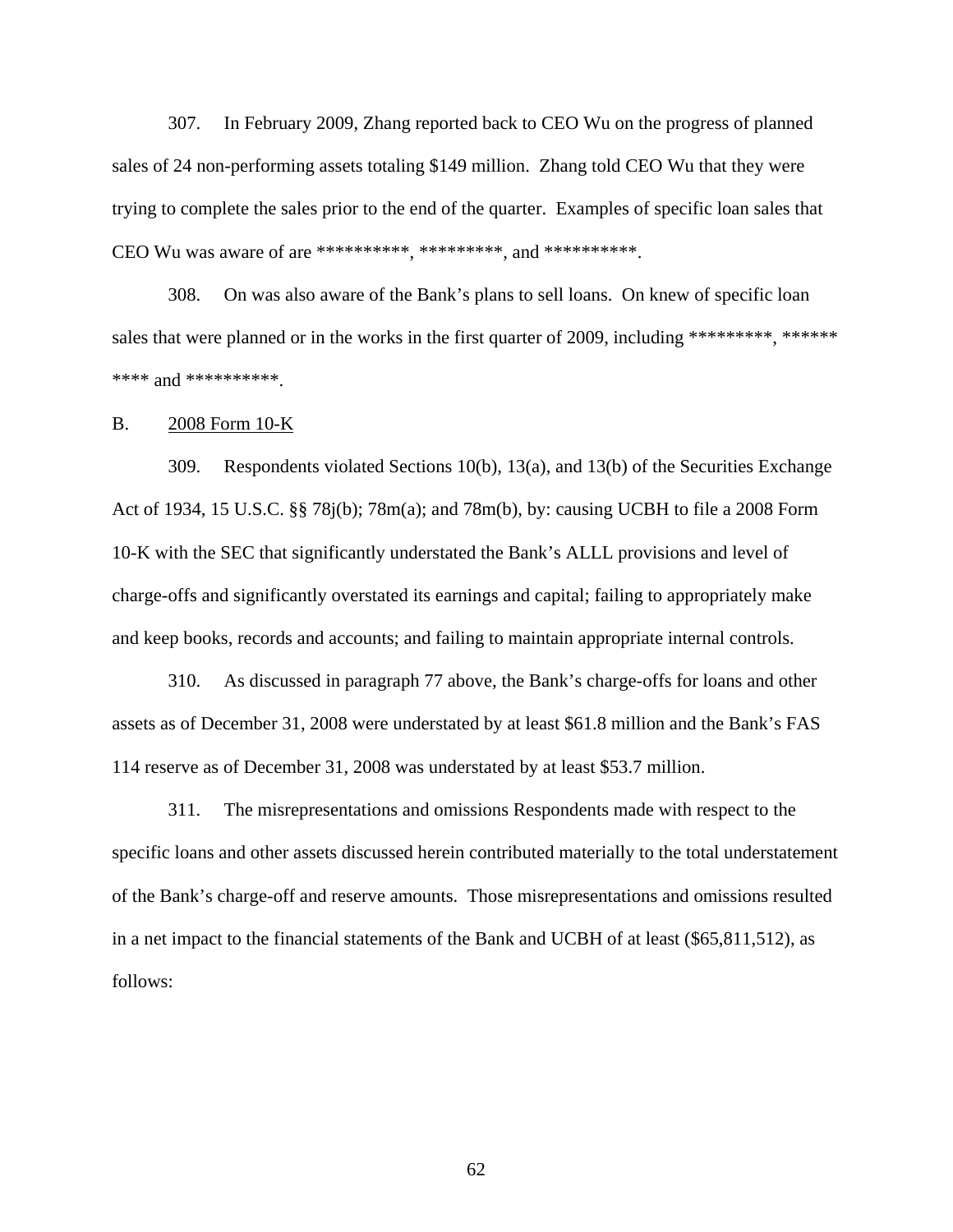307. In February 2009, Zhang reported back to CEO Wu on the progress of planned sales of 24 non-performing assets totaling $149 million. Zhang told CEO Wu that they were trying to complete the sales prior to the end of the quarter. Examples of specific loan sales that CEO Wu was aware of are **********, *********, and **********.

308. On was also aware of the Bank's plans to sell loans. On knew of specific loan sales that were planned or in the works in the first quarter of 2009, including *********, ****** **** and **********.

B. <u>2008 Form 10-K</u>

309. Respondents violated Sections 10(b), 13(a), and 13(b) of the Securities Exchange Act of 1934, 15 U.S.C. §§ 78j(b); 78m(a); and 78m(b), by: causing UCBH to file a 2008 Form 10-K with the SEC that significantly understated the Bank's ALLL provisions and level of charge-offs and significantly overstated its earnings and capital; failing to appropriately make and keep books, records and accounts; and failing to maintain appropriate internal controls.

310. As discussed in paragraph 77 above, the Bank's charge-offs for loans and other assets as of December 31, 2008 were understated by at least $61.8 million and the Bank's FAS 114 reserve as of December 31, 2008 was understated by at least $53.7 million.

311. The misrepresentations and omissions Respondents made with respect to the specific loans and other assets discussed herein contributed materially to the total understatement of the Bank's charge-off and reserve amounts. Those misrepresentations and omissions resulted in a net impact to the financial statements of the Bank and UCBH of at least ($65,811,512), as follows: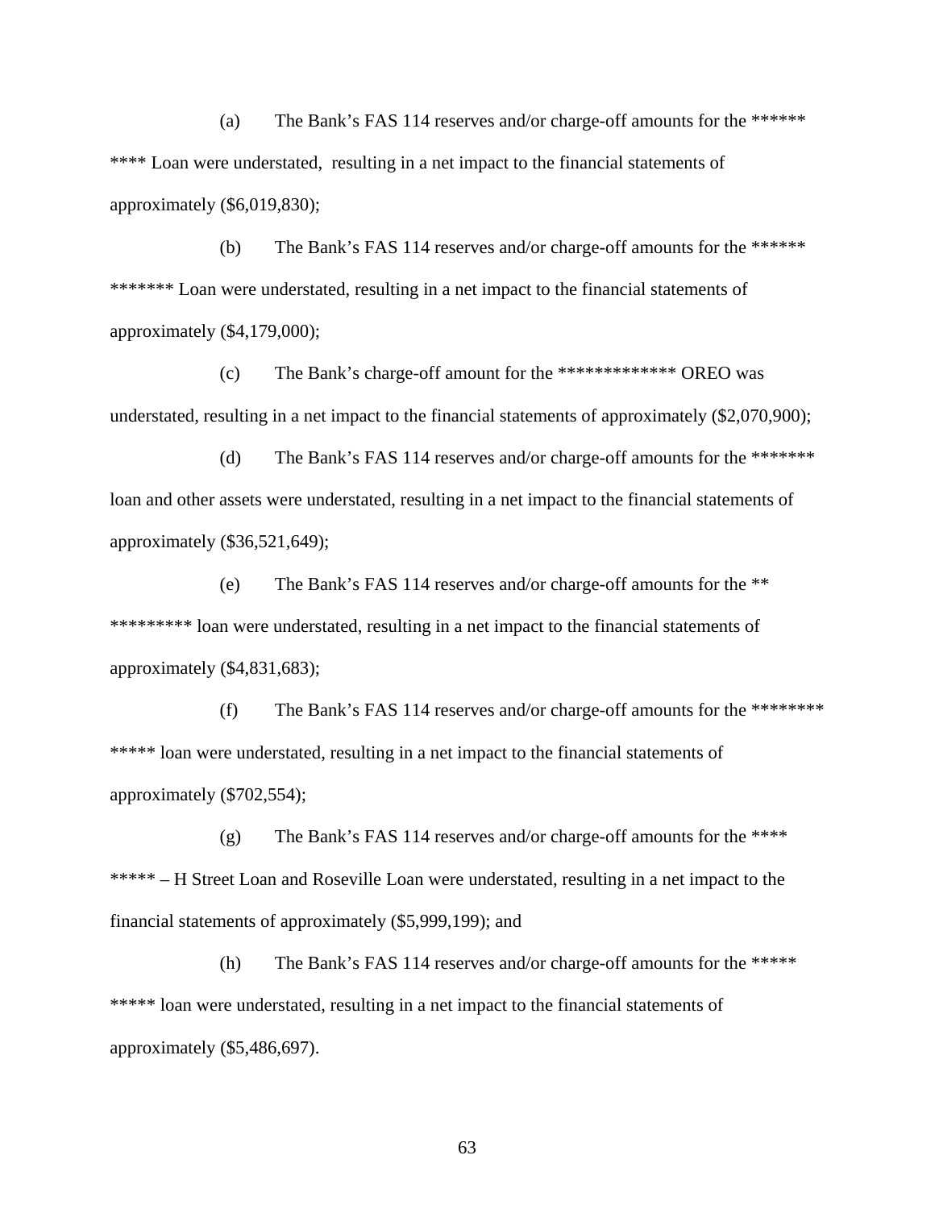(a) The Bank's FAS 114 reserves and/or charge-off amounts for the ****** **** Loan were understated, resulting in a net impact to the financial statements of approximately ($6,019,830);

(b) The Bank's FAS 114 reserves and/or charge-off amounts for the ****** ******* Loan were understated, resulting in a net impact to the financial statements of approximately ($4,179,000);

(c) The Bank's charge-off amount for the ************* OREO was understated, resulting in a net impact to the financial statements of approximately ($2,070,900);

(d) The Bank's FAS 114 reserves and/or charge-off amounts for the ******* loan and other assets were understated, resulting in a net impact to the financial statements of approximately ($36,521,649);

(e) The Bank's FAS 114 reserves and/or charge-off amounts for the ** ********* loan were understated, resulting in a net impact to the financial statements of approximately ($4,831,683);

(f) The Bank's FAS 114 reserves and/or charge-off amounts for the ******** ***** loan were understated, resulting in a net impact to the financial statements of approximately ($702,554);

(g) The Bank's FAS 114 reserves and/or charge-off amounts for the **** ***** – H Street Loan and Roseville Loan were understated, resulting in a net impact to the financial statements of approximately ($5,999,199); and

(h) The Bank's FAS 114 reserves and/or charge-off amounts for the ***** ***** loan were understated, resulting in a net impact to the financial statements of approximately ($5,486,697).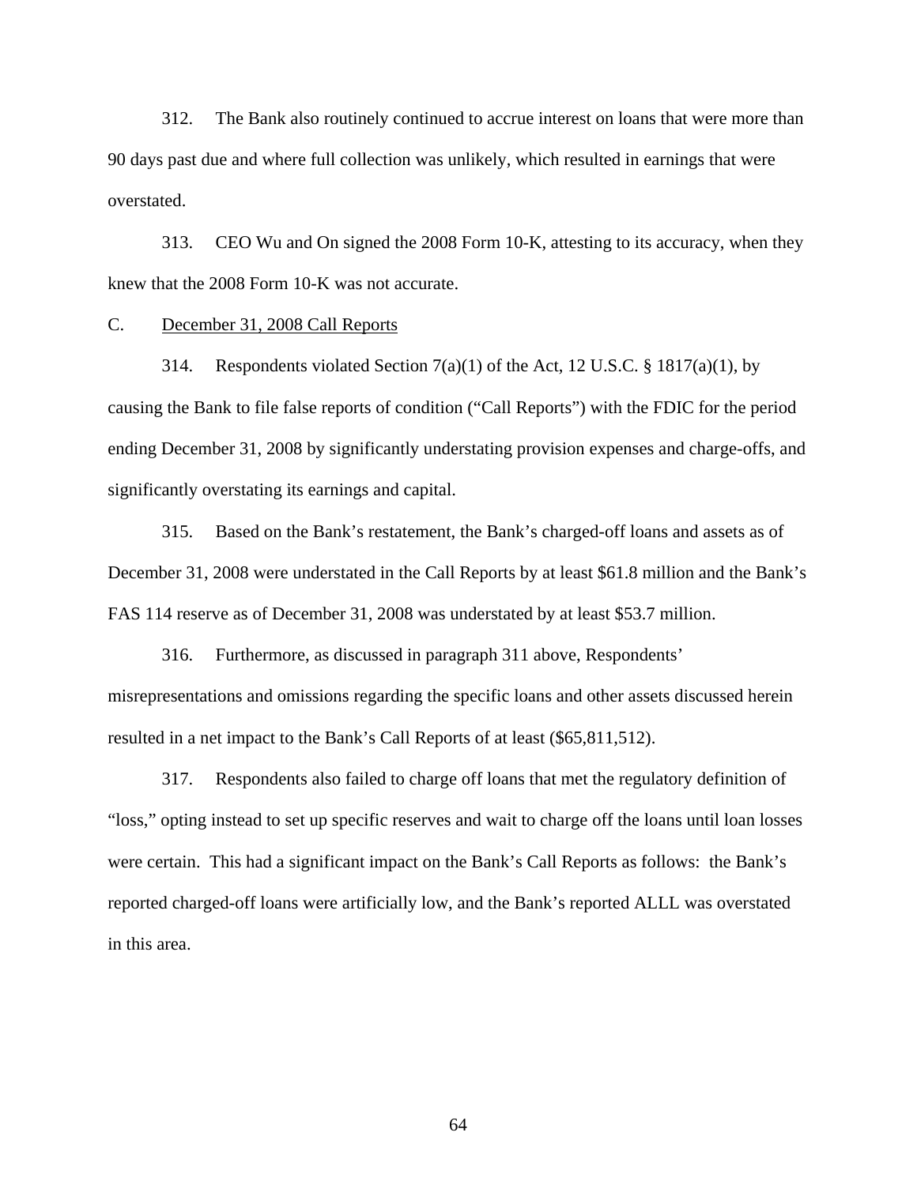312. The Bank also routinely continued to accrue interest on loans that were more than 90 days past due and where full collection was unlikely, which resulted in earnings that were overstated.

313. CEO Wu and On signed the 2008 Form 10-K, attesting to its accuracy, when they knew that the 2008 Form 10-K was not accurate.

C. <u>December 31, 2008 Call Reports</u>

314. Respondents violated Section 7(a)(1) of the Act, 12 U.S.C. § 1817(a)(1), by causing the Bank to file false reports of condition ("Call Reports") with the FDIC for the period ending December 31, 2008 by significantly understating provision expenses and charge-offs, and significantly overstating its earnings and capital.

315. Based on the Bank's restatement, the Bank's charged-off loans and assets as of December 31, 2008 were understated in the Call Reports by at least $61.8 million and the Bank's FAS 114 reserve as of December 31, 2008 was understated by at least $53.7 million.

316. Furthermore, as discussed in paragraph 311 above, Respondents' misrepresentations and omissions regarding the specific loans and other assets discussed herein resulted in a net impact to the Bank's Call Reports of at least ($65,811,512).

317. Respondents also failed to charge off loans that met the regulatory definition of "loss," opting instead to set up specific reserves and wait to charge off the loans until loan losses were certain. This had a significant impact on the Bank's Call Reports as follows: the Bank's reported charged-off loans were artificially low, and the Bank's reported ALLL was overstated in this area.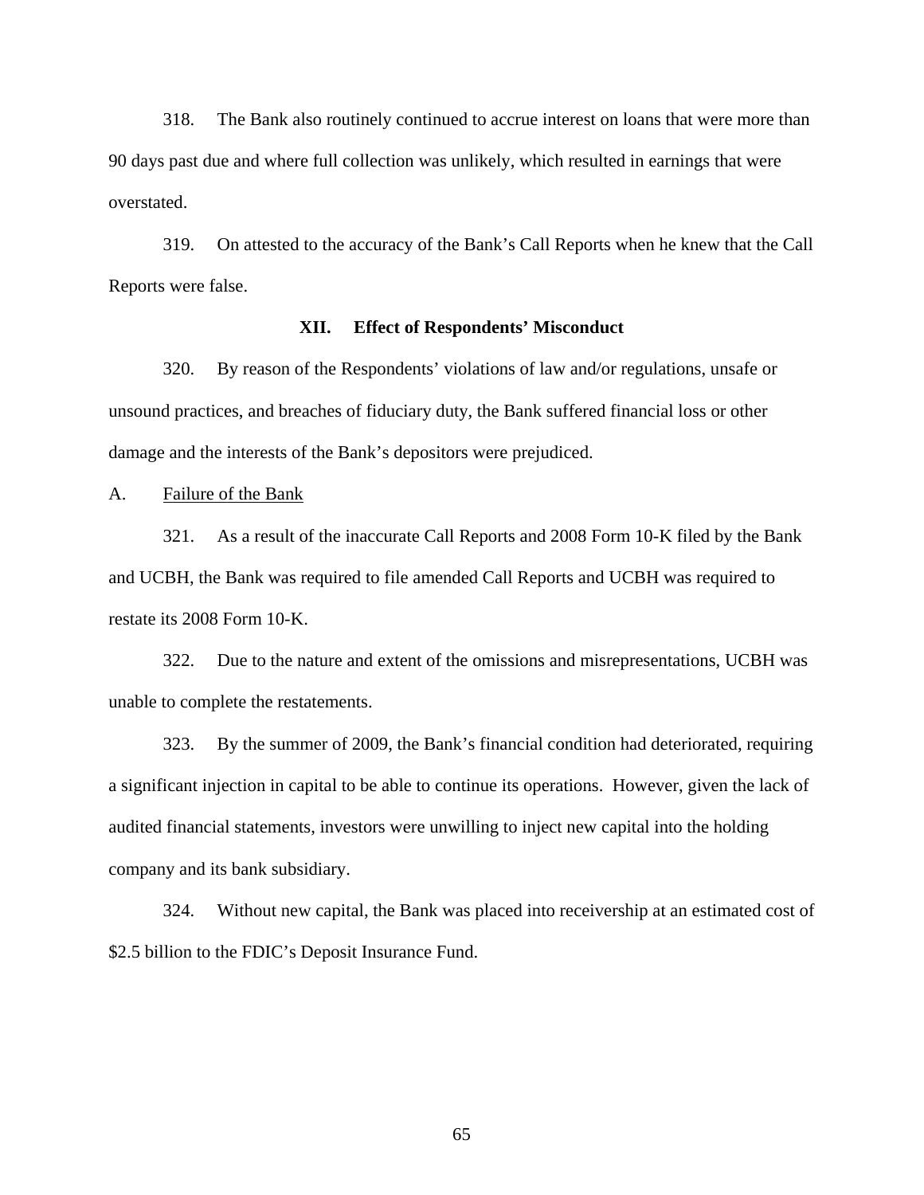318. The Bank also routinely continued to accrue interest on loans that were more than 90 days past due and where full collection was unlikely, which resulted in earnings that were overstated.

319. On attested to the accuracy of the Bank's Call Reports when he knew that the Call Reports were false.

## XII. Effect of Respondents' Misconduct

320. By reason of the Respondents' violations of law and/or regulations, unsafe or unsound practices, and breaches of fiduciary duty, the Bank suffered financial loss or other damage and the interests of the Bank's depositors were prejudiced.

### A. Failure of the Bank

321. As a result of the inaccurate Call Reports and 2008 Form 10-K filed by the Bank and UCBH, the Bank was required to file amended Call Reports and UCBH was required to restate its 2008 Form 10-K.

322. Due to the nature and extent of the omissions and misrepresentations, UCBH was unable to complete the restatements.

323. By the summer of 2009, the Bank's financial condition had deteriorated, requiring a significant injection in capital to be able to continue its operations. However, given the lack of audited financial statements, investors were unwilling to inject new capital into the holding company and its bank subsidiary.

324. Without new capital, the Bank was placed into receivership at an estimated cost of $2.5 billion to the FDIC's Deposit Insurance Fund.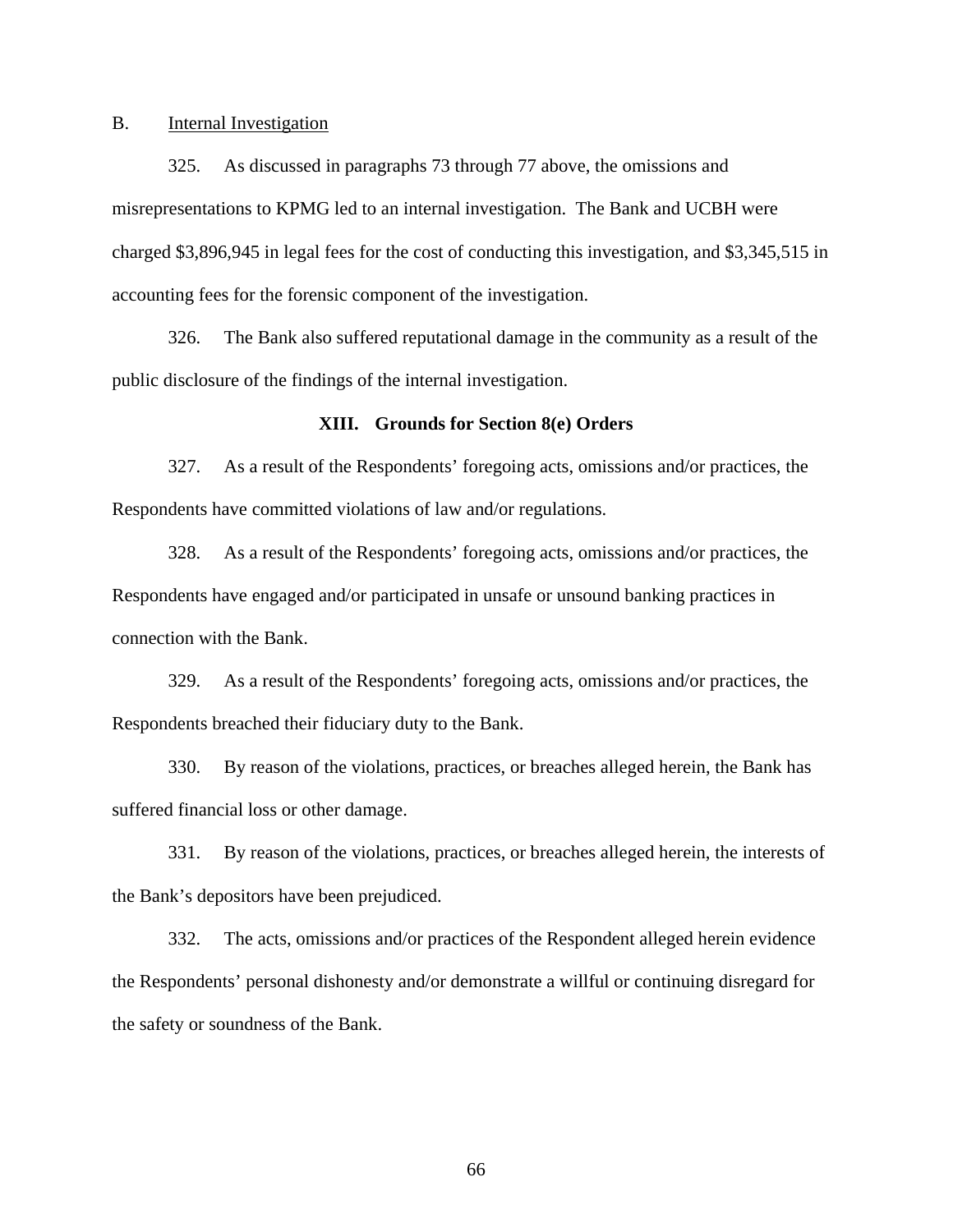B. Internal Investigation

325. As discussed in paragraphs 73 through 77 above, the omissions and misrepresentations to KPMG led to an internal investigation. The Bank and UCBH were charged $3,896,945 in legal fees for the cost of conducting this investigation, and $3,345,515 in accounting fees for the forensic component of the investigation.

326. The Bank also suffered reputational damage in the community as a result of the public disclosure of the findings of the internal investigation.

## XIII. Grounds for Section 8(e) Orders

327. As a result of the Respondents' foregoing acts, omissions and/or practices, the Respondents have committed violations of law and/or regulations.

328. As a result of the Respondents' foregoing acts, omissions and/or practices, the Respondents have engaged and/or participated in unsafe or unsound banking practices in connection with the Bank.

329. As a result of the Respondents' foregoing acts, omissions and/or practices, the Respondents breached their fiduciary duty to the Bank.

330. By reason of the violations, practices, or breaches alleged herein, the Bank has suffered financial loss or other damage.

331. By reason of the violations, practices, or breaches alleged herein, the interests of the Bank's depositors have been prejudiced.

332. The acts, omissions and/or practices of the Respondent alleged herein evidence the Respondents' personal dishonesty and/or demonstrate a willful or continuing disregard for the safety or soundness of the Bank.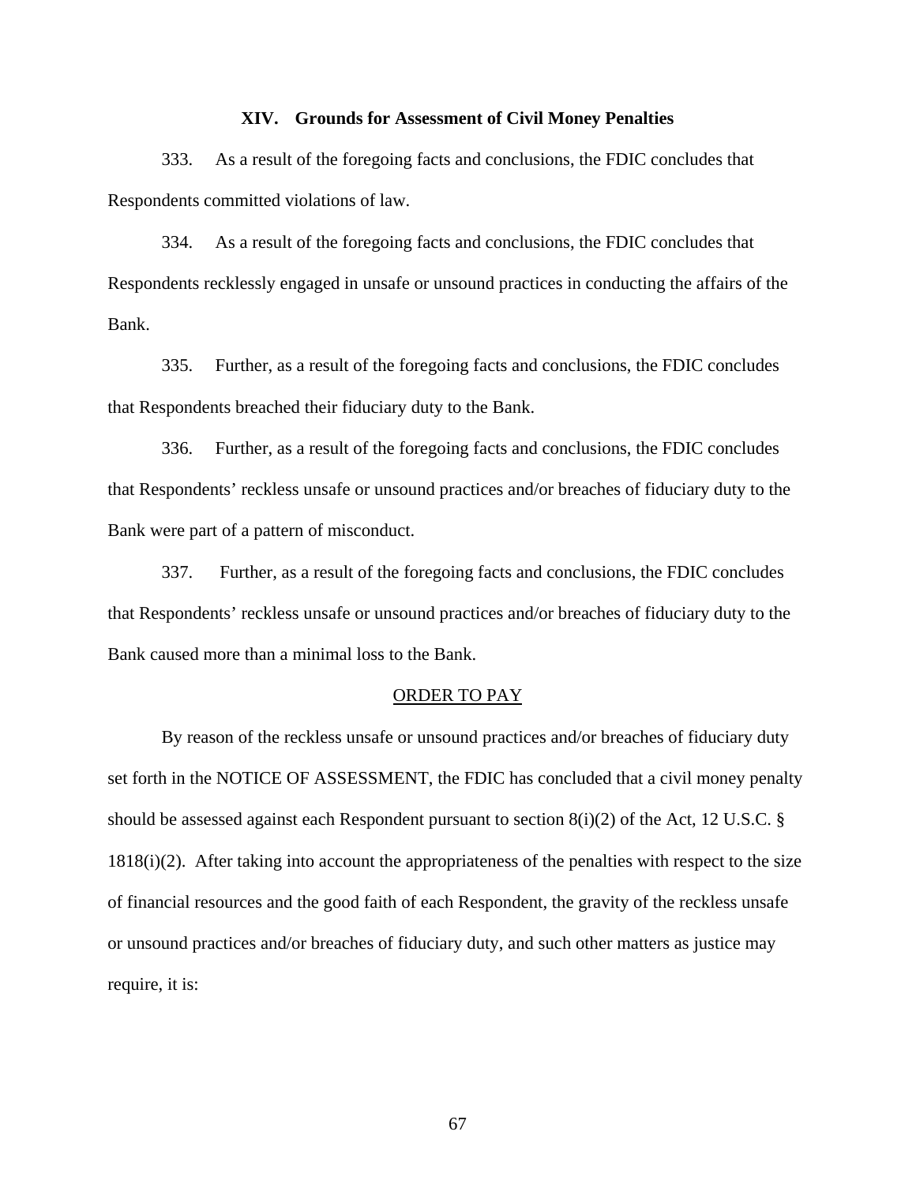## XIV. Grounds for Assessment of Civil Money Penalties

333. As a result of the foregoing facts and conclusions, the FDIC concludes that Respondents committed violations of law.

334. As a result of the foregoing facts and conclusions, the FDIC concludes that Respondents recklessly engaged in unsafe or unsound practices in conducting the affairs of the Bank.

335. Further, as a result of the foregoing facts and conclusions, the FDIC concludes that Respondents breached their fiduciary duty to the Bank.

336. Further, as a result of the foregoing facts and conclusions, the FDIC concludes that Respondents' reckless unsafe or unsound practices and/or breaches of fiduciary duty to the Bank were part of a pattern of misconduct.

337. Further, as a result of the foregoing facts and conclusions, the FDIC concludes that Respondents' reckless unsafe or unsound practices and/or breaches of fiduciary duty to the Bank caused more than a minimal loss to the Bank.

<u>ORDER TO PAY</u>

By reason of the reckless unsafe or unsound practices and/or breaches of fiduciary duty set forth in the NOTICE OF ASSESSMENT, the FDIC has concluded that a civil money penalty should be assessed against each Respondent pursuant to section 8(i)(2) of the Act, 12 U.S.C. § 1818(i)(2). After taking into account the appropriateness of the penalties with respect to the size of financial resources and the good faith of each Respondent, the gravity of the reckless unsafe or unsound practices and/or breaches of fiduciary duty, and such other matters as justice may require, it is: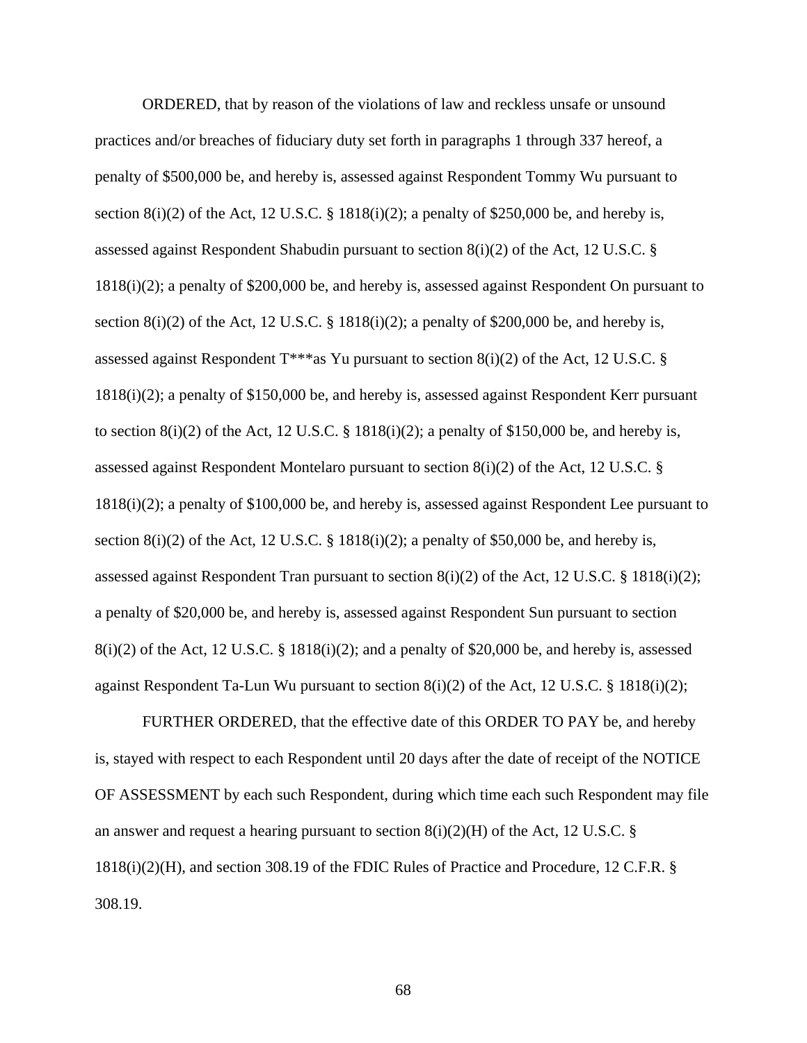ORDERED, that by reason of the violations of law and reckless unsafe or unsound practices and/or breaches of fiduciary duty set forth in paragraphs 1 through 337 hereof, a penalty of $500,000 be, and hereby is, assessed against Respondent Tommy Wu pursuant to section 8(i)(2) of the Act, 12 U.S.C. § 1818(i)(2); a penalty of $250,000 be, and hereby is, assessed against Respondent Shabudin pursuant to section 8(i)(2) of the Act, 12 U.S.C. § 1818(i)(2); a penalty of $200,000 be, and hereby is, assessed against Respondent On pursuant to section 8(i)(2) of the Act, 12 U.S.C. § 1818(i)(2); a penalty of $200,000 be, and hereby is, assessed against Respondent T***as Yu pursuant to section 8(i)(2) of the Act, 12 U.S.C. § 1818(i)(2); a penalty of $150,000 be, and hereby is, assessed against Respondent Kerr pursuant to section 8(i)(2) of the Act, 12 U.S.C. § 1818(i)(2); a penalty of $150,000 be, and hereby is, assessed against Respondent Montelaro pursuant to section 8(i)(2) of the Act, 12 U.S.C. § 1818(i)(2); a penalty of $100,000 be, and hereby is, assessed against Respondent Lee pursuant to section 8(i)(2) of the Act, 12 U.S.C. § 1818(i)(2); a penalty of $50,000 be, and hereby is, assessed against Respondent Tran pursuant to section 8(i)(2) of the Act, 12 U.S.C. § 1818(i)(2); a penalty of $20,000 be, and hereby is, assessed against Respondent Sun pursuant to section 8(i)(2) of the Act, 12 U.S.C. § 1818(i)(2); and a penalty of $20,000 be, and hereby is, assessed against Respondent Ta-Lun Wu pursuant to section 8(i)(2) of the Act, 12 U.S.C. § 1818(i)(2);

FURTHER ORDERED, that the effective date of this ORDER TO PAY be, and hereby is, stayed with respect to each Respondent until 20 days after the date of receipt of the NOTICE OF ASSESSMENT by each such Respondent, during which time each such Respondent may file an answer and request a hearing pursuant to section 8(i)(2)(H) of the Act, 12 U.S.C. § 1818(i)(2)(H), and section 308.19 of the FDIC Rules of Practice and Procedure, 12 C.F.R. § 308.19.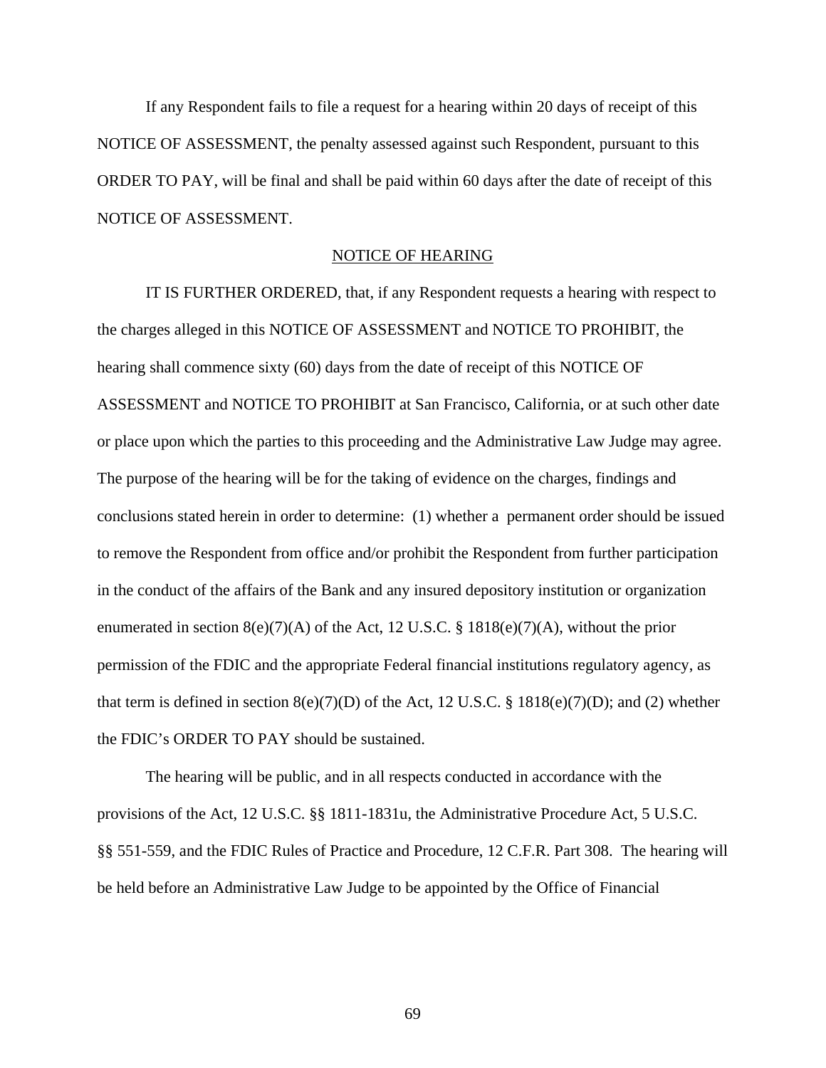If any Respondent fails to file a request for a hearing within 20 days of receipt of this NOTICE OF ASSESSMENT, the penalty assessed against such Respondent, pursuant to this ORDER TO PAY, will be final and shall be paid within 60 days after the date of receipt of this NOTICE OF ASSESSMENT.

## NOTICE OF HEARING

IT IS FURTHER ORDERED, that, if any Respondent requests a hearing with respect to the charges alleged in this NOTICE OF ASSESSMENT and NOTICE TO PROHIBIT, the hearing shall commence sixty (60) days from the date of receipt of this NOTICE OF ASSESSMENT and NOTICE TO PROHIBIT at San Francisco, California, or at such other date or place upon which the parties to this proceeding and the Administrative Law Judge may agree. The purpose of the hearing will be for the taking of evidence on the charges, findings and conclusions stated herein in order to determine: (1) whether a permanent order should be issued to remove the Respondent from office and/or prohibit the Respondent from further participation in the conduct of the affairs of the Bank and any insured depository institution or organization enumerated in section 8(e)(7)(A) of the Act, 12 U.S.C. § 1818(e)(7)(A), without the prior permission of the FDIC and the appropriate Federal financial institutions regulatory agency, as that term is defined in section 8(e)(7)(D) of the Act, 12 U.S.C. § 1818(e)(7)(D); and (2) whether the FDIC's ORDER TO PAY should be sustained.

The hearing will be public, and in all respects conducted in accordance with the provisions of the Act, 12 U.S.C. §§ 1811-1831u, the Administrative Procedure Act, 5 U.S.C. §§ 551-559, and the FDIC Rules of Practice and Procedure, 12 C.F.R. Part 308. The hearing will be held before an Administrative Law Judge to be appointed by the Office of Financial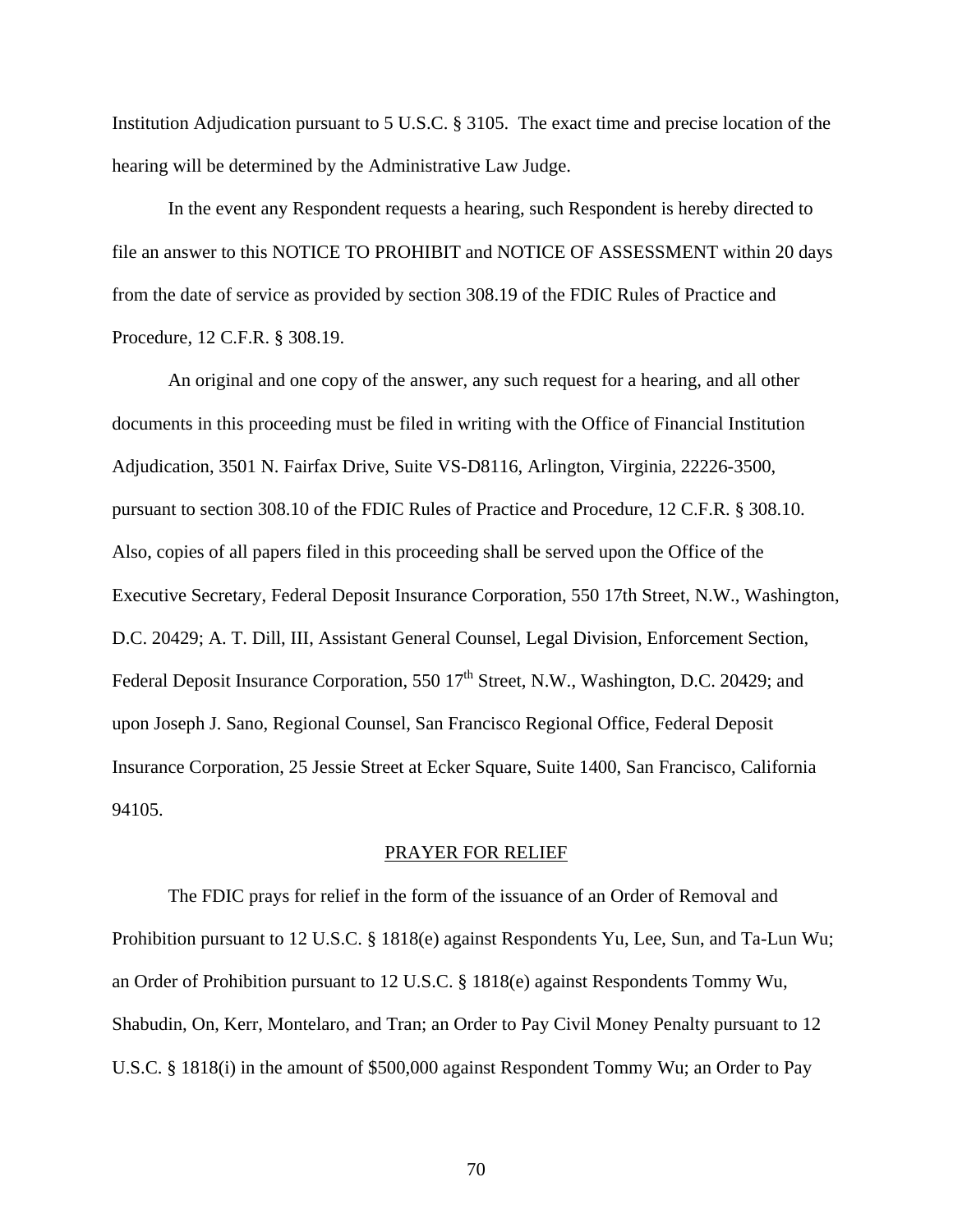Institution Adjudication pursuant to 5 U.S.C. § 3105. The exact time and precise location of the hearing will be determined by the Administrative Law Judge.

In the event any Respondent requests a hearing, such Respondent is hereby directed to file an answer to this NOTICE TO PROHIBIT and NOTICE OF ASSESSMENT within 20 days from the date of service as provided by section 308.19 of the FDIC Rules of Practice and Procedure, 12 C.F.R. § 308.19.

An original and one copy of the answer, any such request for a hearing, and all other documents in this proceeding must be filed in writing with the Office of Financial Institution Adjudication, 3501 N. Fairfax Drive, Suite VS-D8116, Arlington, Virginia, 22226-3500, pursuant to section 308.10 of the FDIC Rules of Practice and Procedure, 12 C.F.R. § 308.10. Also, copies of all papers filed in this proceeding shall be served upon the Office of the Executive Secretary, Federal Deposit Insurance Corporation, 550 17th Street, N.W., Washington, D.C. 20429; A. T. Dill, III, Assistant General Counsel, Legal Division, Enforcement Section, Federal Deposit Insurance Corporation, 550 17th Street, N.W., Washington, D.C. 20429; and upon Joseph J. Sano, Regional Counsel, San Francisco Regional Office, Federal Deposit Insurance Corporation, 25 Jessie Street at Ecker Square, Suite 1400, San Francisco, California 94105.

## PRAYER FOR RELIEF

The FDIC prays for relief in the form of the issuance of an Order of Removal and Prohibition pursuant to 12 U.S.C. § 1818(e) against Respondents Yu, Lee, Sun, and Ta-Lun Wu; an Order of Prohibition pursuant to 12 U.S.C. § 1818(e) against Respondents Tommy Wu, Shabudin, On, Kerr, Montelaro, and Tran; an Order to Pay Civil Money Penalty pursuant to 12 U.S.C. § 1818(i) in the amount of $500,000 against Respondent Tommy Wu; an Order to Pay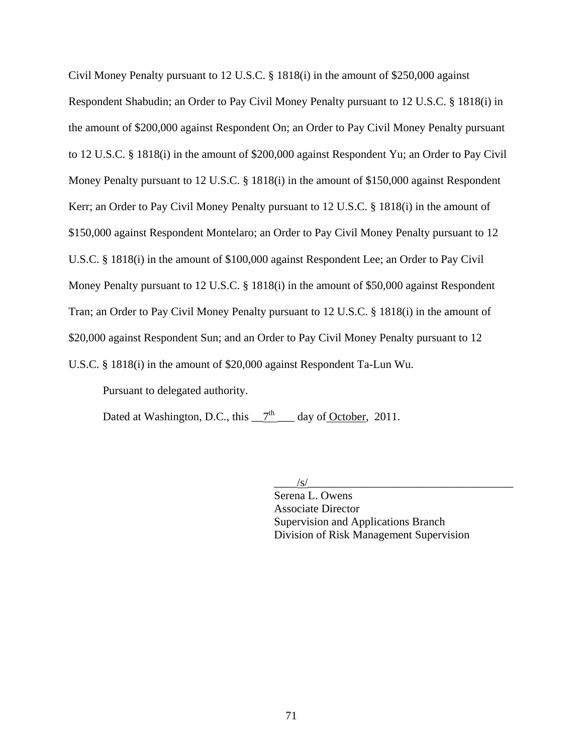Civil Money Penalty pursuant to 12 U.S.C. § 1818(i) in the amount of $250,000 against Respondent Shabudin; an Order to Pay Civil Money Penalty pursuant to 12 U.S.C. § 1818(i) in the amount of $200,000 against Respondent On; an Order to Pay Civil Money Penalty pursuant to 12 U.S.C. § 1818(i) in the amount of $200,000 against Respondent Yu; an Order to Pay Civil Money Penalty pursuant to 12 U.S.C. § 1818(i) in the amount of $150,000 against Respondent Kerr; an Order to Pay Civil Money Penalty pursuant to 12 U.S.C. § 1818(i) in the amount of $150,000 against Respondent Montelaro; an Order to Pay Civil Money Penalty pursuant to 12 U.S.C. § 1818(i) in the amount of $100,000 against Respondent Lee; an Order to Pay Civil Money Penalty pursuant to 12 U.S.C. § 1818(i) in the amount of $50,000 against Respondent Tran; an Order to Pay Civil Money Penalty pursuant to 12 U.S.C. § 1818(i) in the amount of $20,000 against Respondent Sun; and an Order to Pay Civil Money Penalty pursuant to 12 U.S.C. § 1818(i) in the amount of $20,000 against Respondent Ta-Lun Wu.

Pursuant to delegated authority.

Dated at Washington, D.C., this __7th___ day of October, 2011.

____/s/_____________________________________
Serena L. Owens
Associate Director
Supervision and Applications Branch
Division of Risk Management Supervision